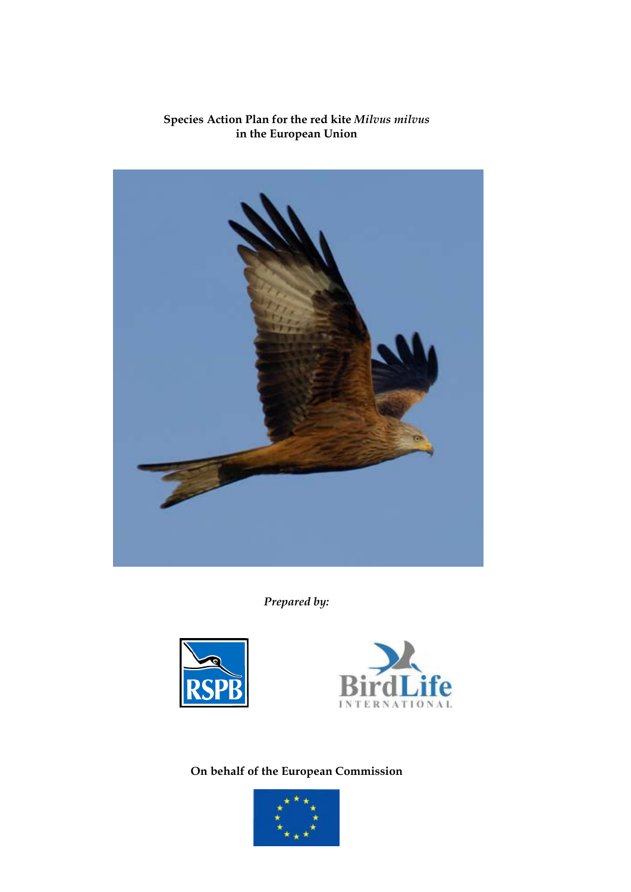**Species Action Plan for the red kite *Milvus milvus* in the European Union**

*Prepared by:*

**On behalf of the European Commission**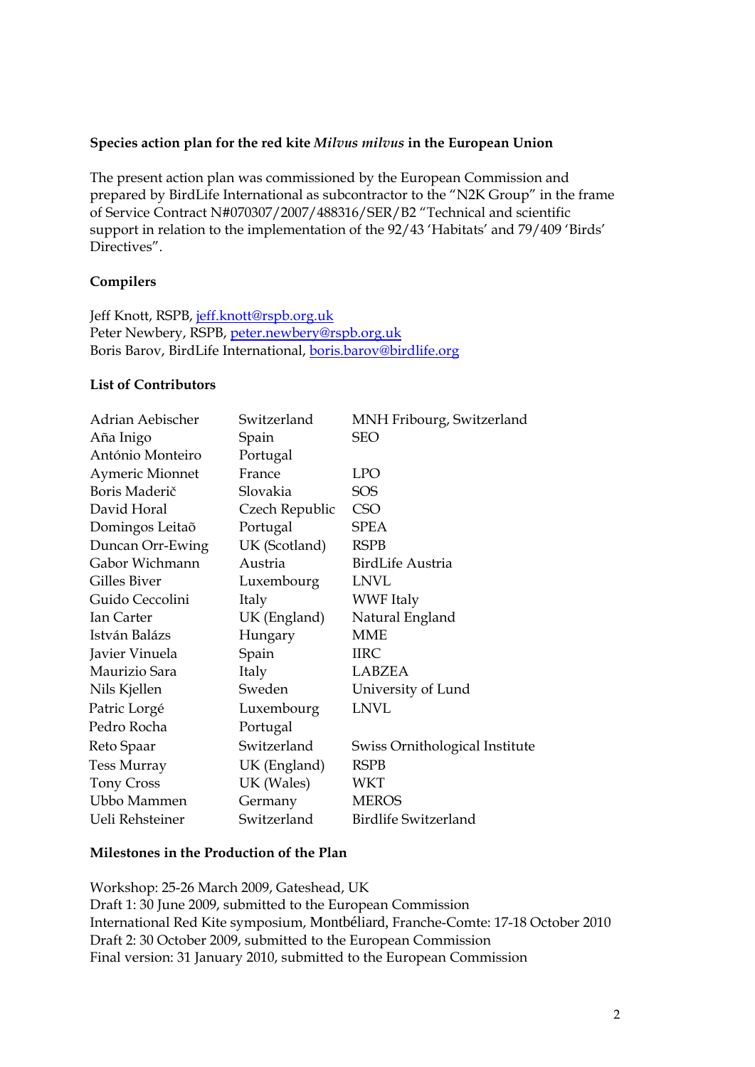**Species action plan for the red kite *Milvus milvus* in the European Union**

The present action plan was commissioned by the European Commission and prepared by BirdLife International as subcontractor to the "N2K Group" in the frame of Service Contract N#070307/2007/488316/SER/B2 "Technical and scientific support in relation to the implementation of the 92/43 'Habitats' and 79/409 'Birds' Directives".

**Compilers**

Jeff Knott, RSPB, jeff.knott@rspb.org.uk
Peter Newbery, RSPB, peter.newbery@rspb.org.uk
Boris Barov, BirdLife International, boris.barov@birdlife.org

**List of Contributors**

| | | |
|---|---|---|
| Adrian Aebischer | Switzerland | MNH Fribourg, Switzerland |
| Aña Inigo | Spain | SEO |
| António Monteiro | Portugal | |
| Aymeric Mionnet | France | LPO |
| Boris Maderič | Slovakia | SOS |
| David Horal | Czech Republic | CSO |
| Domingos Leitaõ | Portugal | SPEA |
| Duncan Orr-Ewing | UK (Scotland) | RSPB |
| Gabor Wichmann | Austria | BirdLife Austria |
| Gilles Biver | Luxembourg | LNVL |
| Guido Ceccolini | Italy | WWF Italy |
| Ian Carter | UK (England) | Natural England |
| István Balázs | Hungary | MME |
| Javier Vinuela | Spain | IIRC |
| Maurizio Sara | Italy | LABZEA |
| Nils Kjellen | Sweden | University of Lund |
| Patric Lorgé | Luxembourg | LNVL |
| Pedro Rocha | Portugal | |
| Reto Spaar | Switzerland | Swiss Ornithological Institute |
| Tess Murray | UK (England) | RSPB |
| Tony Cross | UK (Wales) | WKT |
| Ubbo Mammen | Germany | MEROS |
| Ueli Rehsteiner | Switzerland | Birdlife Switzerland |

**Milestones in the Production of the Plan**

Workshop: 25-26 March 2009, Gateshead, UK
Draft 1: 30 June 2009, submitted to the European Commission
International Red Kite symposium, Montbéliard, Franche-Comte: 17-18 October 2010
Draft 2: 30 October 2009, submitted to the European Commission
Final version: 31 January 2010, submitted to the European Commission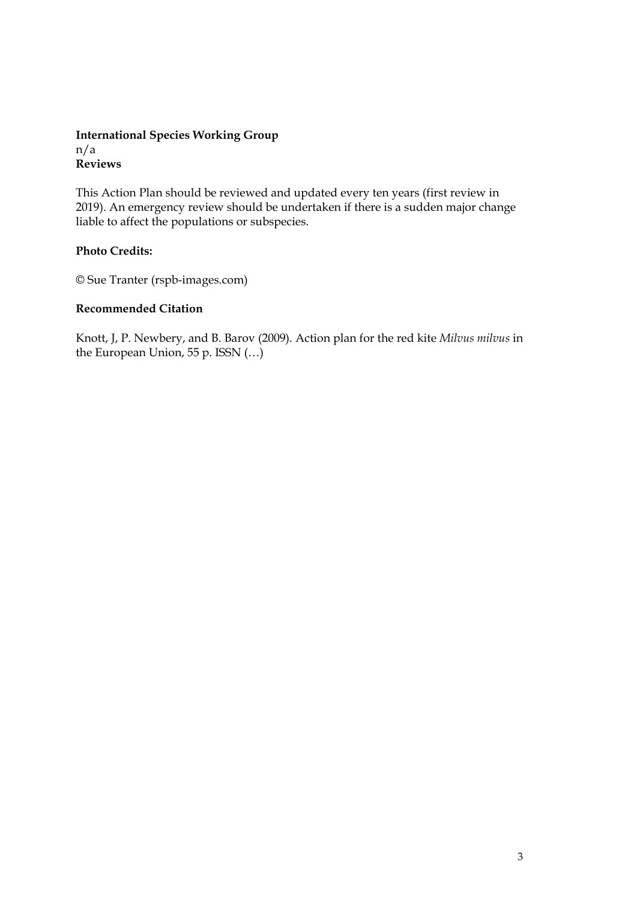**International Species Working Group**
n/a
**Reviews**

This Action Plan should be reviewed and updated every ten years (first review in 2019). An emergency review should be undertaken if there is a sudden major change liable to affect the populations or subspecies.

**Photo Credits:**

© Sue Tranter (rspb-images.com)

**Recommended Citation**

Knott, J, P. Newbery, and B. Barov (2009). Action plan for the red kite *Milvus milvus* in the European Union, 55 p. ISSN (…)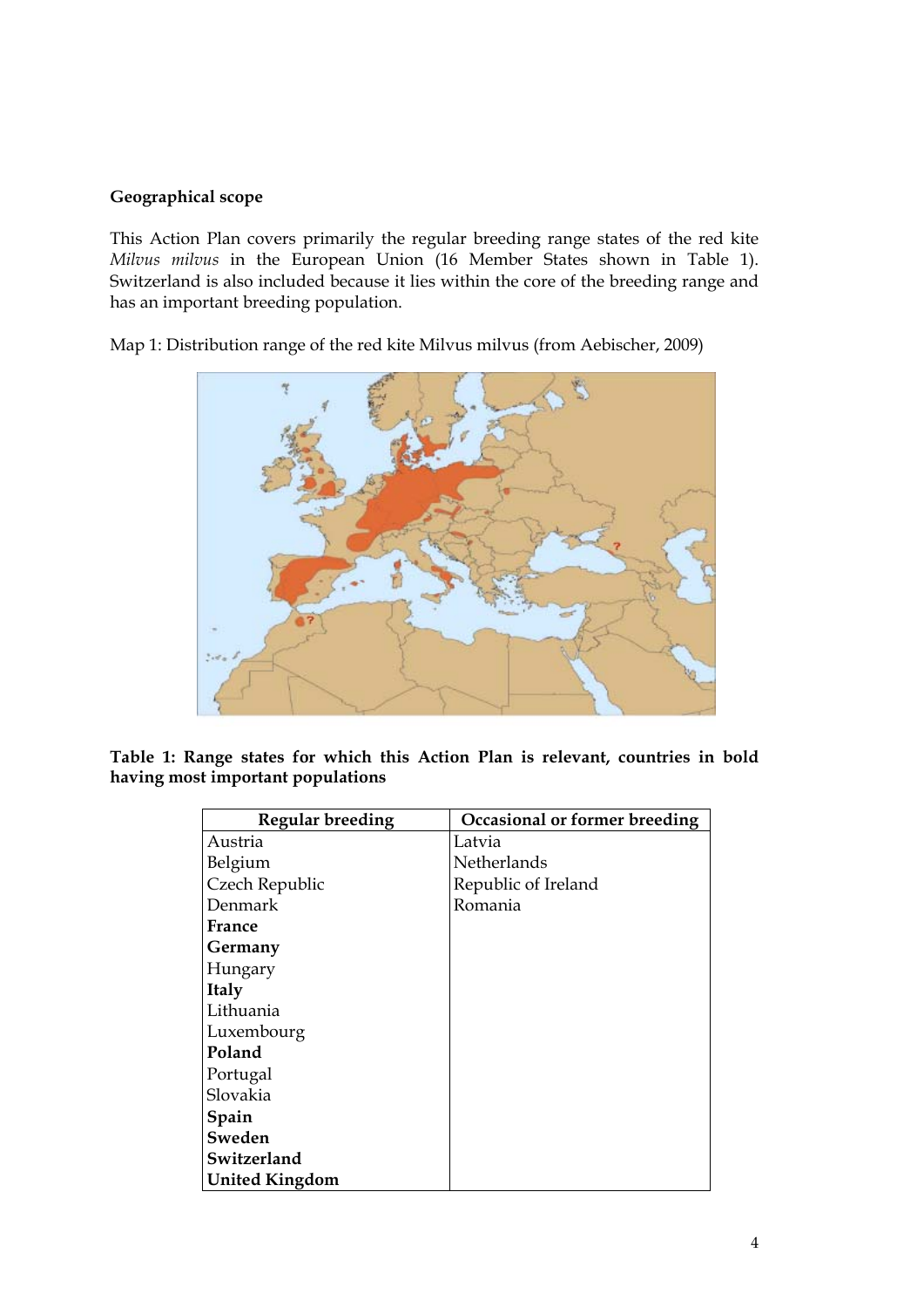**Geographical scope**

This Action Plan covers primarily the regular breeding range states of the red kite *Milvus milvus* in the European Union (16 Member States shown in Table 1). Switzerland is also included because it lies within the core of the breeding range and has an important breeding population.

Map 1: Distribution range of the red kite Milvus milvus (from Aebischer, 2009)

**Table 1: Range states for which this Action Plan is relevant, countries in bold having most important populations**

| Regular breeding | Occasional or former breeding |
|---|---|
| Austria | Latvia |
| Belgium | Netherlands |
| Czech Republic | Republic of Ireland |
| Denmark | Romania |
| **France** | |
| **Germany** | |
| Hungary | |
| **Italy** | |
| Lithuania | |
| Luxembourg | |
| **Poland** | |
| Portugal | |
| Slovakia | |
| **Spain** | |
| **Sweden** | |
| **Switzerland** | |
| **United Kingdom** | |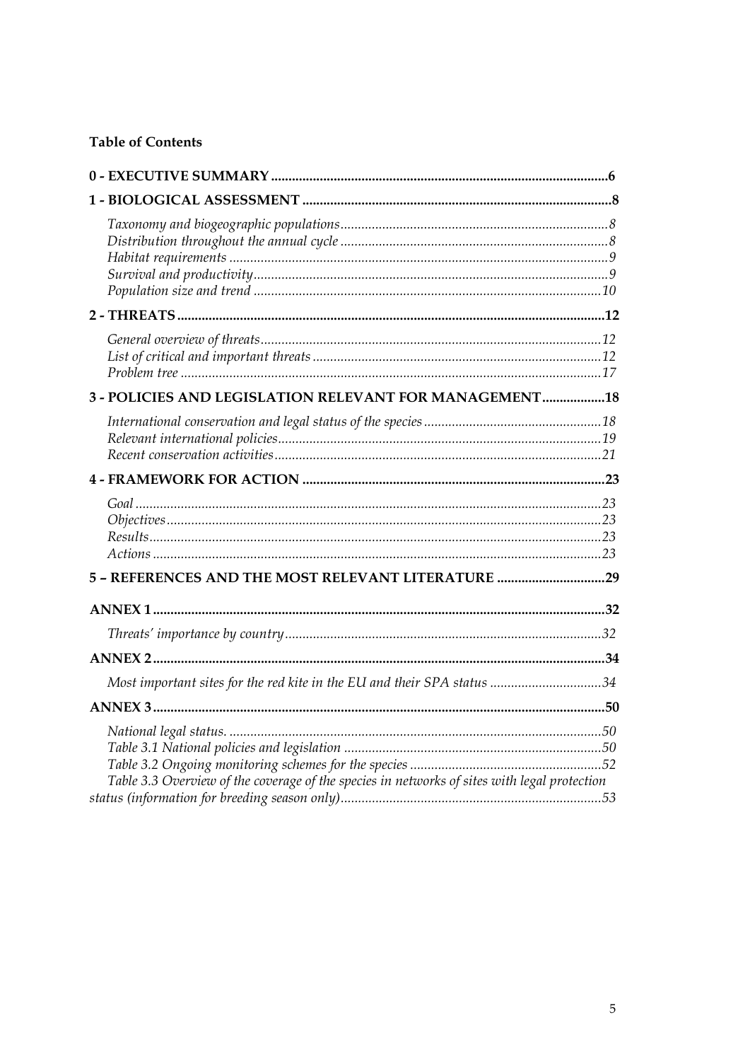**Table of Contents**

| | |
|---|---|
| **0 - EXECUTIVE SUMMARY** | **6** |
| **1 - BIOLOGICAL ASSESSMENT** | **8** |
| *Taxonomy and biogeographic populations* | *8* |
| *Distribution throughout the annual cycle* | *8* |
| *Habitat requirements* | *9* |
| *Survival and productivity* | *9* |
| *Population size and trend* | *10* |
| **2 - THREATS** | **12** |
| *General overview of threats* | *12* |
| *List of critical and important threats* | *12* |
| *Problem tree* | *17* |
| **3 - POLICIES AND LEGISLATION RELEVANT FOR MANAGEMENT** | **18** |
| *International conservation and legal status of the species* | *18* |
| *Relevant international policies* | *19* |
| *Recent conservation activities* | *21* |
| **4 - FRAMEWORK FOR ACTION** | **23** |
| *Goal* | *23* |
| *Objectives* | *23* |
| *Results* | *23* |
| *Actions* | *23* |
| **5 – REFERENCES AND THE MOST RELEVANT LITERATURE** | **29** |
| **ANNEX 1** | **32** |
| *Threats' importance by country* | *32* |
| **ANNEX 2** | **34** |
| *Most important sites for the red kite in the EU and their SPA status* | *34* |
| **ANNEX 3** | **50** |
| *National legal status.* | *50* |
| *Table 3.1 National policies and legislation* | *50* |
| *Table 3.2 Ongoing monitoring schemes for the species* | *52* |
| *Table 3.3 Overview of the coverage of the species in networks of sites with legal protection status (information for breeding season only)* | *53* |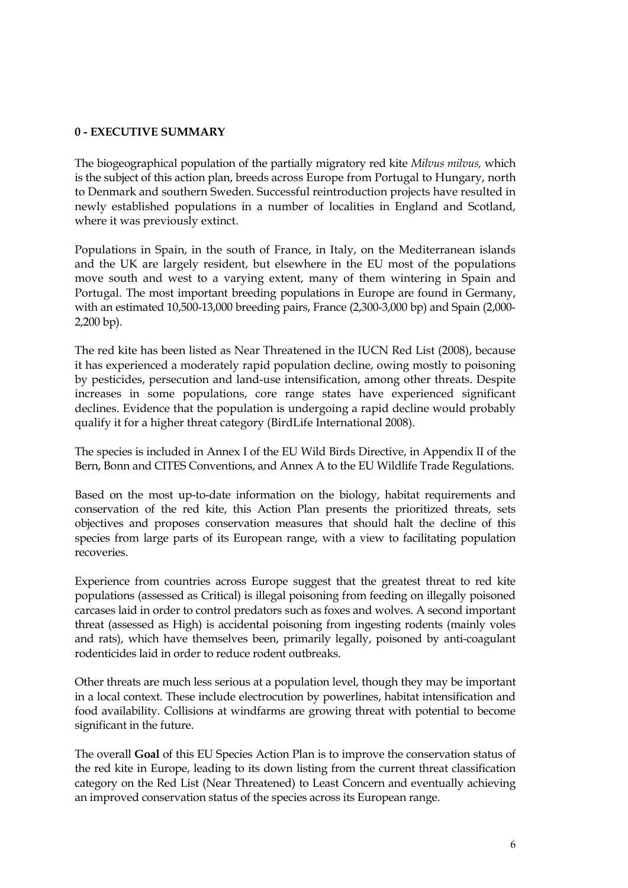## 0 - EXECUTIVE SUMMARY

The biogeographical population of the partially migratory red kite *Milvus milvus,* which is the subject of this action plan, breeds across Europe from Portugal to Hungary, north to Denmark and southern Sweden. Successful reintroduction projects have resulted in newly established populations in a number of localities in England and Scotland, where it was previously extinct.

Populations in Spain, in the south of France, in Italy, on the Mediterranean islands and the UK are largely resident, but elsewhere in the EU most of the populations move south and west to a varying extent, many of them wintering in Spain and Portugal. The most important breeding populations in Europe are found in Germany, with an estimated 10,500-13,000 breeding pairs, France (2,300-3,000 bp) and Spain (2,000-2,200 bp).

The red kite has been listed as Near Threatened in the IUCN Red List (2008), because it has experienced a moderately rapid population decline, owing mostly to poisoning by pesticides, persecution and land-use intensification, among other threats. Despite increases in some populations, core range states have experienced significant declines. Evidence that the population is undergoing a rapid decline would probably qualify it for a higher threat category (BirdLife International 2008).

The species is included in Annex I of the EU Wild Birds Directive, in Appendix II of the Bern, Bonn and CITES Conventions, and Annex A to the EU Wildlife Trade Regulations.

Based on the most up-to-date information on the biology, habitat requirements and conservation of the red kite, this Action Plan presents the prioritized threats, sets objectives and proposes conservation measures that should halt the decline of this species from large parts of its European range, with a view to facilitating population recoveries.

Experience from countries across Europe suggest that the greatest threat to red kite populations (assessed as Critical) is illegal poisoning from feeding on illegally poisoned carcases laid in order to control predators such as foxes and wolves. A second important threat (assessed as High) is accidental poisoning from ingesting rodents (mainly voles and rats), which have themselves been, primarily legally, poisoned by anti-coagulant rodenticides laid in order to reduce rodent outbreaks.

Other threats are much less serious at a population level, though they may be important in a local context. These include electrocution by powerlines, habitat intensification and food availability. Collisions at windfarms are growing threat with potential to become significant in the future.

The overall **Goal** of this EU Species Action Plan is to improve the conservation status of the red kite in Europe, leading to its down listing from the current threat classification category on the Red List (Near Threatened) to Least Concern and eventually achieving an improved conservation status of the species across its European range.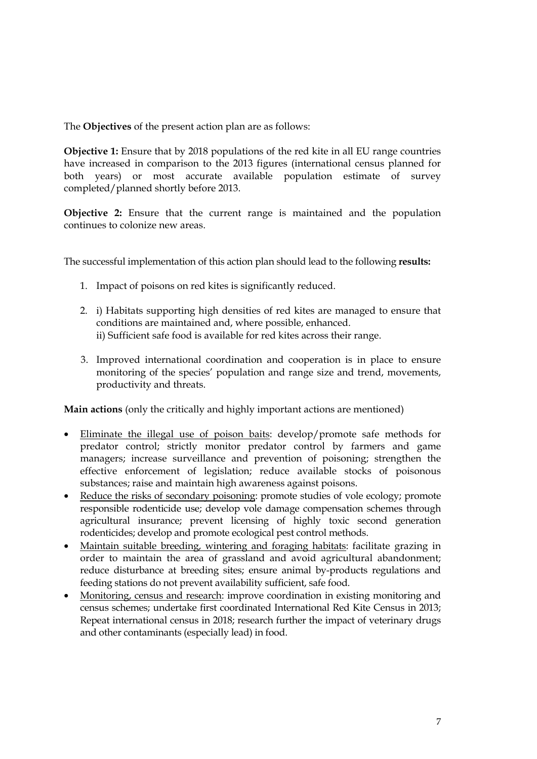The **Objectives** of the present action plan are as follows:

**Objective 1:** Ensure that by 2018 populations of the red kite in all EU range countries have increased in comparison to the 2013 figures (international census planned for both years) or most accurate available population estimate of survey completed/planned shortly before 2013.

**Objective 2:** Ensure that the current range is maintained and the population continues to colonize new areas.

The successful implementation of this action plan should lead to the following **results:**

1. Impact of poisons on red kites is significantly reduced.
2. i) Habitats supporting high densities of red kites are managed to ensure that conditions are maintained and, where possible, enhanced.
   ii) Sufficient safe food is available for red kites across their range.
3. Improved international coordination and cooperation is in place to ensure monitoring of the species' population and range size and trend, movements, productivity and threats.

**Main actions** (only the critically and highly important actions are mentioned)

- Eliminate the illegal use of poison baits: develop/promote safe methods for predator control; strictly monitor predator control by farmers and game managers; increase surveillance and prevention of poisoning; strengthen the effective enforcement of legislation; reduce available stocks of poisonous substances; raise and maintain high awareness against poisons.
- Reduce the risks of secondary poisoning: promote studies of vole ecology; promote responsible rodenticide use; develop vole damage compensation schemes through agricultural insurance; prevent licensing of highly toxic second generation rodenticides; develop and promote ecological pest control methods.
- Maintain suitable breeding, wintering and foraging habitats: facilitate grazing in order to maintain the area of grassland and avoid agricultural abandonment; reduce disturbance at breeding sites; ensure animal by-products regulations and feeding stations do not prevent availability sufficient, safe food.
- Monitoring, census and research: improve coordination in existing monitoring and census schemes; undertake first coordinated International Red Kite Census in 2013; Repeat international census in 2018; research further the impact of veterinary drugs and other contaminants (especially lead) in food.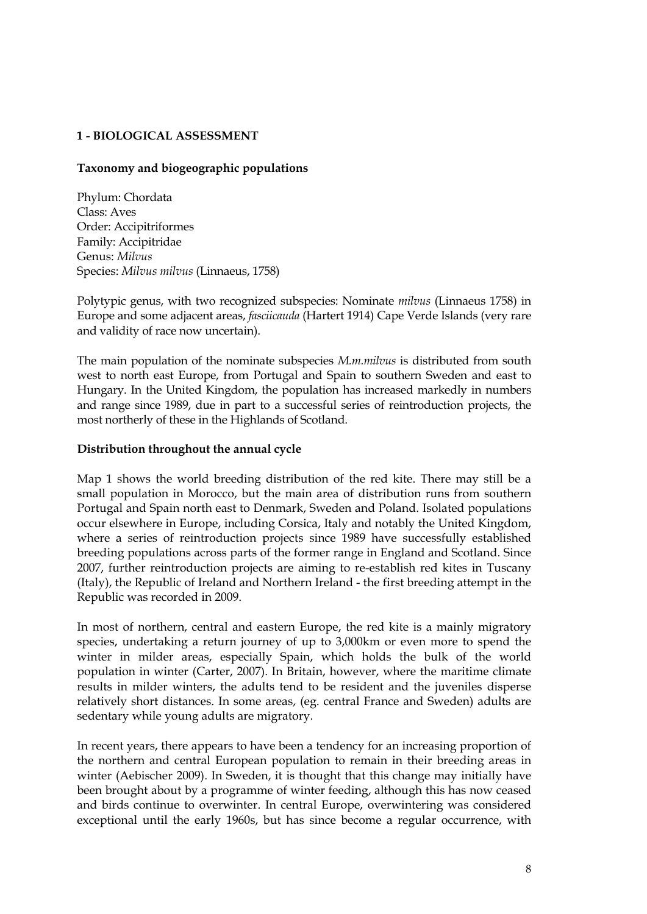## 1 - BIOLOGICAL ASSESSMENT

### Taxonomy and biogeographic populations

Phylum: Chordata
Class: Aves
Order: Accipitriformes
Family: Accipitridae
Genus: *Milvus*
Species: *Milvus milvus* (Linnaeus, 1758)

Polytypic genus, with two recognized subspecies: Nominate *milvus* (Linnaeus 1758) in Europe and some adjacent areas, *fasciicauda* (Hartert 1914) Cape Verde Islands (very rare and validity of race now uncertain).

The main population of the nominate subspecies *M.m.milvus* is distributed from south west to north east Europe, from Portugal and Spain to southern Sweden and east to Hungary. In the United Kingdom, the population has increased markedly in numbers and range since 1989, due in part to a successful series of reintroduction projects, the most northerly of these in the Highlands of Scotland.

### Distribution throughout the annual cycle

Map 1 shows the world breeding distribution of the red kite. There may still be a small population in Morocco, but the main area of distribution runs from southern Portugal and Spain north east to Denmark, Sweden and Poland. Isolated populations occur elsewhere in Europe, including Corsica, Italy and notably the United Kingdom, where a series of reintroduction projects since 1989 have successfully established breeding populations across parts of the former range in England and Scotland. Since 2007, further reintroduction projects are aiming to re-establish red kites in Tuscany (Italy), the Republic of Ireland and Northern Ireland - the first breeding attempt in the Republic was recorded in 2009.

In most of northern, central and eastern Europe, the red kite is a mainly migratory species, undertaking a return journey of up to 3,000km or even more to spend the winter in milder areas, especially Spain, which holds the bulk of the world population in winter (Carter, 2007). In Britain, however, where the maritime climate results in milder winters, the adults tend to be resident and the juveniles disperse relatively short distances. In some areas, (eg. central France and Sweden) adults are sedentary while young adults are migratory.

In recent years, there appears to have been a tendency for an increasing proportion of the northern and central European population to remain in their breeding areas in winter (Aebischer 2009). In Sweden, it is thought that this change may initially have been brought about by a programme of winter feeding, although this has now ceased and birds continue to overwinter. In central Europe, overwintering was considered exceptional until the early 1960s, but has since become a regular occurrence, with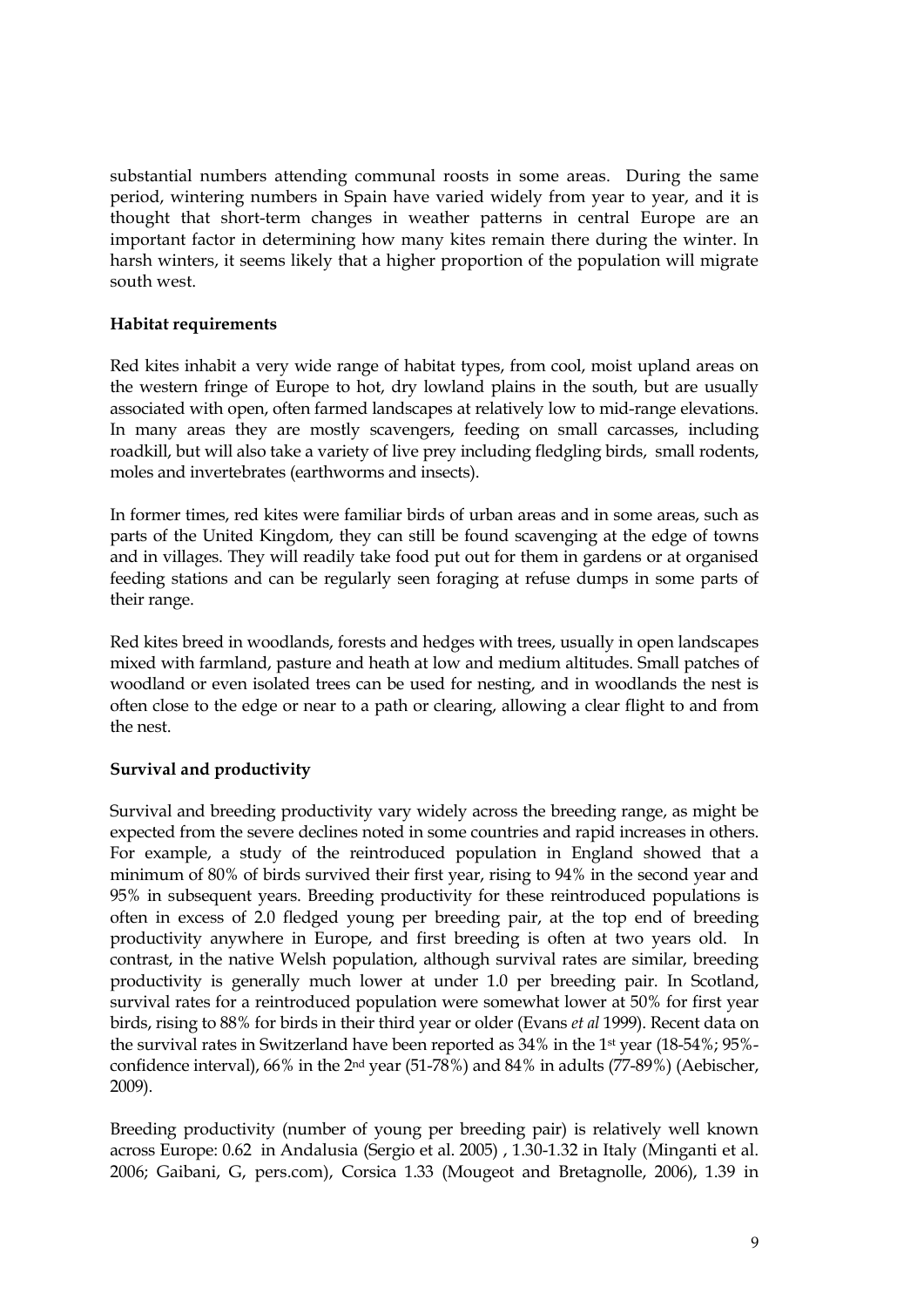substantial numbers attending communal roosts in some areas. During the same period, wintering numbers in Spain have varied widely from year to year, and it is thought that short-term changes in weather patterns in central Europe are an important factor in determining how many kites remain there during the winter. In harsh winters, it seems likely that a higher proportion of the population will migrate south west.

**Habitat requirements**

Red kites inhabit a very wide range of habitat types, from cool, moist upland areas on the western fringe of Europe to hot, dry lowland plains in the south, but are usually associated with open, often farmed landscapes at relatively low to mid-range elevations. In many areas they are mostly scavengers, feeding on small carcasses, including roadkill, but will also take a variety of live prey including fledgling birds, small rodents, moles and invertebrates (earthworms and insects).

In former times, red kites were familiar birds of urban areas and in some areas, such as parts of the United Kingdom, they can still be found scavenging at the edge of towns and in villages. They will readily take food put out for them in gardens or at organised feeding stations and can be regularly seen foraging at refuse dumps in some parts of their range.

Red kites breed in woodlands, forests and hedges with trees, usually in open landscapes mixed with farmland, pasture and heath at low and medium altitudes. Small patches of woodland or even isolated trees can be used for nesting, and in woodlands the nest is often close to the edge or near to a path or clearing, allowing a clear flight to and from the nest.

**Survival and productivity**

Survival and breeding productivity vary widely across the breeding range, as might be expected from the severe declines noted in some countries and rapid increases in others. For example, a study of the reintroduced population in England showed that a minimum of 80% of birds survived their first year, rising to 94% in the second year and 95% in subsequent years. Breeding productivity for these reintroduced populations is often in excess of 2.0 fledged young per breeding pair, at the top end of breeding productivity anywhere in Europe, and first breeding is often at two years old. In contrast, in the native Welsh population, although survival rates are similar, breeding productivity is generally much lower at under 1.0 per breeding pair. In Scotland, survival rates for a reintroduced population were somewhat lower at 50% for first year birds, rising to 88% for birds in their third year or older (Evans *et al* 1999). Recent data on the survival rates in Switzerland have been reported as 34% in the 1st year (18-54%; 95%-confidence interval), 66% in the 2nd year (51-78%) and 84% in adults (77-89%) (Aebischer, 2009).

Breeding productivity (number of young per breeding pair) is relatively well known across Europe: 0.62 in Andalusia (Sergio et al. 2005) , 1.30-1.32 in Italy (Minganti et al. 2006; Gaibani, G, pers.com), Corsica 1.33 (Mougeot and Bretagnolle, 2006), 1.39 in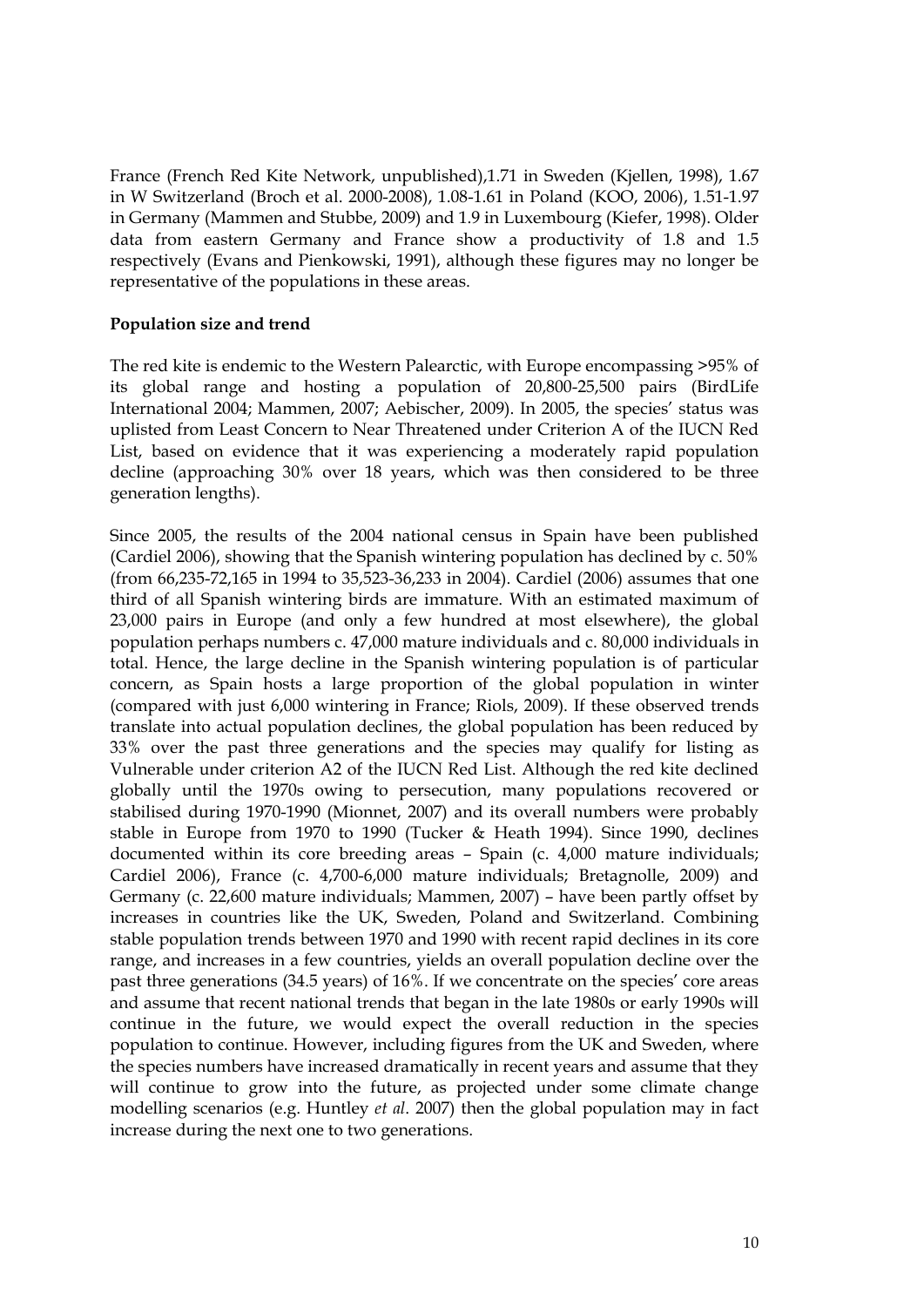France (French Red Kite Network, unpublished),1.71 in Sweden (Kjellen, 1998), 1.67 in W Switzerland (Broch et al. 2000-2008), 1.08-1.61 in Poland (KOO, 2006), 1.51-1.97 in Germany (Mammen and Stubbe, 2009) and 1.9 in Luxembourg (Kiefer, 1998). Older data from eastern Germany and France show a productivity of 1.8 and 1.5 respectively (Evans and Pienkowski, 1991), although these figures may no longer be representative of the populations in these areas.

**Population size and trend**

The red kite is endemic to the Western Palearctic, with Europe encompassing >95% of its global range and hosting a population of 20,800-25,500 pairs (BirdLife International 2004; Mammen, 2007; Aebischer, 2009). In 2005, the species' status was uplisted from Least Concern to Near Threatened under Criterion A of the IUCN Red List, based on evidence that it was experiencing a moderately rapid population decline (approaching 30% over 18 years, which was then considered to be three generation lengths).

Since 2005, the results of the 2004 national census in Spain have been published (Cardiel 2006), showing that the Spanish wintering population has declined by c. 50% (from 66,235-72,165 in 1994 to 35,523-36,233 in 2004). Cardiel (2006) assumes that one third of all Spanish wintering birds are immature. With an estimated maximum of 23,000 pairs in Europe (and only a few hundred at most elsewhere), the global population perhaps numbers c. 47,000 mature individuals and c. 80,000 individuals in total. Hence, the large decline in the Spanish wintering population is of particular concern, as Spain hosts a large proportion of the global population in winter (compared with just 6,000 wintering in France; Riols, 2009). If these observed trends translate into actual population declines, the global population has been reduced by 33% over the past three generations and the species may qualify for listing as Vulnerable under criterion A2 of the IUCN Red List. Although the red kite declined globally until the 1970s owing to persecution, many populations recovered or stabilised during 1970-1990 (Mionnet, 2007) and its overall numbers were probably stable in Europe from 1970 to 1990 (Tucker & Heath 1994). Since 1990, declines documented within its core breeding areas – Spain (c. 4,000 mature individuals; Cardiel 2006), France (c. 4,700-6,000 mature individuals; Bretagnolle, 2009) and Germany (c. 22,600 mature individuals; Mammen, 2007) – have been partly offset by increases in countries like the UK, Sweden, Poland and Switzerland. Combining stable population trends between 1970 and 1990 with recent rapid declines in its core range, and increases in a few countries, yields an overall population decline over the past three generations (34.5 years) of 16%. If we concentrate on the species' core areas and assume that recent national trends that began in the late 1980s or early 1990s will continue in the future, we would expect the overall reduction in the species population to continue. However, including figures from the UK and Sweden, where the species numbers have increased dramatically in recent years and assume that they will continue to grow into the future, as projected under some climate change modelling scenarios (e.g. Huntley *et al*. 2007) then the global population may in fact increase during the next one to two generations.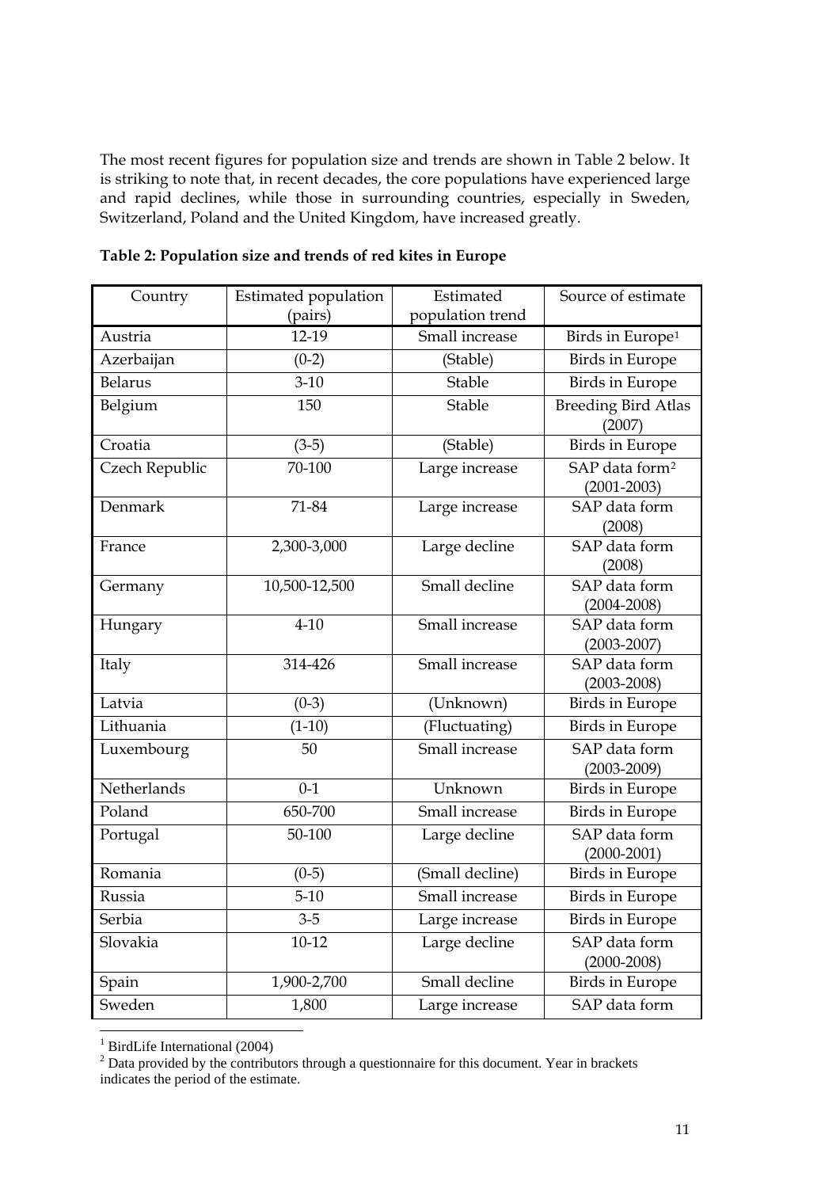The most recent figures for population size and trends are shown in Table 2 below. It is striking to note that, in recent decades, the core populations have experienced large and rapid declines, while those in surrounding countries, especially in Sweden, Switzerland, Poland and the United Kingdom, have increased greatly.

**Table 2: Population size and trends of red kites in Europe**

| Country | Estimated population (pairs) | Estimated population trend | Source of estimate |
|---|---|---|---|
| Austria | 12-19 | Small increase | Birds in Europe[1] |
| Azerbaijan | (0-2) | (Stable) | Birds in Europe |
| Belarus | 3-10 | Stable | Birds in Europe |
| Belgium | 150 | Stable | Breeding Bird Atlas (2007) |
| Croatia | (3-5) | (Stable) | Birds in Europe |
| Czech Republic | 70-100 | Large increase | SAP data form[2] (2001-2003) |
| Denmark | 71-84 | Large increase | SAP data form (2008) |
| France | 2,300-3,000 | Large decline | SAP data form (2008) |
| Germany | 10,500-12,500 | Small decline | SAP data form (2004-2008) |
| Hungary | 4-10 | Small increase | SAP data form (2003-2007) |
| Italy | 314-426 | Small increase | SAP data form (2003-2008) |
| Latvia | (0-3) | (Unknown) | Birds in Europe |
| Lithuania | (1-10) | (Fluctuating) | Birds in Europe |
| Luxembourg | 50 | Small increase | SAP data form (2003-2009) |
| Netherlands | 0-1 | Unknown | Birds in Europe |
| Poland | 650-700 | Small increase | Birds in Europe |
| Portugal | 50-100 | Large decline | SAP data form (2000-2001) |
| Romania | (0-5) | (Small decline) | Birds in Europe |
| Russia | 5-10 | Small increase | Birds in Europe |
| Serbia | 3-5 | Large increase | Birds in Europe |
| Slovakia | 10-12 | Large decline | SAP data form (2000-2008) |
| Spain | 1,900-2,700 | Small decline | Birds in Europe |
| Sweden | 1,800 | Large increase | SAP data form |

[1] BirdLife International (2004)

[2] Data provided by the contributors through a questionnaire for this document. Year in brackets indicates the period of the estimate.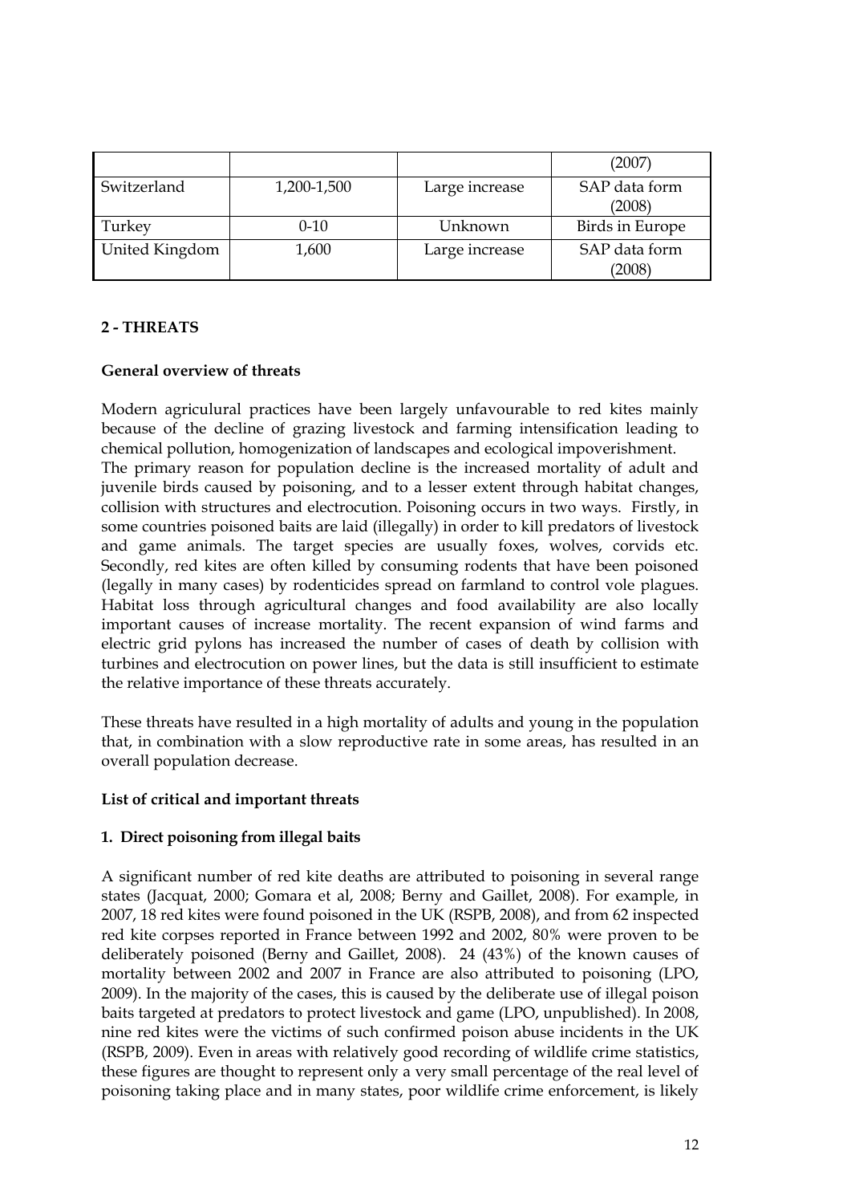|  |  |  | (2007) |
| --- | --- | --- | --- |
| Switzerland | 1,200-1,500 | Large increase | SAP data form (2008) |
| Turkey | 0-10 | Unknown | Birds in Europe |
| United Kingdom | 1,600 | Large increase | SAP data form (2008) |

## 2 - THREATS

### General overview of threats

Modern agriculural practices have been largely unfavourable to red kites mainly because of the decline of grazing livestock and farming intensification leading to chemical pollution, homogenization of landscapes and ecological impoverishment.
The primary reason for population decline is the increased mortality of adult and juvenile birds caused by poisoning, and to a lesser extent through habitat changes, collision with structures and electrocution. Poisoning occurs in two ways. Firstly, in some countries poisoned baits are laid (illegally) in order to kill predators of livestock and game animals. The target species are usually foxes, wolves, corvids etc. Secondly, red kites are often killed by consuming rodents that have been poisoned (legally in many cases) by rodenticides spread on farmland to control vole plagues. Habitat loss through agricultural changes and food availability are also locally important causes of increase mortality. The recent expansion of wind farms and electric grid pylons has increased the number of cases of death by collision with turbines and electrocution on power lines, but the data is still insufficient to estimate the relative importance of these threats accurately.

These threats have resulted in a high mortality of adults and young in the population that, in combination with a slow reproductive rate in some areas, has resulted in an overall population decrease.

### List of critical and important threats

#### 1. Direct poisoning from illegal baits

A significant number of red kite deaths are attributed to poisoning in several range states (Jacquat, 2000; Gomara et al, 2008; Berny and Gaillet, 2008). For example, in 2007, 18 red kites were found poisoned in the UK (RSPB, 2008), and from 62 inspected red kite corpses reported in France between 1992 and 2002, 80% were proven to be deliberately poisoned (Berny and Gaillet, 2008). 24 (43%) of the known causes of mortality between 2002 and 2007 in France are also attributed to poisoning (LPO, 2009). In the majority of the cases, this is caused by the deliberate use of illegal poison baits targeted at predators to protect livestock and game (LPO, unpublished). In 2008, nine red kites were the victims of such confirmed poison abuse incidents in the UK (RSPB, 2009). Even in areas with relatively good recording of wildlife crime statistics, these figures are thought to represent only a very small percentage of the real level of poisoning taking place and in many states, poor wildlife crime enforcement, is likely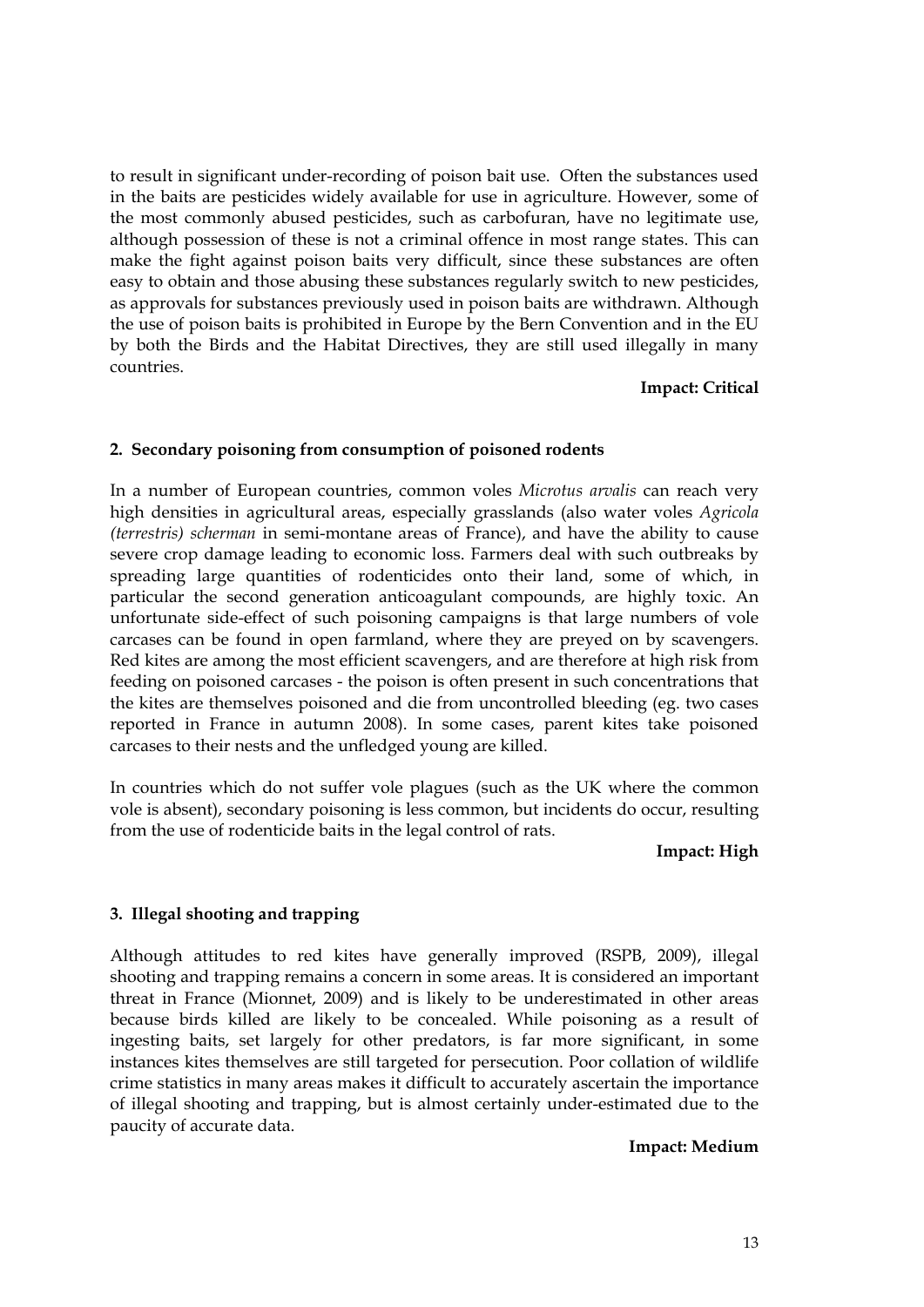to result in significant under-recording of poison bait use. Often the substances used in the baits are pesticides widely available for use in agriculture. However, some of the most commonly abused pesticides, such as carbofuran, have no legitimate use, although possession of these is not a criminal offence in most range states. This can make the fight against poison baits very difficult, since these substances are often easy to obtain and those abusing these substances regularly switch to new pesticides, as approvals for substances previously used in poison baits are withdrawn. Although the use of poison baits is prohibited in Europe by the Bern Convention and in the EU by both the Birds and the Habitat Directives, they are still used illegally in many countries.

**Impact: Critical**

### 2. Secondary poisoning from consumption of poisoned rodents

In a number of European countries, common voles *Microtus arvalis* can reach very high densities in agricultural areas, especially grasslands (also water voles *Agricola (terrestris) scherman* in semi-montane areas of France), and have the ability to cause severe crop damage leading to economic loss. Farmers deal with such outbreaks by spreading large quantities of rodenticides onto their land, some of which, in particular the second generation anticoagulant compounds, are highly toxic. An unfortunate side-effect of such poisoning campaigns is that large numbers of vole carcases can be found in open farmland, where they are preyed on by scavengers. Red kites are among the most efficient scavengers, and are therefore at high risk from feeding on poisoned carcases - the poison is often present in such concentrations that the kites are themselves poisoned and die from uncontrolled bleeding (eg. two cases reported in France in autumn 2008). In some cases, parent kites take poisoned carcases to their nests and the unfledged young are killed.

In countries which do not suffer vole plagues (such as the UK where the common vole is absent), secondary poisoning is less common, but incidents do occur, resulting from the use of rodenticide baits in the legal control of rats.

**Impact: High**

### 3. Illegal shooting and trapping

Although attitudes to red kites have generally improved (RSPB, 2009), illegal shooting and trapping remains a concern in some areas. It is considered an important threat in France (Mionnet, 2009) and is likely to be underestimated in other areas because birds killed are likely to be concealed. While poisoning as a result of ingesting baits, set largely for other predators, is far more significant, in some instances kites themselves are still targeted for persecution. Poor collation of wildlife crime statistics in many areas makes it difficult to accurately ascertain the importance of illegal shooting and trapping, but is almost certainly under-estimated due to the paucity of accurate data.

**Impact: Medium**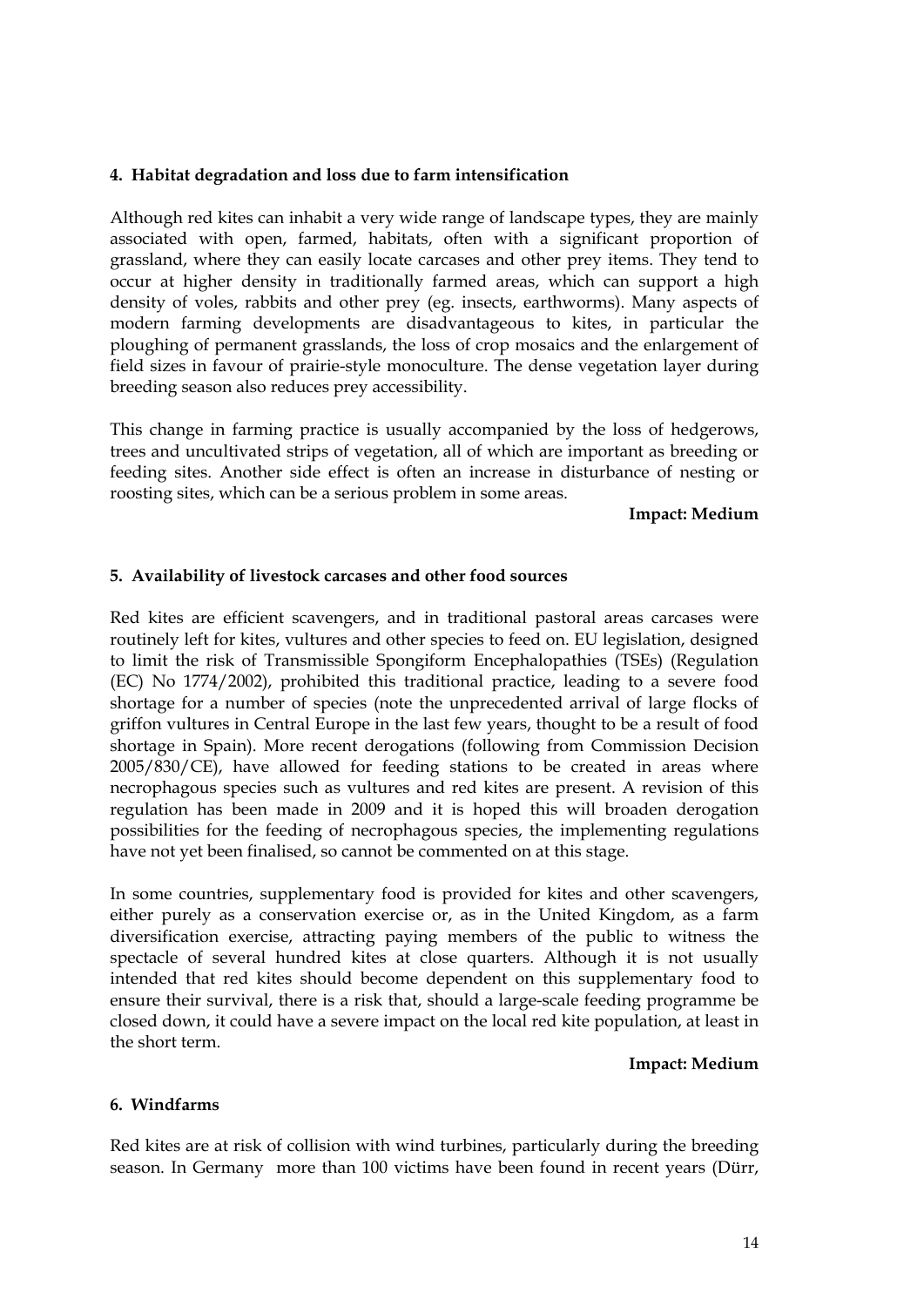#### 4. Habitat degradation and loss due to farm intensification

Although red kites can inhabit a very wide range of landscape types, they are mainly associated with open, farmed, habitats, often with a significant proportion of grassland, where they can easily locate carcases and other prey items. They tend to occur at higher density in traditionally farmed areas, which can support a high density of voles, rabbits and other prey (eg. insects, earthworms). Many aspects of modern farming developments are disadvantageous to kites, in particular the ploughing of permanent grasslands, the loss of crop mosaics and the enlargement of field sizes in favour of prairie-style monoculture. The dense vegetation layer during breeding season also reduces prey accessibility.

This change in farming practice is usually accompanied by the loss of hedgerows, trees and uncultivated strips of vegetation, all of which are important as breeding or feeding sites. Another side effect is often an increase in disturbance of nesting or roosting sites, which can be a serious problem in some areas.

**Impact: Medium**

#### 5. Availability of livestock carcases and other food sources

Red kites are efficient scavengers, and in traditional pastoral areas carcases were routinely left for kites, vultures and other species to feed on. EU legislation, designed to limit the risk of Transmissible Spongiform Encephalopathies (TSEs) (Regulation (EC) No 1774/2002), prohibited this traditional practice, leading to a severe food shortage for a number of species (note the unprecedented arrival of large flocks of griffon vultures in Central Europe in the last few years, thought to be a result of food shortage in Spain). More recent derogations (following from Commission Decision 2005/830/CE), have allowed for feeding stations to be created in areas where necrophagous species such as vultures and red kites are present. A revision of this regulation has been made in 2009 and it is hoped this will broaden derogation possibilities for the feeding of necrophagous species, the implementing regulations have not yet been finalised, so cannot be commented on at this stage.

In some countries, supplementary food is provided for kites and other scavengers, either purely as a conservation exercise or, as in the United Kingdom, as a farm diversification exercise, attracting paying members of the public to witness the spectacle of several hundred kites at close quarters. Although it is not usually intended that red kites should become dependent on this supplementary food to ensure their survival, there is a risk that, should a large-scale feeding programme be closed down, it could have a severe impact on the local red kite population, at least in the short term.

**Impact: Medium**

#### 6. Windfarms

Red kites are at risk of collision with wind turbines, particularly during the breeding season. In Germany more than 100 victims have been found in recent years (Dürr,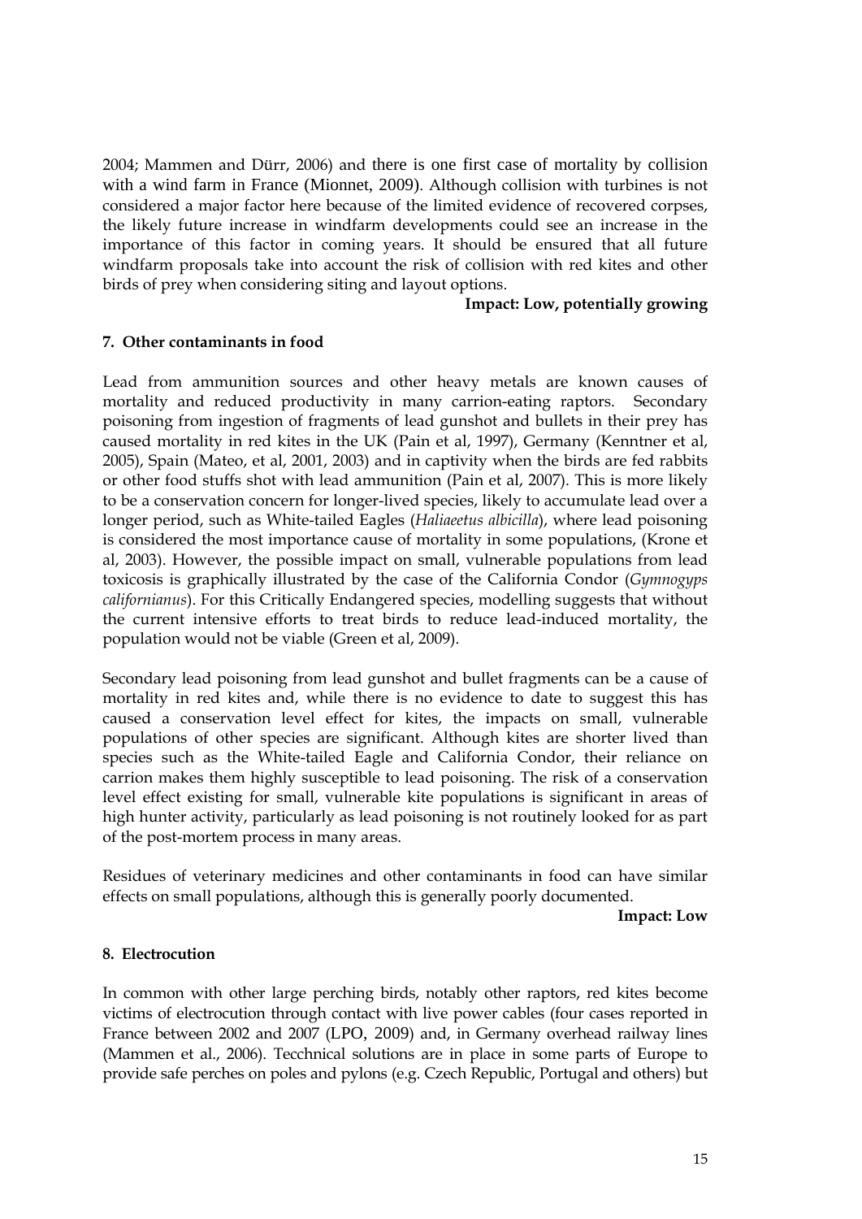2004; Mammen and Dürr, 2006) and there is one first case of mortality by collision with a wind farm in France (Mionnet, 2009). Although collision with turbines is not considered a major factor here because of the limited evidence of recovered corpses, the likely future increase in windfarm developments could see an increase in the importance of this factor in coming years. It should be ensured that all future windfarm proposals take into account the risk of collision with red kites and other birds of prey when considering siting and layout options.

**Impact: Low, potentially growing**

**7. Other contaminants in food**

Lead from ammunition sources and other heavy metals are known causes of mortality and reduced productivity in many carrion-eating raptors. Secondary poisoning from ingestion of fragments of lead gunshot and bullets in their prey has caused mortality in red kites in the UK (Pain et al, 1997), Germany (Kenntner et al, 2005), Spain (Mateo, et al, 2001, 2003) and in captivity when the birds are fed rabbits or other food stuffs shot with lead ammunition (Pain et al, 2007). This is more likely to be a conservation concern for longer-lived species, likely to accumulate lead over a longer period, such as White-tailed Eagles (*Haliaeetus albicilla*), where lead poisoning is considered the most importance cause of mortality in some populations, (Krone et al, 2003). However, the possible impact on small, vulnerable populations from lead toxicosis is graphically illustrated by the case of the California Condor (*Gymnogyps californianus*). For this Critically Endangered species, modelling suggests that without the current intensive efforts to treat birds to reduce lead-induced mortality, the population would not be viable (Green et al, 2009).

Secondary lead poisoning from lead gunshot and bullet fragments can be a cause of mortality in red kites and, while there is no evidence to date to suggest this has caused a conservation level effect for kites, the impacts on small, vulnerable populations of other species are significant. Although kites are shorter lived than species such as the White-tailed Eagle and California Condor, their reliance on carrion makes them highly susceptible to lead poisoning. The risk of a conservation level effect existing for small, vulnerable kite populations is significant in areas of high hunter activity, particularly as lead poisoning is not routinely looked for as part of the post-mortem process in many areas.

Residues of veterinary medicines and other contaminants in food can have similar effects on small populations, although this is generally poorly documented.

**Impact: Low**

**8. Electrocution**

In common with other large perching birds, notably other raptors, red kites become victims of electrocution through contact with live power cables (four cases reported in France between 2002 and 2007 (LPO, 2009) and, in Germany overhead railway lines (Mammen et al., 2006). Tecchnical solutions are in place in some parts of Europe to provide safe perches on poles and pylons (e.g. Czech Republic, Portugal and others) but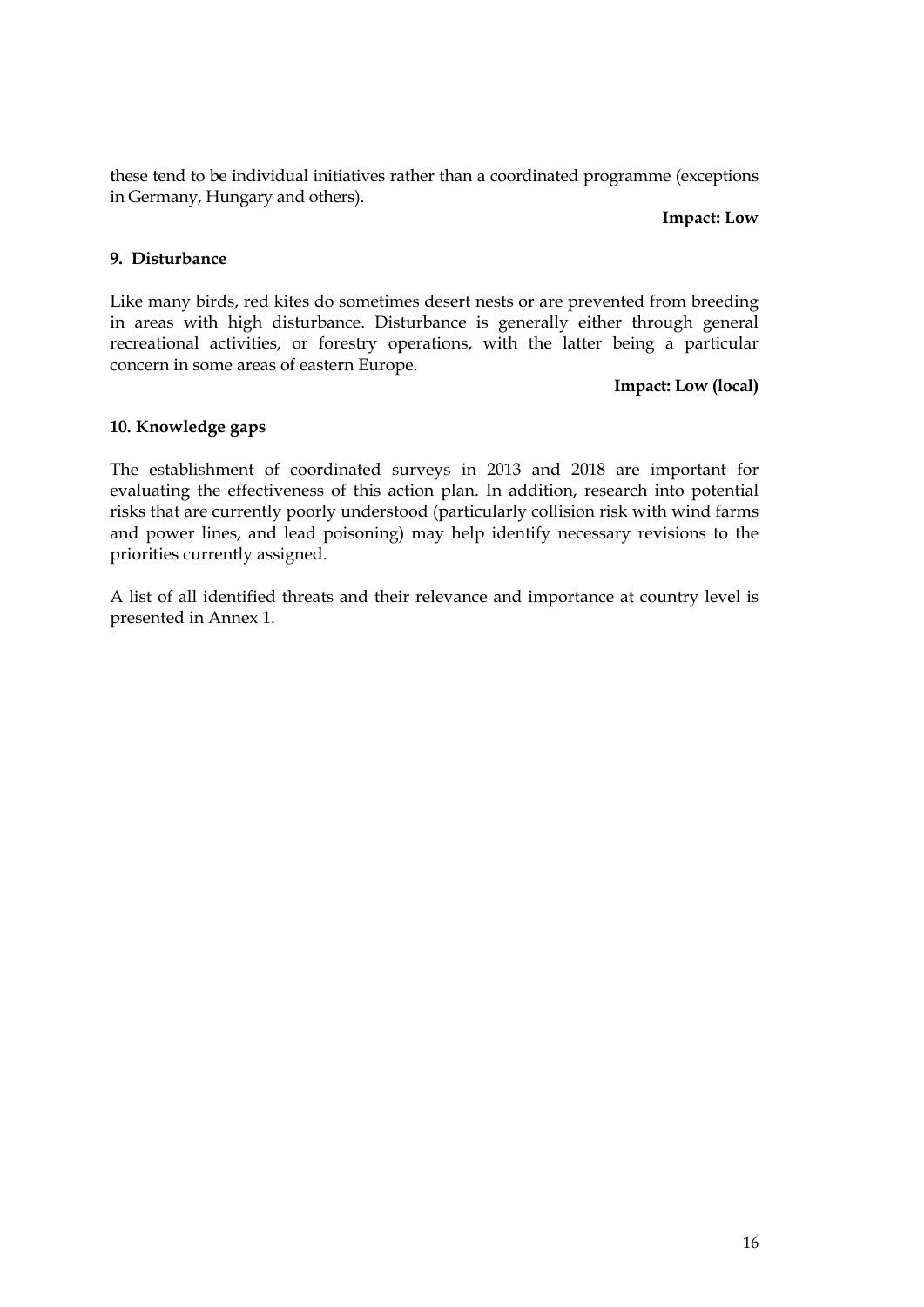these tend to be individual initiatives rather than a coordinated programme (exceptions in Germany, Hungary and others).

**Impact: Low**

### 9. Disturbance

Like many birds, red kites do sometimes desert nests or are prevented from breeding in areas with high disturbance. Disturbance is generally either through general recreational activities, or forestry operations, with the latter being a particular concern in some areas of eastern Europe.

**Impact: Low (local)**

### 10. Knowledge gaps

The establishment of coordinated surveys in 2013 and 2018 are important for evaluating the effectiveness of this action plan. In addition, research into potential risks that are currently poorly understood (particularly collision risk with wind farms and power lines, and lead poisoning) may help identify necessary revisions to the priorities currently assigned.

A list of all identified threats and their relevance and importance at country level is presented in Annex 1.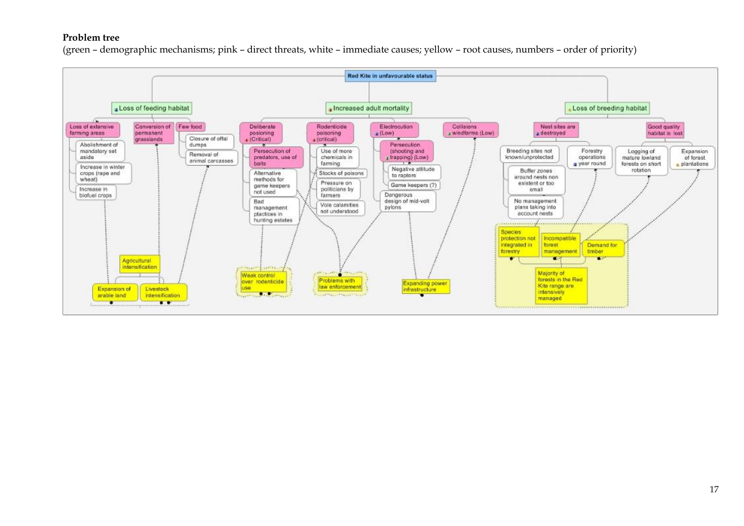**Problem tree**

(green – demographic mechanisms; pink – direct threats, white – immediate causes; yellow – root causes, numbers – order of priority)

Red Kite in unfavourable status

- 2 Loss of feeding habitat
  - Loss of extensive farming areas
    - Abolishment of mandatory set aside
    - Increase in winter crops (rape and wheat)
    - Increase in biofuel crops
  - Conversion of permanent grasslands
  - Few food
    - Closure of offal dumps
    - Removal of animal carcasses
- 1 Increased adult mortality
  - Deliberate poisoning 1 (Critical)
    - Persecution of predators, use of baits
    - Alternative methods for game keepers not used
    - Bad management practices in hunting estates
  - Rodenticide poisoning 1 (critical)
    - Use of more chemicals in farming
    - Stocks of poisons
    - Pressure on politicians by farmers
    - Vole calamities not understood
  - Electrocution 2 (Low)
    - Persecution (shooting and 3 trapping) (Low)
    - Negative attitude to raptors
    - Game keepers (?)
    - Dangerous design of mid-volt pylons
  - Collisions 3 windfarms (Low)
- 1 Loss of breeding habitat
  - Nest sites are 2 destroyed
    - Breeding sites not known/unprotected
    - Buffer zones around nests non existent or too small
    - No management plans taking into account nests
  - Good quality habitat is lost
    - Forestry operations 2 year round
    - Logging of mature lowland forests on short rotation
    - Expansion of forest 4 plantations

Root causes:

- Agricultural intensification
  - Expansion of arable land
  - Livestock intensification
- Weak control over rodenticide use
- Problems with law enforcement
- Expanding power infrastructure
- Majority of forests in the Red Kite range are intensively managed
  - Species protection not integrated in forestry
  - Incompatible forest management
  - Demand for timber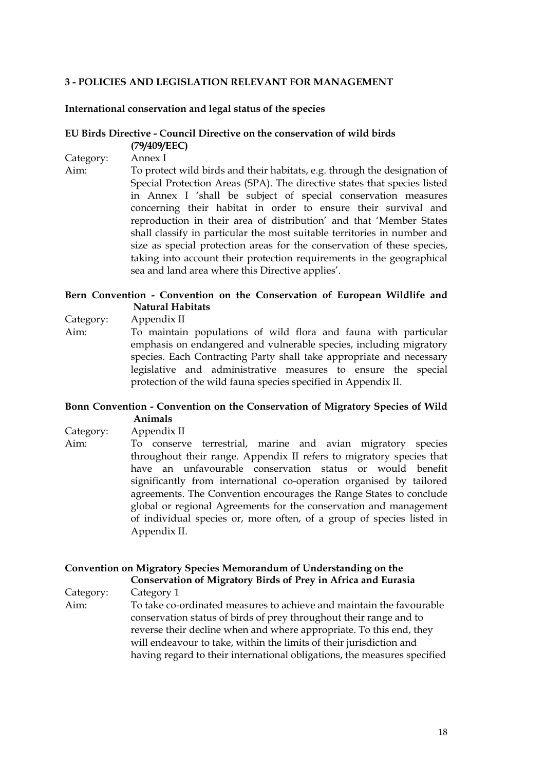### 3 - POLICIES AND LEGISLATION RELEVANT FOR MANAGEMENT

**International conservation and legal status of the species**

**EU Birds Directive - Council Directive on the conservation of wild birds (79/409/EEC)**

Category: Annex I

Aim: To protect wild birds and their habitats, e.g. through the designation of Special Protection Areas (SPA). The directive states that species listed in Annex I 'shall be subject of special conservation measures concerning their habitat in order to ensure their survival and reproduction in their area of distribution' and that 'Member States shall classify in particular the most suitable territories in number and size as special protection areas for the conservation of these species, taking into account their protection requirements in the geographical sea and land area where this Directive applies'.

**Bern Convention - Convention on the Conservation of European Wildlife and Natural Habitats**

Category: Appendix II

Aim: To maintain populations of wild flora and fauna with particular emphasis on endangered and vulnerable species, including migratory species. Each Contracting Party shall take appropriate and necessary legislative and administrative measures to ensure the special protection of the wild fauna species specified in Appendix II.

**Bonn Convention - Convention on the Conservation of Migratory Species of Wild Animals**

Category: Appendix II

Aim: To conserve terrestrial, marine and avian migratory species throughout their range. Appendix II refers to migratory species that have an unfavourable conservation status or would benefit significantly from international co-operation organised by tailored agreements. The Convention encourages the Range States to conclude global or regional Agreements for the conservation and management of individual species or, more often, of a group of species listed in Appendix II.

**Convention on Migratory Species Memorandum of Understanding on the Conservation of Migratory Birds of Prey in Africa and Eurasia**

Category: Category 1

Aim: To take co-ordinated measures to achieve and maintain the favourable conservation status of birds of prey throughout their range and to reverse their decline when and where appropriate. To this end, they will endeavour to take, within the limits of their jurisdiction and having regard to their international obligations, the measures specified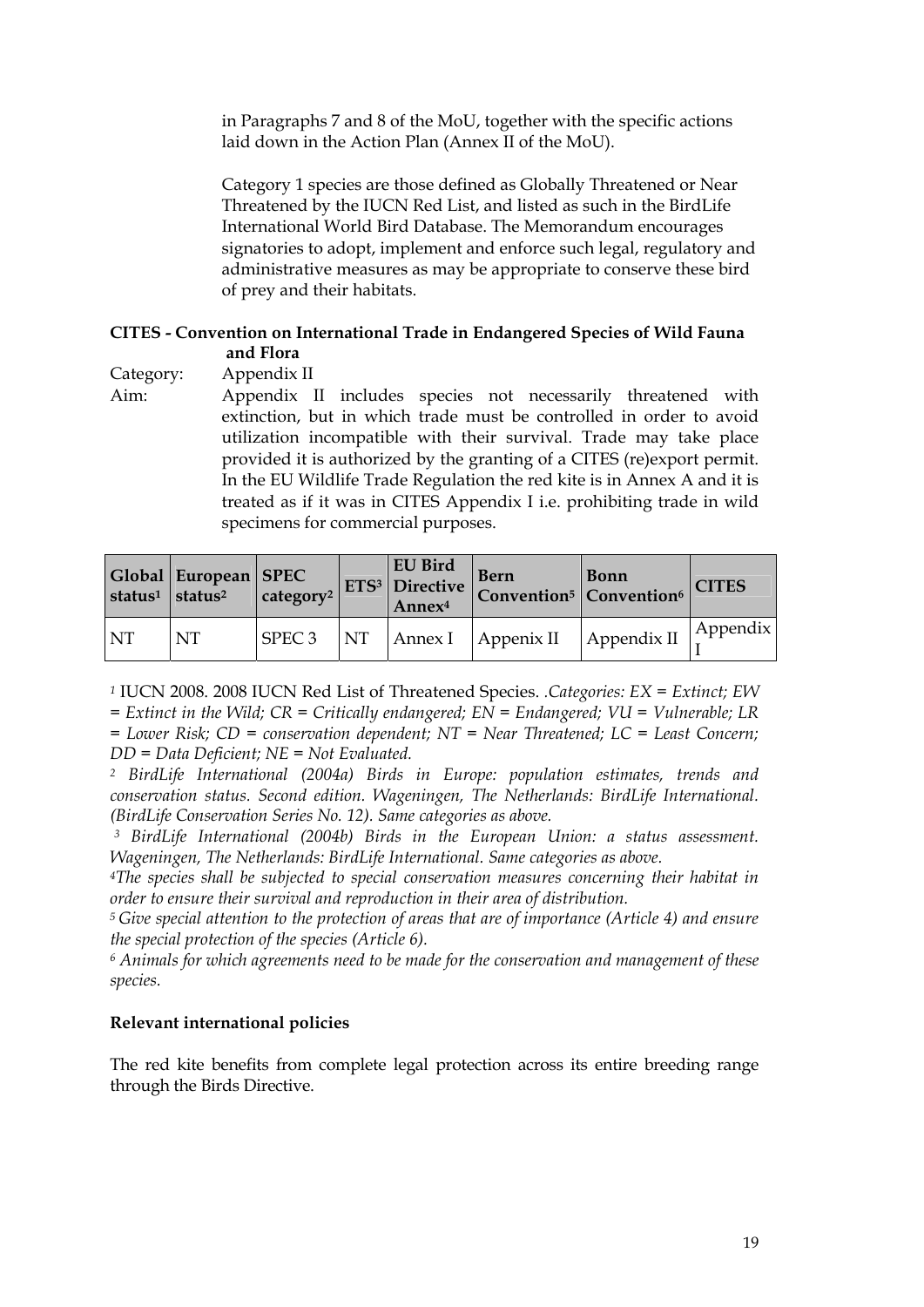in Paragraphs 7 and 8 of the MoU, together with the specific actions laid down in the Action Plan (Annex II of the MoU).

Category 1 species are those defined as Globally Threatened or Near Threatened by the IUCN Red List, and listed as such in the BirdLife International World Bird Database. The Memorandum encourages signatories to adopt, implement and enforce such legal, regulatory and administrative measures as may be appropriate to conserve these bird of prey and their habitats.

**CITES - Convention on International Trade in Endangered Species of Wild Fauna and Flora**

Category: Appendix II

Aim: Appendix II includes species not necessarily threatened with extinction, but in which trade must be controlled in order to avoid utilization incompatible with their survival. Trade may take place provided it is authorized by the granting of a CITES (re)export permit. In the EU Wildlife Trade Regulation the red kite is in Annex A and it is treated as if it was in CITES Appendix I i.e. prohibiting trade in wild specimens for commercial purposes.

| Global status[1] | European status[2] | SPEC category[2] | ETS[3] | EU Bird Directive Annex[4] | Bern Convention[5] | Bonn Convention[6] | CITES |
|---|---|---|---|---|---|---|---|
| NT | NT | SPEC 3 | NT | Annex I | Appenix II | Appendix II | Appendix I |

[1] IUCN 2008. 2008 IUCN Red List of Threatened Species. .*Categories: EX = Extinct; EW = Extinct in the Wild; CR = Critically endangered; EN = Endangered; VU = Vulnerable; LR = Lower Risk; CD = conservation dependent; NT = Near Threatened; LC = Least Concern; DD = Data Deficient; NE = Not Evaluated.*

[2] *BirdLife International (2004a) Birds in Europe: population estimates, trends and conservation status. Second edition. Wageningen, The Netherlands: BirdLife International. (BirdLife Conservation Series No. 12). Same categories as above.*

[3] *BirdLife International (2004b) Birds in the European Union: a status assessment. Wageningen, The Netherlands: BirdLife International. Same categories as above.*

[4] *The species shall be subjected to special conservation measures concerning their habitat in order to ensure their survival and reproduction in their area of distribution.*

[5] *Give special attention to the protection of areas that are of importance (Article 4) and ensure the special protection of the species (Article 6).*

[6] *Animals for which agreements need to be made for the conservation and management of these species.*

**Relevant international policies**

The red kite benefits from complete legal protection across its entire breeding range through the Birds Directive.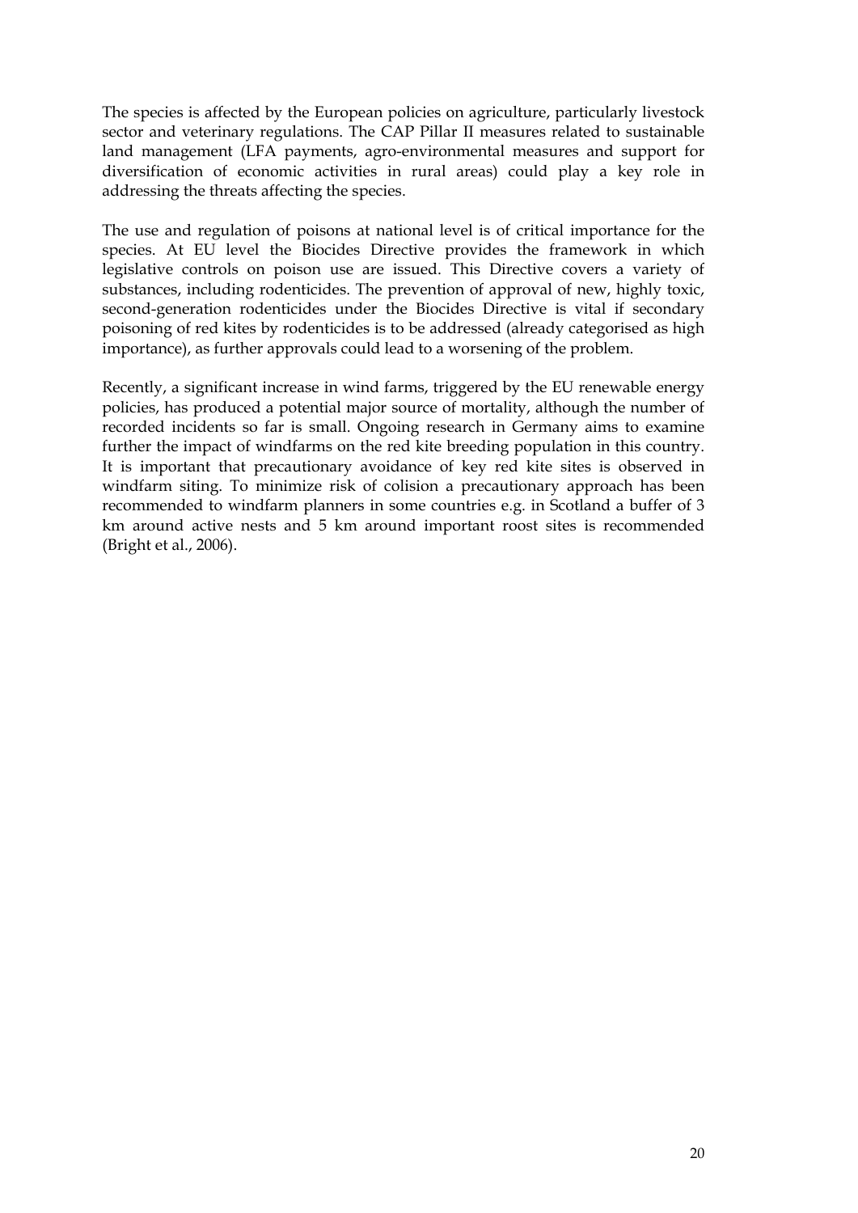The species is affected by the European policies on agriculture, particularly livestock sector and veterinary regulations. The CAP Pillar II measures related to sustainable land management (LFA payments, agro-environmental measures and support for diversification of economic activities in rural areas) could play a key role in addressing the threats affecting the species.

The use and regulation of poisons at national level is of critical importance for the species. At EU level the Biocides Directive provides the framework in which legislative controls on poison use are issued. This Directive covers a variety of substances, including rodenticides. The prevention of approval of new, highly toxic, second-generation rodenticides under the Biocides Directive is vital if secondary poisoning of red kites by rodenticides is to be addressed (already categorised as high importance), as further approvals could lead to a worsening of the problem.

Recently, a significant increase in wind farms, triggered by the EU renewable energy policies, has produced a potential major source of mortality, although the number of recorded incidents so far is small. Ongoing research in Germany aims to examine further the impact of windfarms on the red kite breeding population in this country. It is important that precautionary avoidance of key red kite sites is observed in windfarm siting. To minimize risk of colision a precautionary approach has been recommended to windfarm planners in some countries e.g. in Scotland a buffer of 3 km around active nests and 5 km around important roost sites is recommended (Bright et al., 2006).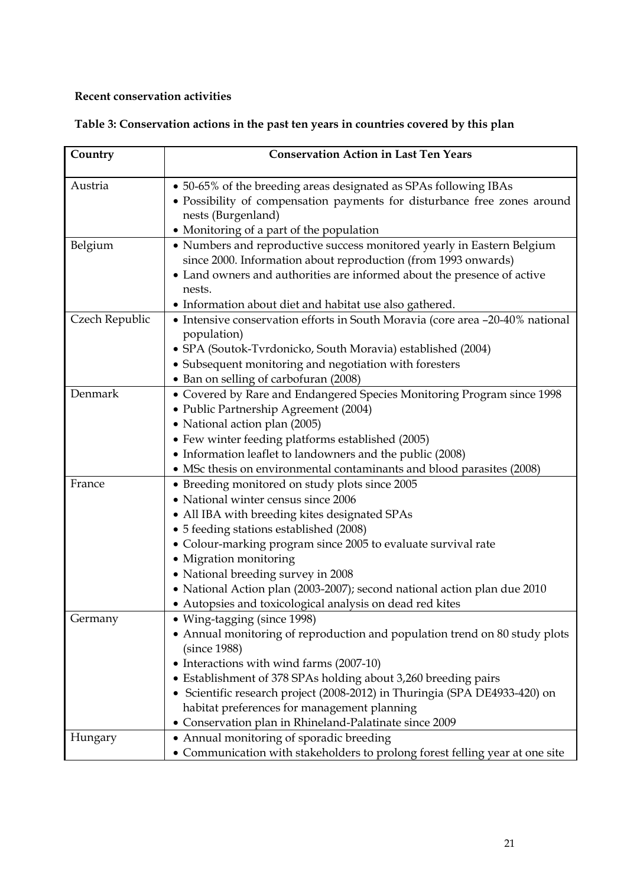**Recent conservation activities**

**Table 3: Conservation actions in the past ten years in countries covered by this plan**

| Country | Conservation Action in Last Ten Years |
|---|---|
| Austria | • 50-65% of the breeding areas designated as SPAs following IBAs<br>• Possibility of compensation payments for disturbance free zones around nests (Burgenland)<br>• Monitoring of a part of the population |
| Belgium | • Numbers and reproductive success monitored yearly in Eastern Belgium since 2000. Information about reproduction (from 1993 onwards)<br>• Land owners and authorities are informed about the presence of active nests.<br>• Information about diet and habitat use also gathered. |
| Czech Republic | • Intensive conservation efforts in South Moravia (core area –20-40% national population)<br>• SPA (Soutok-Tvrdonicko, South Moravia) established (2004)<br>• Subsequent monitoring and negotiation with foresters<br>• Ban on selling of carbofuran (2008) |
| Denmark | • Covered by Rare and Endangered Species Monitoring Program since 1998<br>• Public Partnership Agreement (2004)<br>• National action plan (2005)<br>• Few winter feeding platforms established (2005)<br>• Information leaflet to landowners and the public (2008)<br>• MSc thesis on environmental contaminants and blood parasites (2008) |
| France | • Breeding monitored on study plots since 2005<br>• National winter census since 2006<br>• All IBA with breeding kites designated SPAs<br>• 5 feeding stations established (2008)<br>• Colour-marking program since 2005 to evaluate survival rate<br>• Migration monitoring<br>• National breeding survey in 2008<br>• National Action plan (2003-2007); second national action plan due 2010<br>• Autopsies and toxicological analysis on dead red kites |
| Germany | • Wing-tagging (since 1998)<br>• Annual monitoring of reproduction and population trend on 80 study plots (since 1988)<br>• Interactions with wind farms (2007-10)<br>• Establishment of 378 SPAs holding about 3,260 breeding pairs<br>• Scientific research project (2008-2012) in Thuringia (SPA DE4933-420) on habitat preferences for management planning<br>• Conservation plan in Rhineland-Palatinate since 2009 |
| Hungary | • Annual monitoring of sporadic breeding<br>• Communication with stakeholders to prolong forest felling year at one site |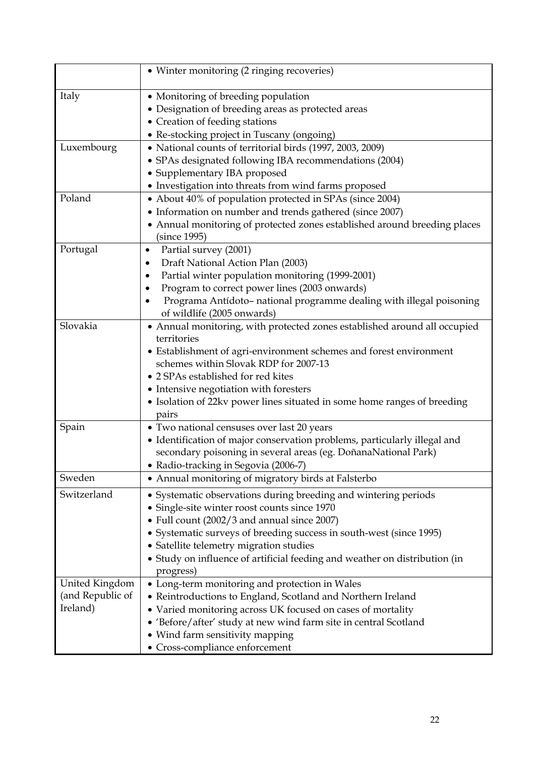| | |
|---|---|
| | • Winter monitoring (2 ringing recoveries) |
| Italy | • Monitoring of breeding population<br>• Designation of breeding areas as protected areas<br>• Creation of feeding stations<br>• Re-stocking project in Tuscany (ongoing) |
| Luxembourg | • National counts of territorial birds (1997, 2003, 2009)<br>• SPAs designated following IBA recommendations (2004)<br>• Supplementary IBA proposed<br>• Investigation into threats from wind farms proposed |
| Poland | • About 40% of population protected in SPAs (since 2004)<br>• Information on number and trends gathered (since 2007)<br>• Annual monitoring of protected zones established around breeding places (since 1995) |
| Portugal | • Partial survey (2001)<br>• Draft National Action Plan (2003)<br>• Partial winter population monitoring (1999-2001)<br>• Program to correct power lines (2003 onwards)<br>• Programa Antídoto– national programme dealing with illegal poisoning of wildlife (2005 onwards) |
| Slovakia | • Annual monitoring, with protected zones established around all occupied territories<br>• Establishment of agri-environment schemes and forest environment schemes within Slovak RDP for 2007-13<br>• 2 SPAs established for red kites<br>• Intensive negotiation with foresters<br>• Isolation of 22kv power lines situated in some home ranges of breeding pairs |
| Spain | • Two national censuses over last 20 years<br>• Identification of major conservation problems, particularly illegal and secondary poisoning in several areas (eg. DoñanaNational Park)<br>• Radio-tracking in Segovia (2006-7) |
| Sweden | • Annual monitoring of migratory birds at Falsterbo |
| Switzerland | • Systematic observations during breeding and wintering periods<br>• Single-site winter roost counts since 1970<br>• Full count (2002/3 and annual since 2007)<br>• Systematic surveys of breeding success in south-west (since 1995)<br>• Satellite telemetry migration studies<br>• Study on influence of artificial feeding and weather on distribution (in progress) |
| United Kingdom (and Republic of Ireland) | • Long-term monitoring and protection in Wales<br>• Reintroductions to England, Scotland and Northern Ireland<br>• Varied monitoring across UK focused on cases of mortality<br>• 'Before/after' study at new wind farm site in central Scotland<br>• Wind farm sensitivity mapping<br>• Cross-compliance enforcement |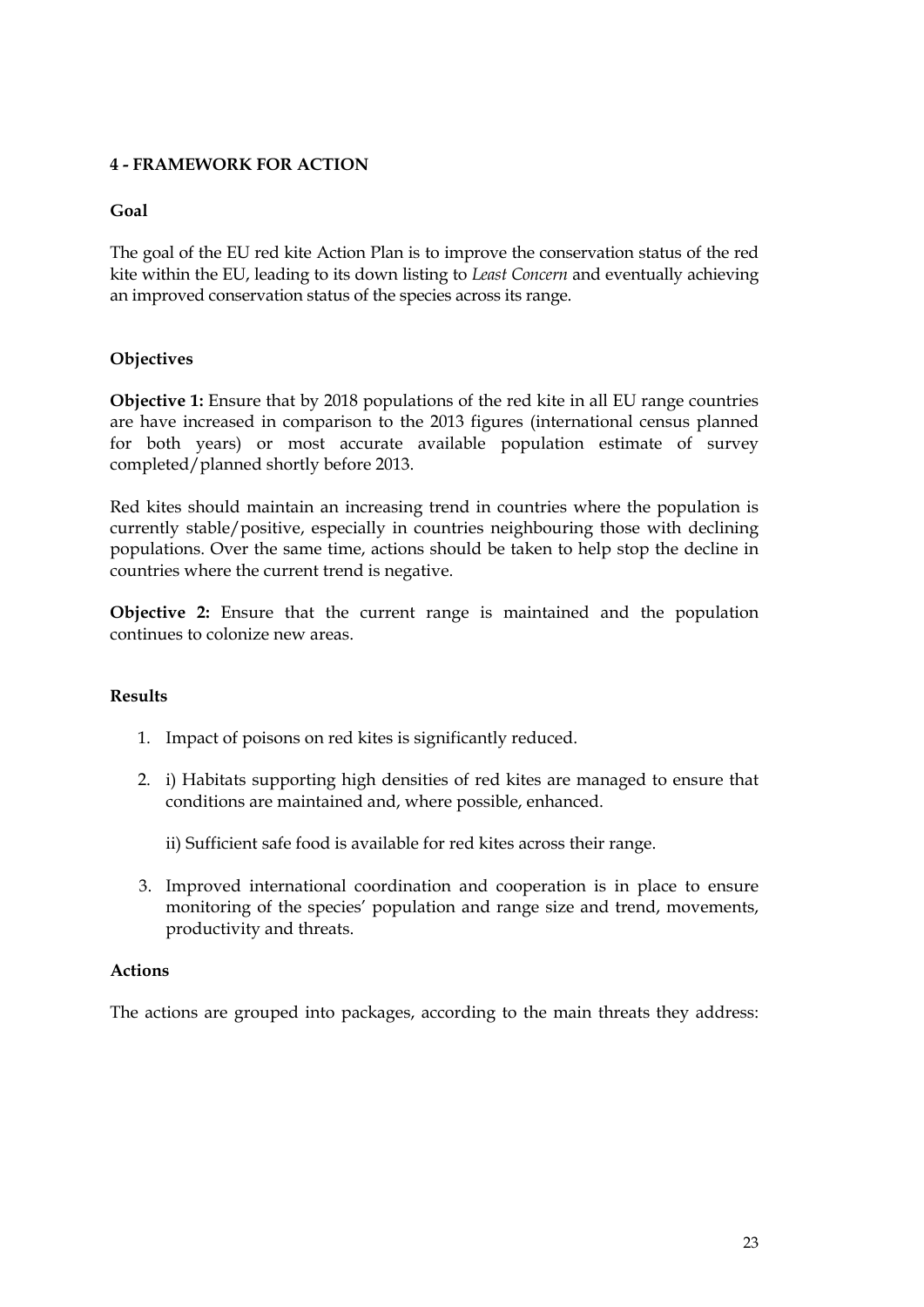## 4 - FRAMEWORK FOR ACTION

### Goal

The goal of the EU red kite Action Plan is to improve the conservation status of the red kite within the EU, leading to its down listing to *Least Concern* and eventually achieving an improved conservation status of the species across its range.

### Objectives

**Objective 1:** Ensure that by 2018 populations of the red kite in all EU range countries are have increased in comparison to the 2013 figures (international census planned for both years) or most accurate available population estimate of survey completed/planned shortly before 2013.

Red kites should maintain an increasing trend in countries where the population is currently stable/positive, especially in countries neighbouring those with declining populations. Over the same time, actions should be taken to help stop the decline in countries where the current trend is negative.

**Objective 2:** Ensure that the current range is maintained and the population continues to colonize new areas.

### Results

1. Impact of poisons on red kites is significantly reduced.
2. i) Habitats supporting high densities of red kites are managed to ensure that conditions are maintained and, where possible, enhanced.

   ii) Sufficient safe food is available for red kites across their range.
3. Improved international coordination and cooperation is in place to ensure monitoring of the species' population and range size and trend, movements, productivity and threats.

### Actions

The actions are grouped into packages, according to the main threats they address: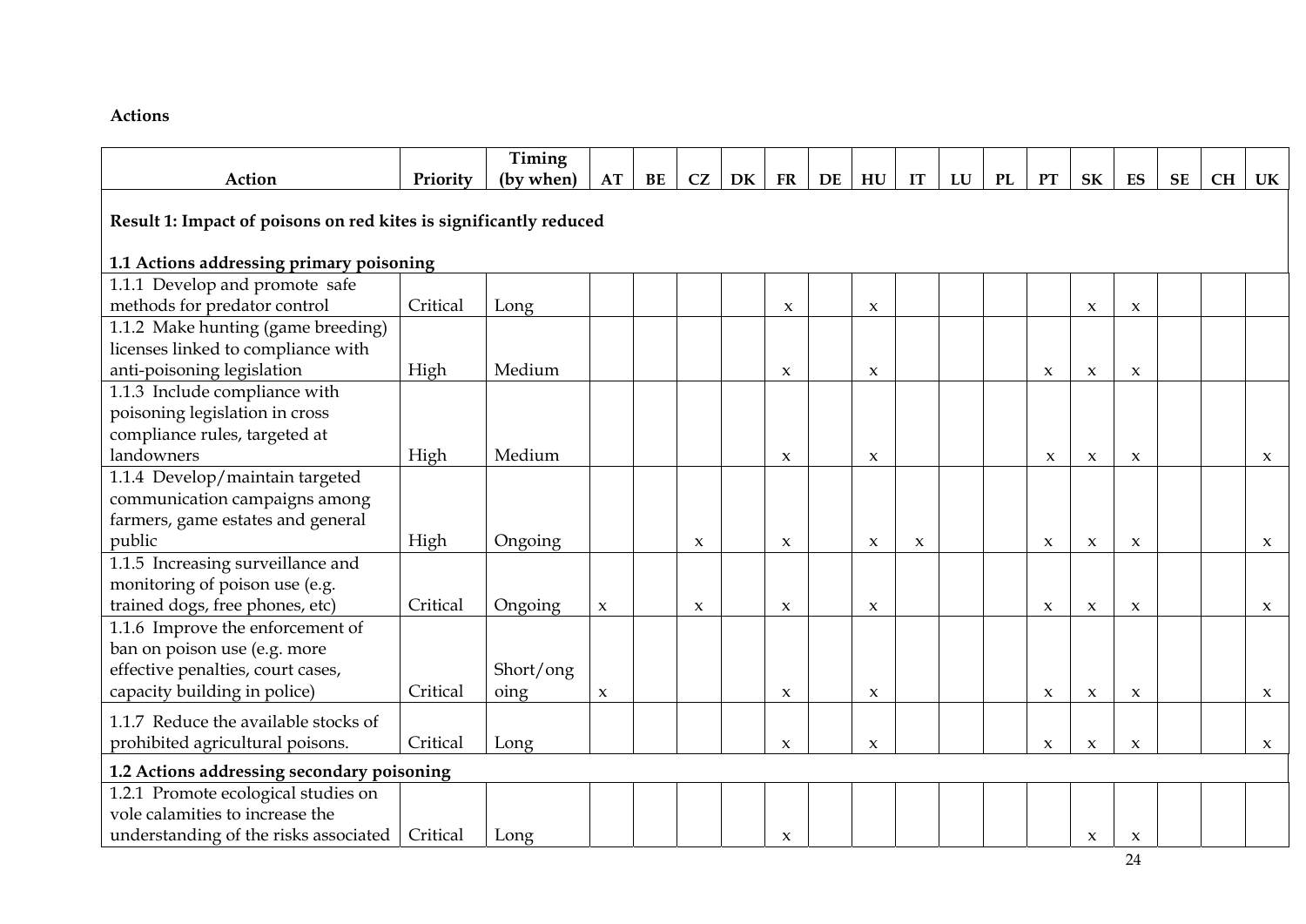**Actions**

| Action | Priority | Timing (by when) | AT | BE | CZ | DK | FR | DE | HU | IT | LU | PL | PT | SK | ES | SE | CH | UK |
|---|---|---|---|---|---|---|---|---|---|---|---|---|---|---|---|---|---|---|
| **Result 1: Impact of poisons on red kites is significantly reduced** | | | | | | | | | | | | | | | | | | |
| **1.1 Actions addressing primary poisoning** | | | | | | | | | | | | | | | | | | |
| 1.1.1 Develop and promote safe methods for predator control | Critical | Long | | | | | x | | x | | | | | x | x | | | |
| 1.1.2 Make hunting (game breeding) licenses linked to compliance with anti-poisoning legislation | High | Medium | | | | | x | | x | | | | x | x | x | | | |
| 1.1.3 Include compliance with poisoning legislation in cross compliance rules, targeted at landowners | High | Medium | | | | | x | | x | | | | x | x | x | | | x |
| 1.1.4 Develop/maintain targeted communication campaigns among farmers, game estates and general public | High | Ongoing | | | x | | x | | x | x | | | x | x | x | | | x |
| 1.1.5 Increasing surveillance and monitoring of poison use (e.g. trained dogs, free phones, etc) | Critical | Ongoing | x | | x | | x | | x | | | | x | x | x | | | x |
| 1.1.6 Improve the enforcement of ban on poison use (e.g. more effective penalties, court cases, capacity building in police) | Critical | Short/ongoing | x | | | | x | | x | | | | x | x | x | | | x |
| 1.1.7 Reduce the available stocks of prohibited agricultural poisons. | Critical | Long | | | | | x | | x | | | | x | x | x | | | x |
| **1.2 Actions addressing secondary poisoning** | | | | | | | | | | | | | | | | | | |
| 1.2.1 Promote ecological studies on vole calamities to increase the understanding of the risks associated | Critical | Long | | | | | x | | | | | | | x | x | | | |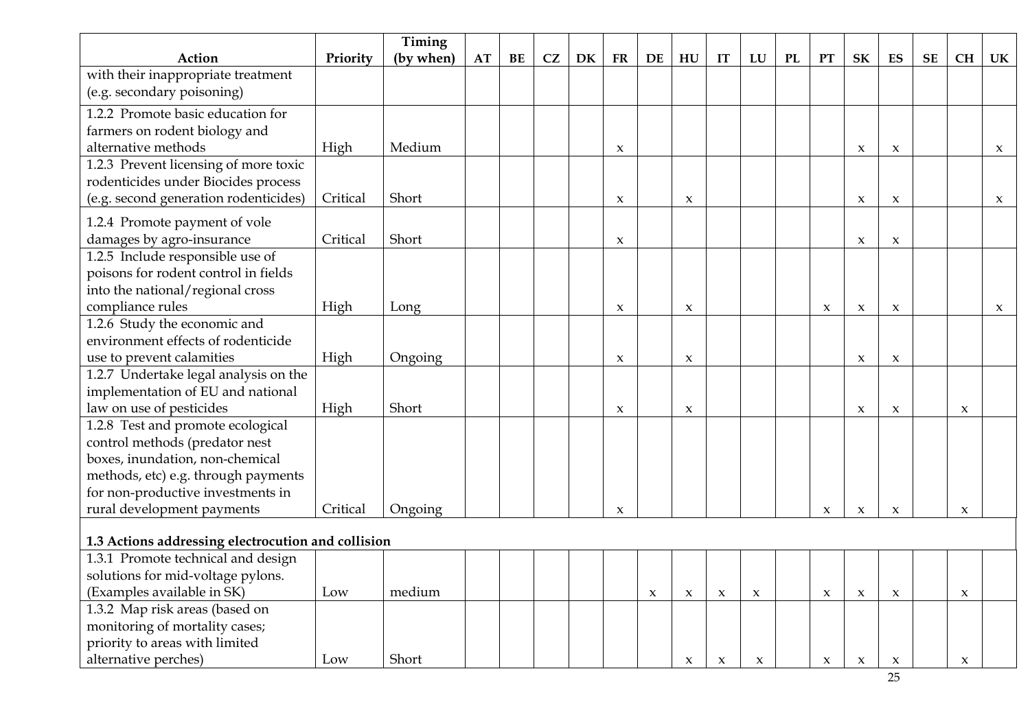| Action | Priority | Timing (by when) | AT | BE | CZ | DK | FR | DE | HU | IT | LU | PL | PT | SK | ES | SE | CH | UK |
|---|---|---|---|---|---|---|---|---|---|---|---|---|---|---|---|---|---|---|
| with their inappropriate treatment (e.g. secondary poisoning) | | | | | | | | | | | | | | | | | | |
| 1.2.2 Promote basic education for farmers on rodent biology and alternative methods | High | Medium | | | | | x | | | | | | | x | x | | | x |
| 1.2.3 Prevent licensing of more toxic rodenticides under Biocides process (e.g. second generation rodenticides) | Critical | Short | | | | | x | | x | | | | | x | x | | | x |
| 1.2.4 Promote payment of vole damages by agro-insurance | Critical | Short | | | | | x | | | | | | | x | x | | | |
| 1.2.5 Include responsible use of poisons for rodent control in fields into the national/regional cross compliance rules | High | Long | | | | | x | | x | | | | x | x | x | | | x |
| 1.2.6 Study the economic and environment effects of rodenticide use to prevent calamities | High | Ongoing | | | | | x | | x | | | | | x | x | | | |
| 1.2.7 Undertake legal analysis on the implementation of EU and national law on use of pesticides | High | Short | | | | | x | | x | | | | | x | x | | x | |
| 1.2.8 Test and promote ecological control methods (predator nest boxes, inundation, non-chemical methods, etc) e.g. through payments for non-productive investments in rural development payments | Critical | Ongoing | | | | | x | | | | | | x | x | x | | x | |
| **1.3 Actions addressing electrocution and collision** | | | | | | | | | | | | | | | | | | |
| 1.3.1 Promote technical and design solutions for mid-voltage pylons. (Examples available in SK) | Low | medium | | | | | | x | x | x | x | | x | x | x | | x | |
| 1.3.2 Map risk areas (based on monitoring of mortality cases; priority to areas with limited alternative perches) | Low | Short | | | | | | | x | x | x | | x | x | x | | x | |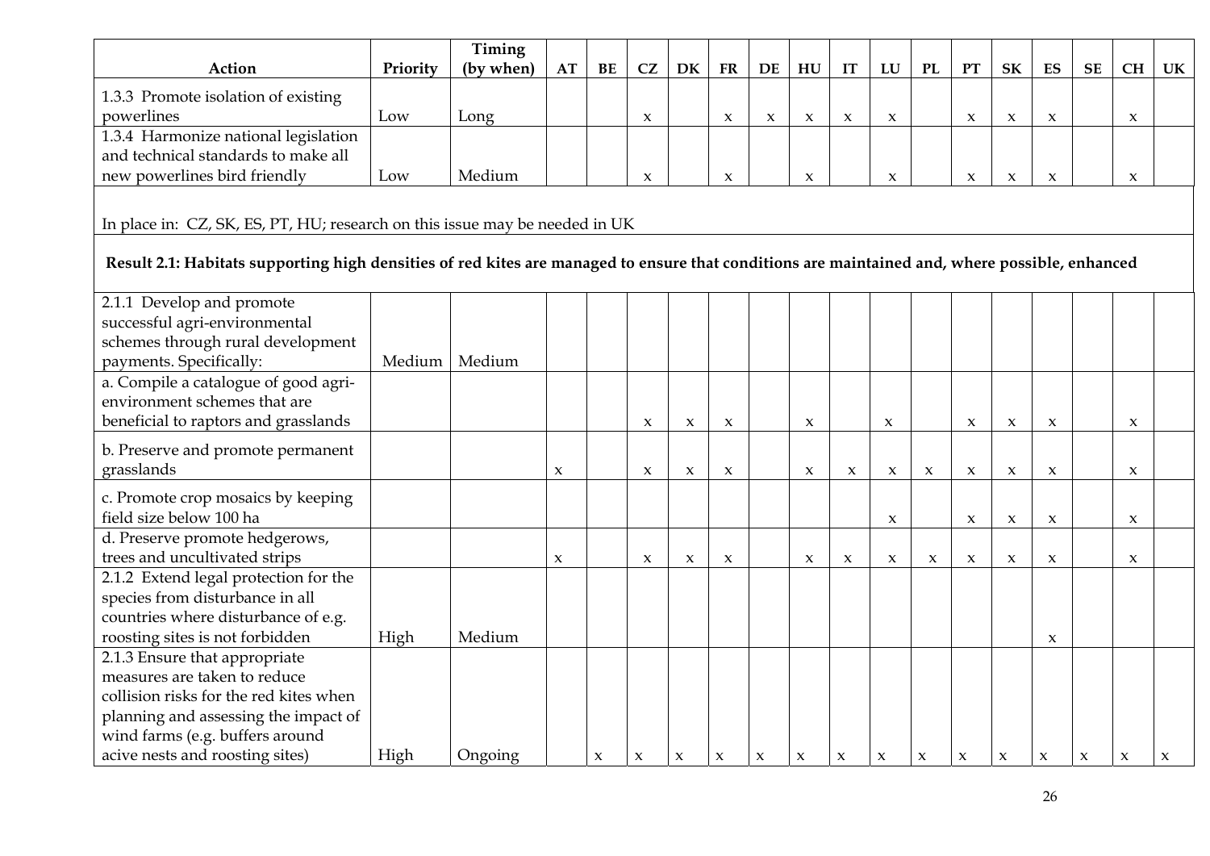| Action | Priority | Timing (by when) | AT | BE | CZ | DK | FR | DE | HU | IT | LU | PL | PT | SK | ES | SE | CH | UK |
|---|---|---|---|---|---|---|---|---|---|---|---|---|---|---|---|---|---|---|
| 1.3.3 Promote isolation of existing powerlines | Low | Long | | | x | | x | x | x | x | x | | x | x | x | | x | |
| 1.3.4 Harmonize national legislation and technical standards to make all new powerlines bird friendly | Low | Medium | | | x | | x | | x | | x | | x | x | x | | x | |
| In place in: CZ, SK, ES, PT, HU; research on this issue may be needed in UK | | | | | | | | | | | | | | | | | | |
| **Result 2.1: Habitats supporting high densities of red kites are managed to ensure that conditions are maintained and, where possible, enhanced** | | | | | | | | | | | | | | | | | | |
| 2.1.1 Develop and promote successful agri-environmental schemes through rural development payments. Specifically: | Medium | Medium | | | | | | | | | | | | | | | | |
| a. Compile a catalogue of good agri-environment schemes that are beneficial to raptors and grasslands | | | | | x | x | x | | x | | x | | x | x | x | | x | |
| b. Preserve and promote permanent grasslands | | | x | | x | x | x | | x | x | x | x | x | x | x | | x | |
| c. Promote crop mosaics by keeping field size below 100 ha | | | | | | | | | | | x | | x | x | x | | x | |
| d. Preserve promote hedgerows, trees and uncultivated strips | | | x | | x | x | x | | x | x | x | x | x | x | x | | x | |
| 2.1.2 Extend legal protection for the species from disturbance in all countries where disturbance of e.g. roosting sites is not forbidden | High | Medium | | | | | | | | | | | | | x | | | |
| 2.1.3 Ensure that appropriate measures are taken to reduce collision risks for the red kites when planning and assessing the impact of wind farms (e.g. buffers around acive nests and roosting sites) | High | Ongoing | | x | x | x | x | x | x | x | x | x | x | x | x | x | x | x |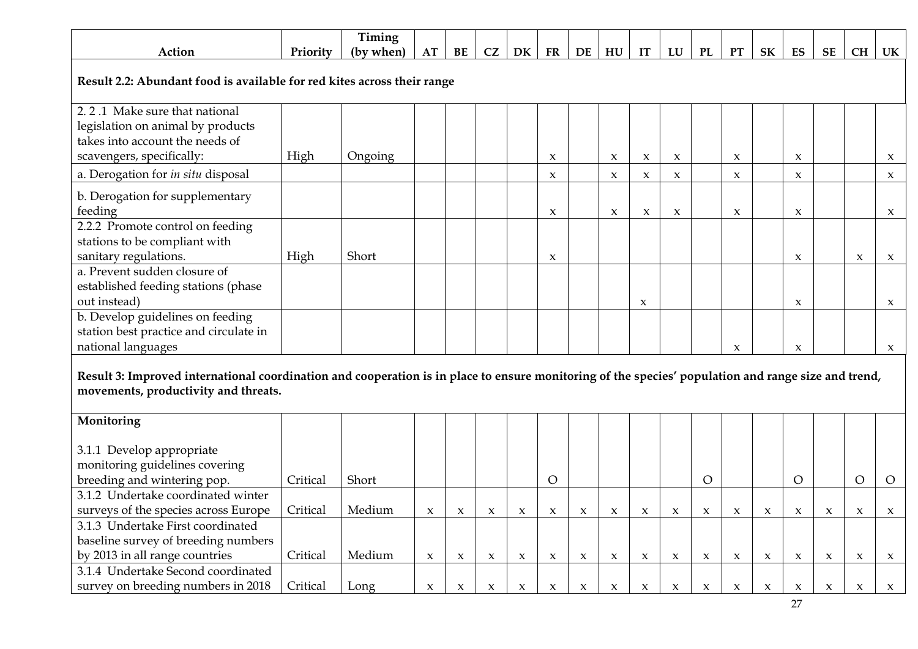| Action | Priority | Timing (by when) | AT | BE | CZ | DK | FR | DE | HU | IT | LU | PL | PT | SK | ES | SE | CH | UK |
|---|---|---|---|---|---|---|---|---|---|---|---|---|---|---|---|---|---|---|
| **Result 2.2: Abundant food is available for red kites across their range** | | | | | | | | | | | | | | | | | | |
| 2. 2 .1 Make sure that national legislation on animal by products takes into account the needs of scavengers, specifically: | High | Ongoing | | | | | x | | x | x | x | | x | | x | | | x |
| a. Derogation for *in situ* disposal | | | | | | | x | | x | x | x | | x | | x | | | x |
| b. Derogation for supplementary feeding | | | | | | | x | | x | x | x | | x | | x | | | x |
| 2.2.2 Promote control on feeding stations to be compliant with sanitary regulations. | High | Short | | | | | x | | | | | | | | x | | x | x |
| a. Prevent sudden closure of established feeding stations (phase out instead) | | | | | | | | | | x | | | | | x | | | x |
| b. Develop guidelines on feeding station best practice and circulate in national languages | | | | | | | | | | | | | x | | x | | | x |
| **Result 3: Improved international coordination and cooperation is in place to ensure monitoring of the species' population and range size and trend, movements, productivity and threats.** | | | | | | | | | | | | | | | | | | |
| **Monitoring**<br><br>3.1.1 Develop appropriate monitoring guidelines covering breeding and wintering pop. | Critical | Short | | | | | O | | | | | O | | | O | | O | O |
| 3.1.2 Undertake coordinated winter surveys of the species across Europe | Critical | Medium | x | x | x | x | x | x | x | x | x | x | x | x | x | x | x | x |
| 3.1.3 Undertake First coordinated baseline survey of breeding numbers by 2013 in all range countries | Critical | Medium | x | x | x | x | x | x | x | x | x | x | x | x | x | x | x | x |
| 3.1.4 Undertake Second coordinated survey on breeding numbers in 2018 | Critical | Long | x | x | x | x | x | x | x | x | x | x | x | x | x | x | x | x |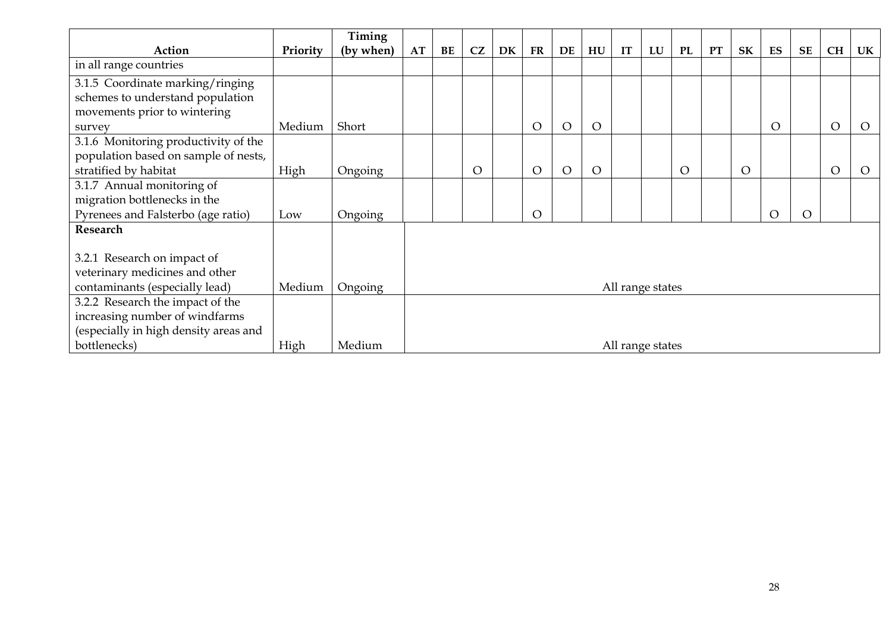| Action | Priority | Timing (by when) | AT | BE | CZ | DK | FR | DE | HU | IT | LU | PL | PT | SK | ES | SE | CH | UK |
|---|---|---|---|---|---|---|---|---|---|---|---|---|---|---|---|---|---|---|
| in all range countries | | | | | | | | | | | | | | | | | | |
| 3.1.5 Coordinate marking/ringing schemes to understand population movements prior to wintering survey | Medium | Short | | | | | O | O | O | | | | | | O | | O | O |
| 3.1.6 Monitoring productivity of the population based on sample of nests, stratified by habitat | High | Ongoing | | | O | | O | O | O | | | O | | O | | | O | O |
| 3.1.7 Annual monitoring of migration bottlenecks in the Pyrenees and Falsterbo (age ratio) | Low | Ongoing | | | | | O | | | | | | | | O | O | | |
| **Research** | | | | | | | | | | | | | | | | | | |
| 3.2.1 Research on impact of veterinary medicines and other contaminants (especially lead) | Medium | Ongoing | All range states | | | | | | | | | | | | | | | |
| 3.2.2 Research the impact of the increasing number of windfarms (especially in high density areas and bottlenecks) | High | Medium | All range states | | | | | | | | | | | | | | | |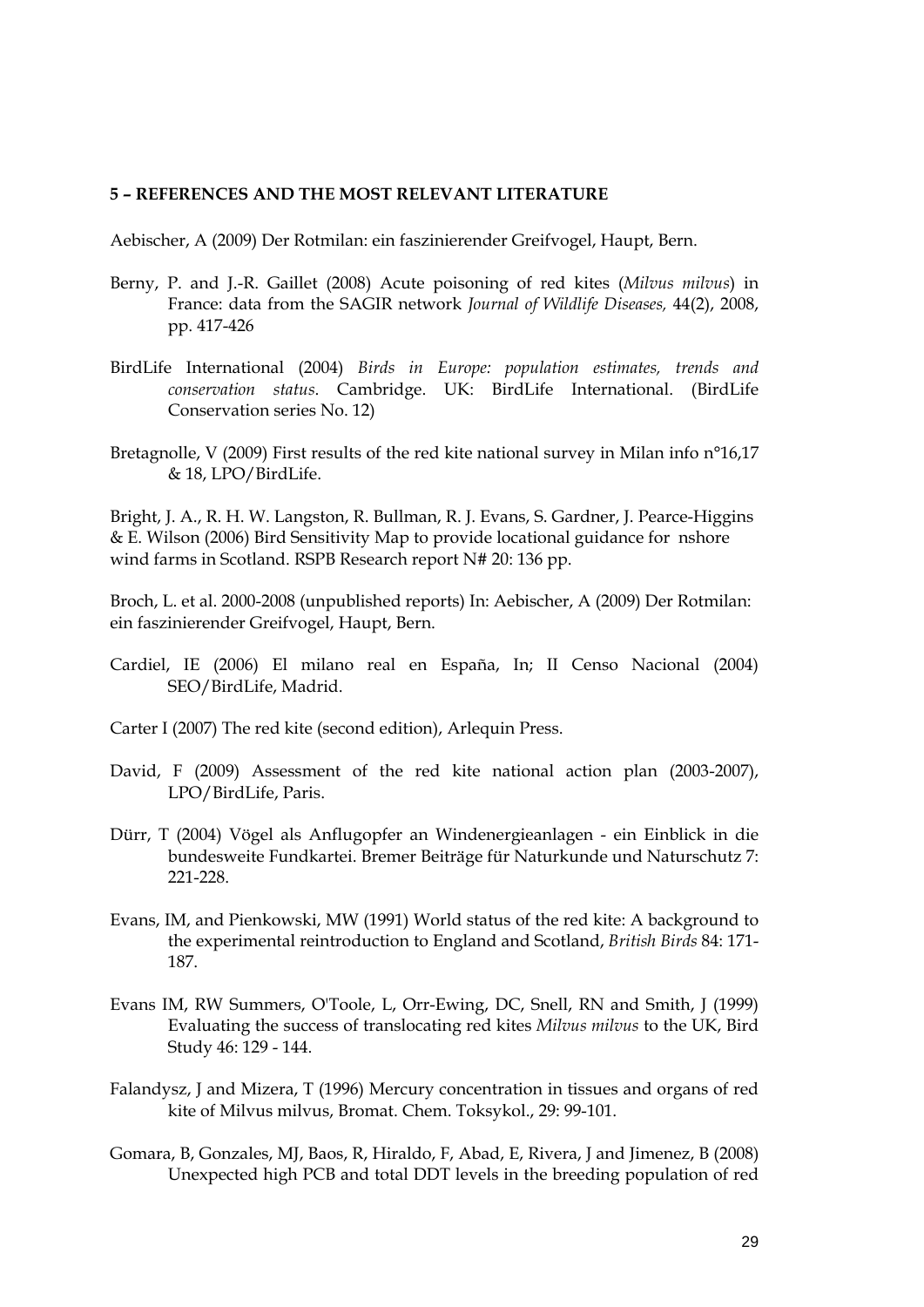**5 – REFERENCES AND THE MOST RELEVANT LITERATURE**

Aebischer, A (2009) Der Rotmilan: ein faszinierender Greifvogel, Haupt, Bern.

Berny, P. and J.-R. Gaillet (2008) Acute poisoning of red kites (*Milvus milvus*) in France: data from the SAGIR network *Journal of Wildlife Diseases,* 44(2), 2008, pp. 417-426

BirdLife International (2004) *Birds in Europe: population estimates, trends and conservation status*. Cambridge. UK: BirdLife International. (BirdLife Conservation series No. 12)

Bretagnolle, V (2009) First results of the red kite national survey in Milan info n°16,17 & 18, LPO/BirdLife.

Bright, J. A., R. H. W. Langston, R. Bullman, R. J. Evans, S. Gardner, J. Pearce-Higgins & E. Wilson (2006) Bird Sensitivity Map to provide locational guidance for nshore wind farms in Scotland. RSPB Research report N# 20: 136 pp.

Broch, L. et al. 2000-2008 (unpublished reports) In: Aebischer, A (2009) Der Rotmilan: ein faszinierender Greifvogel, Haupt, Bern.

Cardiel, IE (2006) El milano real en España, In; II Censo Nacional (2004) SEO/BirdLife, Madrid.

Carter I (2007) The red kite (second edition), Arlequin Press.

David, F (2009) Assessment of the red kite national action plan (2003-2007), LPO/BirdLife, Paris.

Dürr, T (2004) Vögel als Anflugopfer an Windenergieanlagen - ein Einblick in die bundesweite Fundkartei. Bremer Beiträge für Naturkunde und Naturschutz 7: 221-228.

Evans, IM, and Pienkowski, MW (1991) World status of the red kite: A background to the experimental reintroduction to England and Scotland, *British Birds* 84: 171-187.

Evans IM, RW Summers, O'Toole, L, Orr-Ewing, DC, Snell, RN and Smith, J (1999) Evaluating the success of translocating red kites *Milvus milvus* to the UK, Bird Study 46: 129 - 144.

Falandysz, J and Mizera, T (1996) Mercury concentration in tissues and organs of red kite of Milvus milvus, Bromat. Chem. Toksykol., 29: 99-101.

Gomara, B, Gonzales, MJ, Baos, R, Hiraldo, F, Abad, E, Rivera, J and Jimenez, B (2008) Unexpected high PCB and total DDT levels in the breeding population of red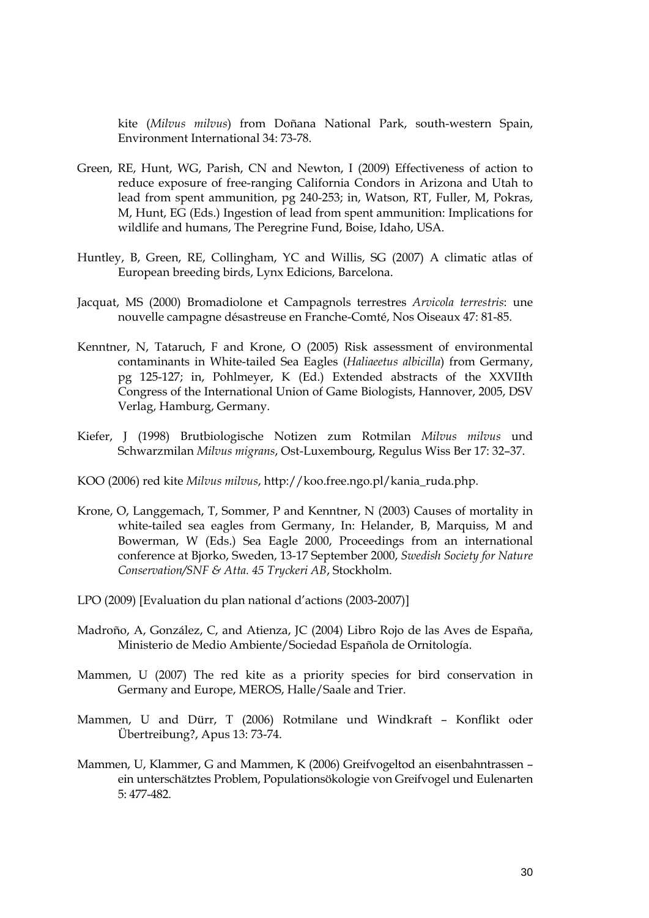kite (*Milvus milvus*) from Doñana National Park, south-western Spain, Environment International 34: 73-78.

Green, RE, Hunt, WG, Parish, CN and Newton, I (2009) Effectiveness of action to reduce exposure of free-ranging California Condors in Arizona and Utah to lead from spent ammunition, pg 240-253; in, Watson, RT, Fuller, M, Pokras, M, Hunt, EG (Eds.) Ingestion of lead from spent ammunition: Implications for wildlife and humans, The Peregrine Fund, Boise, Idaho, USA.

Huntley, B, Green, RE, Collingham, YC and Willis, SG (2007) A climatic atlas of European breeding birds, Lynx Edicions, Barcelona.

Jacquat, MS (2000) Bromadiolone et Campagnols terrestres *Arvicola terrestris*: une nouvelle campagne désastreuse en Franche-Comté, Nos Oiseaux 47: 81-85.

Kenntner, N, Tataruch, F and Krone, O (2005) Risk assessment of environmental contaminants in White-tailed Sea Eagles (*Haliaeetus albicilla*) from Germany, pg 125-127; in, Pohlmeyer, K (Ed.) Extended abstracts of the XXVIIth Congress of the International Union of Game Biologists, Hannover, 2005, DSV Verlag, Hamburg, Germany.

Kiefer, J (1998) Brutbiologische Notizen zum Rotmilan *Milvus milvus* und Schwarzmilan *Milvus migrans*, Ost-Luxembourg, Regulus Wiss Ber 17: 32–37.

KOO (2006) red kite *Milvus milvus*, http://koo.free.ngo.pl/kania_ruda.php.

Krone, O, Langgemach, T, Sommer, P and Kenntner, N (2003) Causes of mortality in white-tailed sea eagles from Germany, In: Helander, B, Marquiss, M and Bowerman, W (Eds.) Sea Eagle 2000, Proceedings from an international conference at Bjorko, Sweden, 13-17 September 2000, *Swedish Society for Nature Conservation/SNF & Atta. 45 Tryckeri AB*, Stockholm.

LPO (2009) [Evaluation du plan national d'actions (2003-2007)]

Madroño, A, González, C, and Atienza, JC (2004) Libro Rojo de las Aves de España, Ministerio de Medio Ambiente/Sociedad Española de Ornitología.

Mammen, U (2007) The red kite as a priority species for bird conservation in Germany and Europe, MEROS, Halle/Saale and Trier.

Mammen, U and Dürr, T (2006) Rotmilane und Windkraft – Konflikt oder Übertreibung?, Apus 13: 73-74.

Mammen, U, Klammer, G and Mammen, K (2006) Greifvogeltod an eisenbahntrassen – ein unterschätztes Problem, Populationsökologie von Greifvogel und Eulenarten 5: 477-482.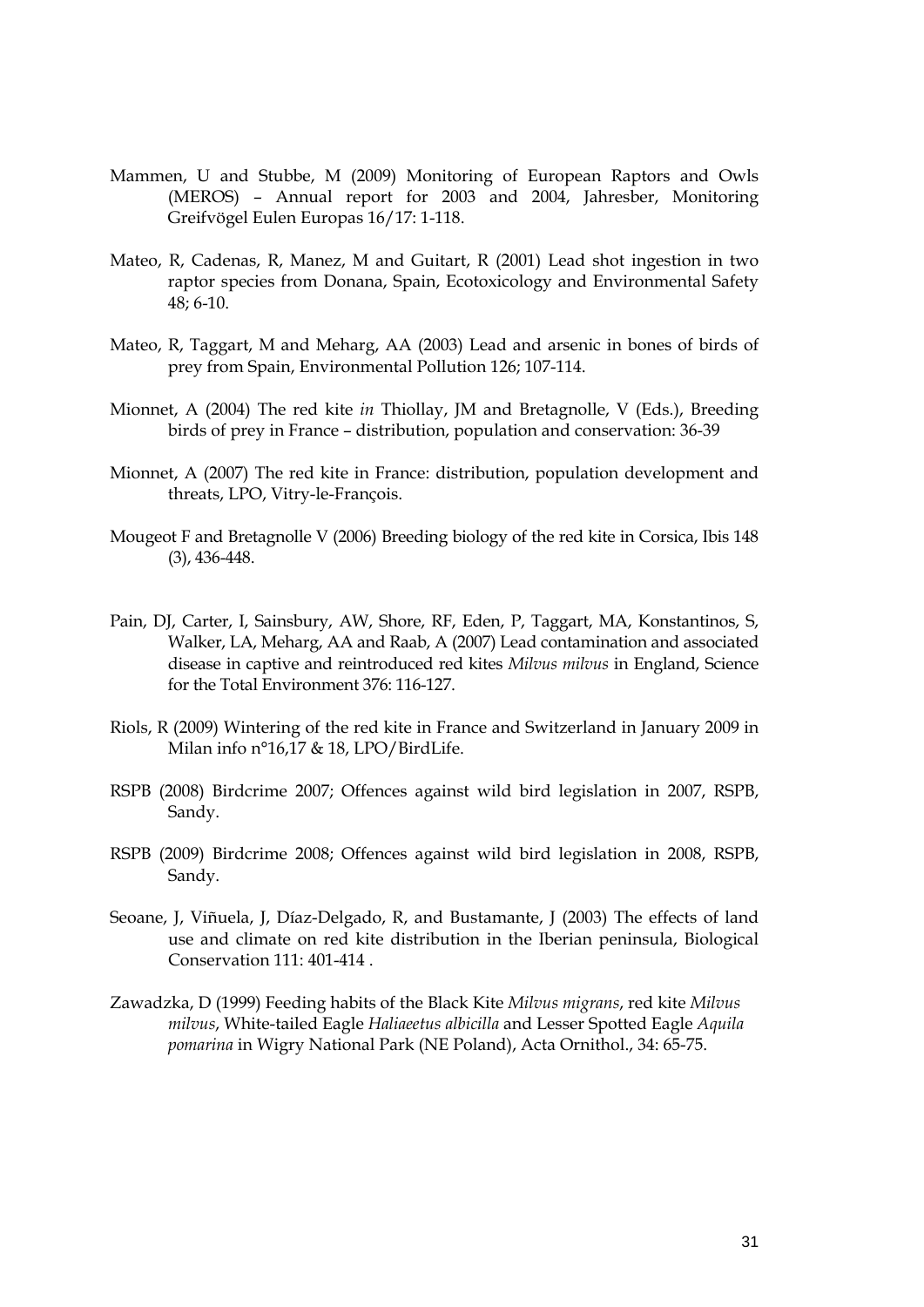Mammen, U and Stubbe, M (2009) Monitoring of European Raptors and Owls (MEROS) – Annual report for 2003 and 2004, Jahresber, Monitoring Greifvögel Eulen Europas 16/17: 1-118.

Mateo, R, Cadenas, R, Manez, M and Guitart, R (2001) Lead shot ingestion in two raptor species from Donana, Spain, Ecotoxicology and Environmental Safety 48; 6-10.

Mateo, R, Taggart, M and Meharg, AA (2003) Lead and arsenic in bones of birds of prey from Spain, Environmental Pollution 126; 107-114.

Mionnet, A (2004) The red kite *in* Thiollay, JM and Bretagnolle, V (Eds.), Breeding birds of prey in France – distribution, population and conservation: 36-39

Mionnet, A (2007) The red kite in France: distribution, population development and threats, LPO, Vitry-le-François.

Mougeot F and Bretagnolle V (2006) Breeding biology of the red kite in Corsica, Ibis 148 (3), 436-448.

Pain, DJ, Carter, I, Sainsbury, AW, Shore, RF, Eden, P, Taggart, MA, Konstantinos, S, Walker, LA, Meharg, AA and Raab, A (2007) Lead contamination and associated disease in captive and reintroduced red kites *Milvus milvus* in England, Science for the Total Environment 376: 116-127.

Riols, R (2009) Wintering of the red kite in France and Switzerland in January 2009 in Milan info n°16,17 & 18, LPO/BirdLife.

RSPB (2008) Birdcrime 2007; Offences against wild bird legislation in 2007, RSPB, Sandy.

RSPB (2009) Birdcrime 2008; Offences against wild bird legislation in 2008, RSPB, Sandy.

Seoane, J, Viñuela, J, Díaz-Delgado, R, and Bustamante, J (2003) The effects of land use and climate on red kite distribution in the Iberian peninsula, Biological Conservation 111: 401-414 .

Zawadzka, D (1999) Feeding habits of the Black Kite *Milvus migrans*, red kite *Milvus milvus*, White-tailed Eagle *Haliaeetus albicilla* and Lesser Spotted Eagle *Aquila pomarina* in Wigry National Park (NE Poland), Acta Ornithol., 34: 65-75.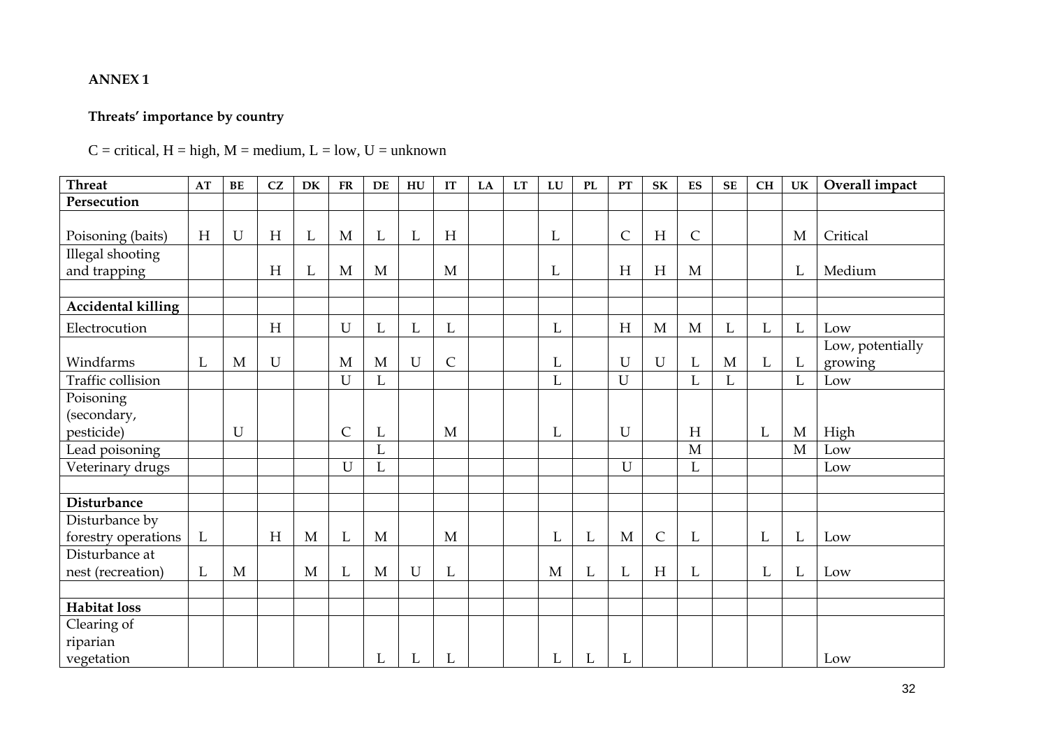**ANNEX 1**

**Threats' importance by country**

C = critical, H = high, M = medium, L = low, U = unknown

| Threat | AT | BE | CZ | DK | FR | DE | HU | IT | LA | LT | LU | PL | PT | SK | ES | SE | CH | UK | Overall impact |
|---|---|---|---|---|---|---|---|---|---|---|---|---|---|---|---|---|---|---|---|
| **Persecution** | | | | | | | | | | | | | | | | | | | |
| Poisoning (baits) | H | U | H | L | M | L | L | H | | | L | | C | H | C | | | M | Critical |
| Illegal shooting and trapping | | | H | L | M | M | | M | | | L | | H | H | M | | | L | Medium |
| | | | | | | | | | | | | | | | | | | | |
| **Accidental killing** | | | | | | | | | | | | | | | | | | | |
| Electrocution | | | H | | U | L | L | L | | | L | | H | M | M | L | L | L | Low |
| Windfarms | L | M | U | | M | M | U | C | | | L | | U | U | L | M | L | L | Low, potentially growing |
| Traffic collision | | | | | U | L | | | | | L | | U | | L | L | | L | Low |
| Poisoning (secondary, pesticide) | | U | | | C | L | | M | | | L | | U | | H | | L | M | High |
| Lead poisoning | | | | | | L | | | | | | | | | M | | | M | Low |
| Veterinary drugs | | | | | U | L | | | | | | | U | | L | | | | Low |
| | | | | | | | | | | | | | | | | | | | |
| **Disturbance** | | | | | | | | | | | | | | | | | | | |
| Disturbance by forestry operations | L | | H | M | L | M | | M | | | L | L | M | C | L | | L | L | Low |
| Disturbance at nest (recreation) | L | M | | M | L | M | U | L | | | M | L | L | H | L | | L | L | Low |
| | | | | | | | | | | | | | | | | | | | |
| **Habitat loss** | | | | | | | | | | | | | | | | | | | |
| Clearing of riparian vegetation | | | | | | L | L | L | | | L | L | L | | | | | | Low |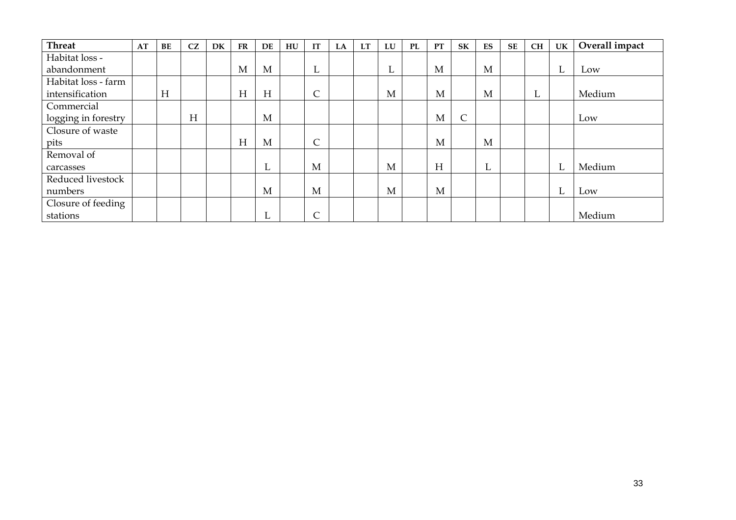| Threat | AT | BE | CZ | DK | FR | DE | HU | IT | LA | LT | LU | PL | PT | SK | ES | SE | CH | UK | Overall impact |
|---|---|---|---|---|---|---|---|---|---|---|---|---|---|---|---|---|---|---|---|
| Habitat loss - abandonment | | | | | M | M | | L | | | L | | M | | M | | | L | Low |
| Habitat loss - farm intensification | | H | | | H | H | | C | | | M | | M | | M | | L | | Medium |
| Commercial logging in forestry | | | H | | | M | | | | | | | M | C | | | | | Low |
| Closure of waste pits | | | | | H | M | | C | | | | | M | | M | | | | |
| Removal of carcasses | | | | | | L | | M | | | M | | H | | L | | | L | Medium |
| Reduced livestock numbers | | | | | | M | | M | | | M | | M | | | | | L | Low |
| Closure of feeding stations | | | | | | L | | C | | | | | | | | | | | Medium |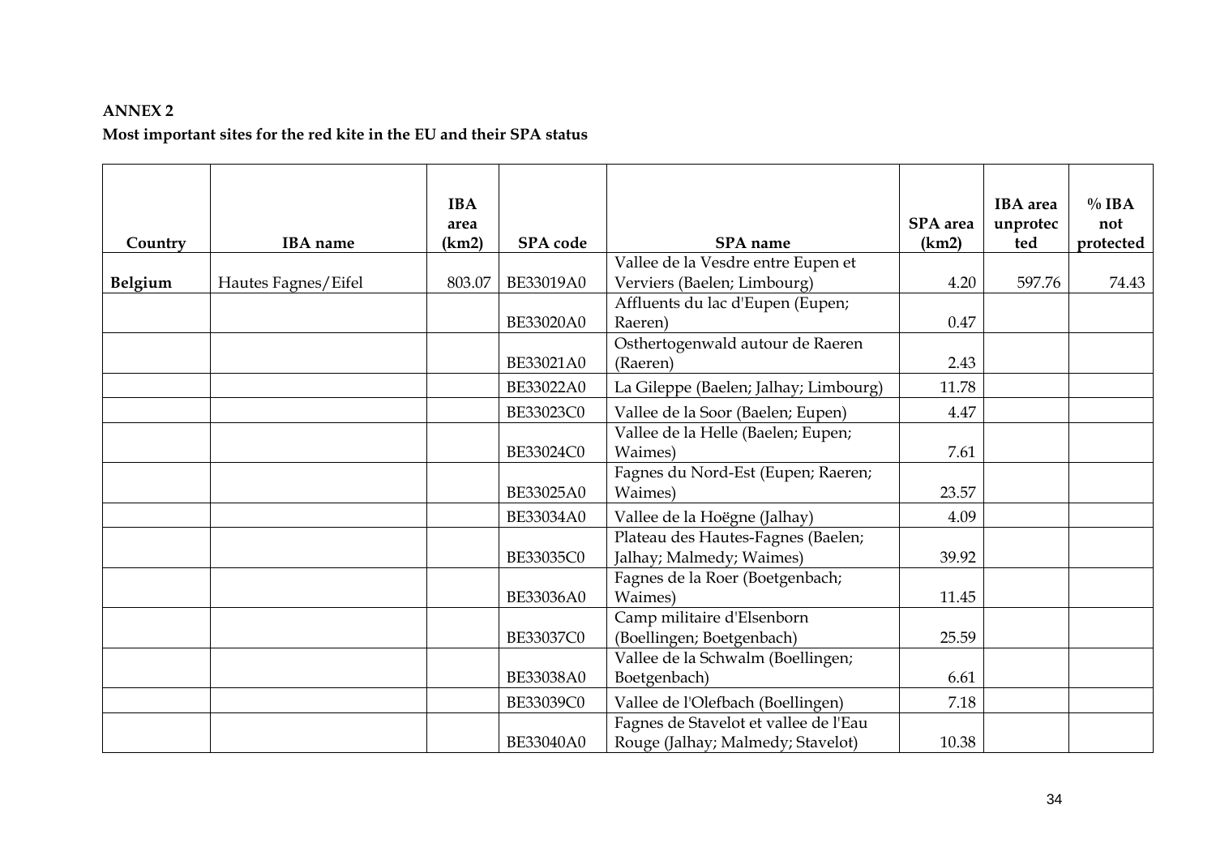**ANNEX 2**

**Most important sites for the red kite in the EU and their SPA status**

| Country | IBA name | IBA area (km2) | SPA code | SPA name | SPA area (km2) | IBA area unprotec ted | % IBA not protected |
|---|---|---|---|---|---|---|---|
| **Belgium** | Hautes Fagnes/Eifel | 803.07 | BE33019A0 | Vallee de la Vesdre entre Eupen et Verviers (Baelen; Limbourg) | 4.20 | 597.76 | 74.43 |
| | | | BE33020A0 | Affluents du lac d'Eupen (Eupen; Raeren) | 0.47 | | |
| | | | BE33021A0 | Osthertogenwald autour de Raeren (Raeren) | 2.43 | | |
| | | | BE33022A0 | La Gileppe (Baelen; Jalhay; Limbourg) | 11.78 | | |
| | | | BE33023C0 | Vallee de la Soor (Baelen; Eupen) | 4.47 | | |
| | | | BE33024C0 | Vallee de la Helle (Baelen; Eupen; Waimes) | 7.61 | | |
| | | | BE33025A0 | Fagnes du Nord-Est (Eupen; Raeren; Waimes) | 23.57 | | |
| | | | BE33034A0 | Vallee de la Hoëgne (Jalhay) | 4.09 | | |
| | | | BE33035C0 | Plateau des Hautes-Fagnes (Baelen; Jalhay; Malmedy; Waimes) | 39.92 | | |
| | | | BE33036A0 | Fagnes de la Roer (Boetgenbach; Waimes) | 11.45 | | |
| | | | BE33037C0 | Camp militaire d'Elsenborn (Boellingen; Boetgenbach) | 25.59 | | |
| | | | BE33038A0 | Vallee de la Schwalm (Boellingen; Boetgenbach) | 6.61 | | |
| | | | BE33039C0 | Vallee de l'Olefbach (Boellingen) | 7.18 | | |
| | | | BE33040A0 | Fagnes de Stavelot et vallee de l'Eau Rouge (Jalhay; Malmedy; Stavelot) | 10.38 | | |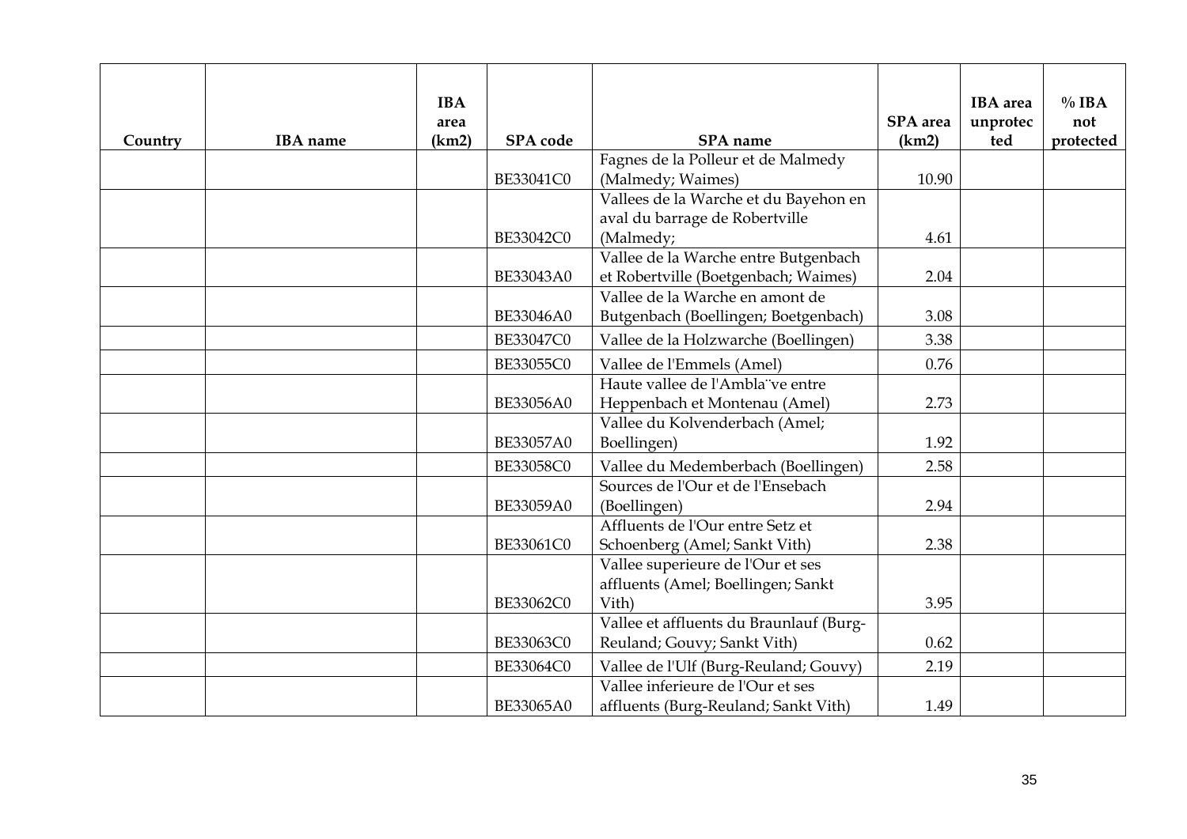| Country | IBA name | IBA area (km2) | SPA code | SPA name | SPA area (km2) | IBA area unprotected | % IBA not protected |
|---|---|---|---|---|---|---|---|
| | | | BE33041C0 | Fagnes de la Polleur et de Malmedy (Malmedy; Waimes) | 10.90 | | |
| | | | BE33042C0 | Vallees de la Warche et du Bayehon en aval du barrage de Robertville (Malmedy; | 4.61 | | |
| | | | BE33043A0 | Vallee de la Warche entre Butgenbach et Robertville (Boetgenbach; Waimes) | 2.04 | | |
| | | | BE33046A0 | Vallee de la Warche en amont de Butgenbach (Boellingen; Boetgenbach) | 3.08 | | |
| | | | BE33047C0 | Vallee de la Holzwarche (Boellingen) | 3.38 | | |
| | | | BE33055C0 | Vallee de l'Emmels (Amel) | 0.76 | | |
| | | | BE33056A0 | Haute vallee de l'Ambla¨ve entre Heppenbach et Montenau (Amel) | 2.73 | | |
| | | | BE33057A0 | Vallee du Kolvenderbach (Amel; Boellingen) | 1.92 | | |
| | | | BE33058C0 | Vallee du Medemberbach (Boellingen) | 2.58 | | |
| | | | BE33059A0 | Sources de l'Our et de l'Ensebach (Boellingen) | 2.94 | | |
| | | | BE33061C0 | Affluents de l'Our entre Setz et Schoenberg (Amel; Sankt Vith) | 2.38 | | |
| | | | BE33062C0 | Vallee superieure de l'Our et ses affluents (Amel; Boellingen; Sankt Vith) | 3.95 | | |
| | | | BE33063C0 | Vallee et affluents du Braunlauf (Burg-Reuland; Gouvy; Sankt Vith) | 0.62 | | |
| | | | BE33064C0 | Vallee de l'Ulf (Burg-Reuland; Gouvy) | 2.19 | | |
| | | | BE33065A0 | Vallee inferieure de l'Our et ses affluents (Burg-Reuland; Sankt Vith) | 1.49 | | |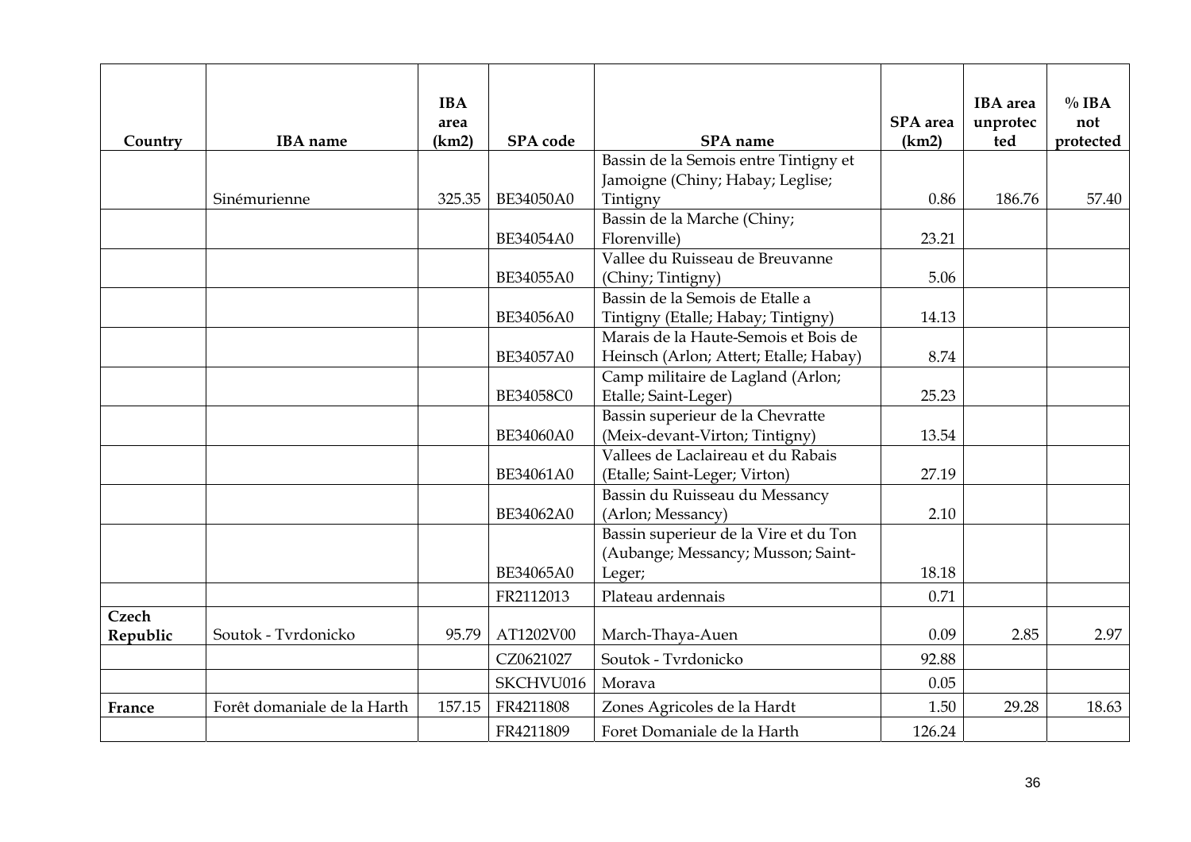| Country | IBA name | IBA area (km2) | SPA code | SPA name | SPA area (km2) | IBA area unprotected | % IBA not protected |
|---|---|---|---|---|---|---|---|
| | Sinémurienne | 325.35 | BE34050A0 | Bassin de la Semois entre Tintigny et Jamoigne (Chiny; Habay; Leglise; Tintigny | 0.86 | 186.76 | 57.40 |
| | | | BE34054A0 | Bassin de la Marche (Chiny; Florenville) | 23.21 | | |
| | | | BE34055A0 | Vallee du Ruisseau de Breuvanne (Chiny; Tintigny) | 5.06 | | |
| | | | BE34056A0 | Bassin de la Semois de Etalle a Tintigny (Etalle; Habay; Tintigny) | 14.13 | | |
| | | | BE34057A0 | Marais de la Haute-Semois et Bois de Heinsch (Arlon; Attert; Etalle; Habay) | 8.74 | | |
| | | | BE34058C0 | Camp militaire de Lagland (Arlon; Etalle; Saint-Leger) | 25.23 | | |
| | | | BE34060A0 | Bassin superieur de la Chevratte (Meix-devant-Virton; Tintigny) | 13.54 | | |
| | | | BE34061A0 | Vallees de Laclaireau et du Rabais (Etalle; Saint-Leger; Virton) | 27.19 | | |
| | | | BE34062A0 | Bassin du Ruisseau du Messancy (Arlon; Messancy) | 2.10 | | |
| | | | BE34065A0 | Bassin superieur de la Vire et du Ton (Aubange; Messancy; Musson; Saint-Leger; | 18.18 | | |
| | | | FR2112013 | Plateau ardennais | 0.71 | | |
| **Czech Republic** | Soutok - Tvrdonicko | 95.79 | AT1202V00 | March-Thaya-Auen | 0.09 | 2.85 | 2.97 |
| | | | CZ0621027 | Soutok - Tvrdonicko | 92.88 | | |
| | | | SKCHVU016 | Morava | 0.05 | | |
| **France** | Forêt domaniale de la Harth | 157.15 | FR4211808 | Zones Agricoles de la Hardt | 1.50 | 29.28 | 18.63 |
| | | | FR4211809 | Foret Domaniale de la Harth | 126.24 | | |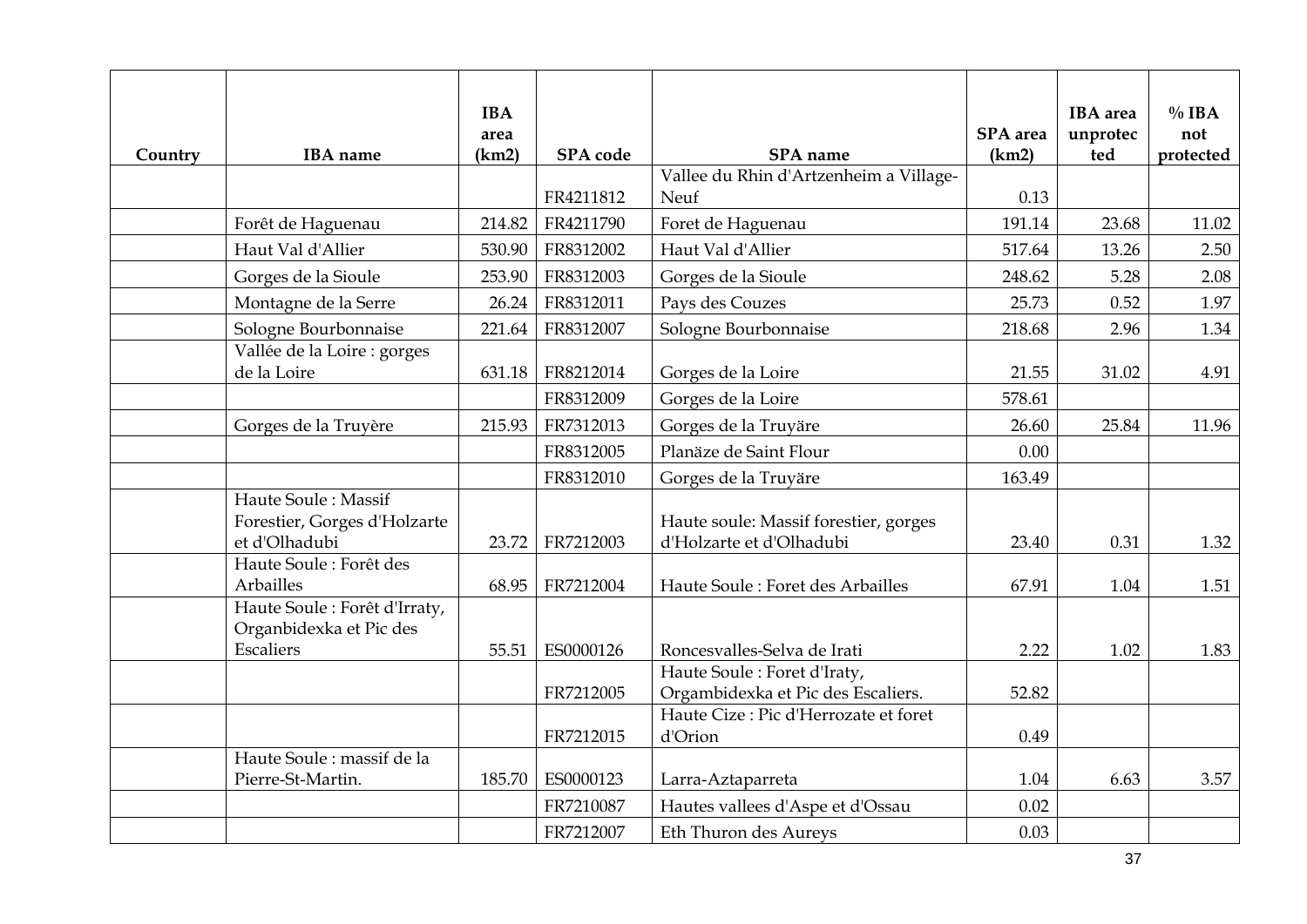| Country | IBA name | IBA area (km2) | SPA code | SPA name | SPA area (km2) | IBA area unprotec ted | % IBA not protected |
|---|---|---|---|---|---|---|---|
| | | | FR4211812 | Vallee du Rhin d'Artzenheim a Village-Neuf | 0.13 | | |
| | Forêt de Haguenau | 214.82 | FR4211790 | Foret de Haguenau | 191.14 | 23.68 | 11.02 |
| | Haut Val d'Allier | 530.90 | FR8312002 | Haut Val d'Allier | 517.64 | 13.26 | 2.50 |
| | Gorges de la Sioule | 253.90 | FR8312003 | Gorges de la Sioule | 248.62 | 5.28 | 2.08 |
| | Montagne de la Serre | 26.24 | FR8312011 | Pays des Couzes | 25.73 | 0.52 | 1.97 |
| | Sologne Bourbonnaise | 221.64 | FR8312007 | Sologne Bourbonnaise | 218.68 | 2.96 | 1.34 |
| | Vallée de la Loire : gorges de la Loire | 631.18 | FR8212014 | Gorges de la Loire | 21.55 | 31.02 | 4.91 |
| | | | FR8312009 | Gorges de la Loire | 578.61 | | |
| | Gorges de la Truyère | 215.93 | FR7312013 | Gorges de la Truyäre | 26.60 | 25.84 | 11.96 |
| | | | FR8312005 | Planäze de Saint Flour | 0.00 | | |
| | | | FR8312010 | Gorges de la Truyäre | 163.49 | | |
| | Haute Soule : Massif Forestier, Gorges d'Holzarte et d'Olhadubi | 23.72 | FR7212003 | Haute soule: Massif forestier, gorges d'Holzarte et d'Olhadubi | 23.40 | 0.31 | 1.32 |
| | Haute Soule : Forêt des Arbailles | 68.95 | FR7212004 | Haute Soule : Foret des Arbailles | 67.91 | 1.04 | 1.51 |
| | Haute Soule : Forêt d'Irraty, Organbidexka et Pic des Escaliers | 55.51 | ES0000126 | Roncesvalles-Selva de Irati | 2.22 | 1.02 | 1.83 |
| | | | FR7212005 | Haute Soule : Foret d'Iraty, Orgambidexka et Pic des Escaliers. | 52.82 | | |
| | | | FR7212015 | Haute Cize : Pic d'Herrozate et foret d'Orion | 0.49 | | |
| | Haute Soule : massif de la Pierre-St-Martin. | 185.70 | ES0000123 | Larra-Aztaparreta | 1.04 | 6.63 | 3.57 |
| | | | FR7210087 | Hautes vallees d'Aspe et d'Ossau | 0.02 | | |
| | | | FR7212007 | Eth Thuron des Aureys | 0.03 | | |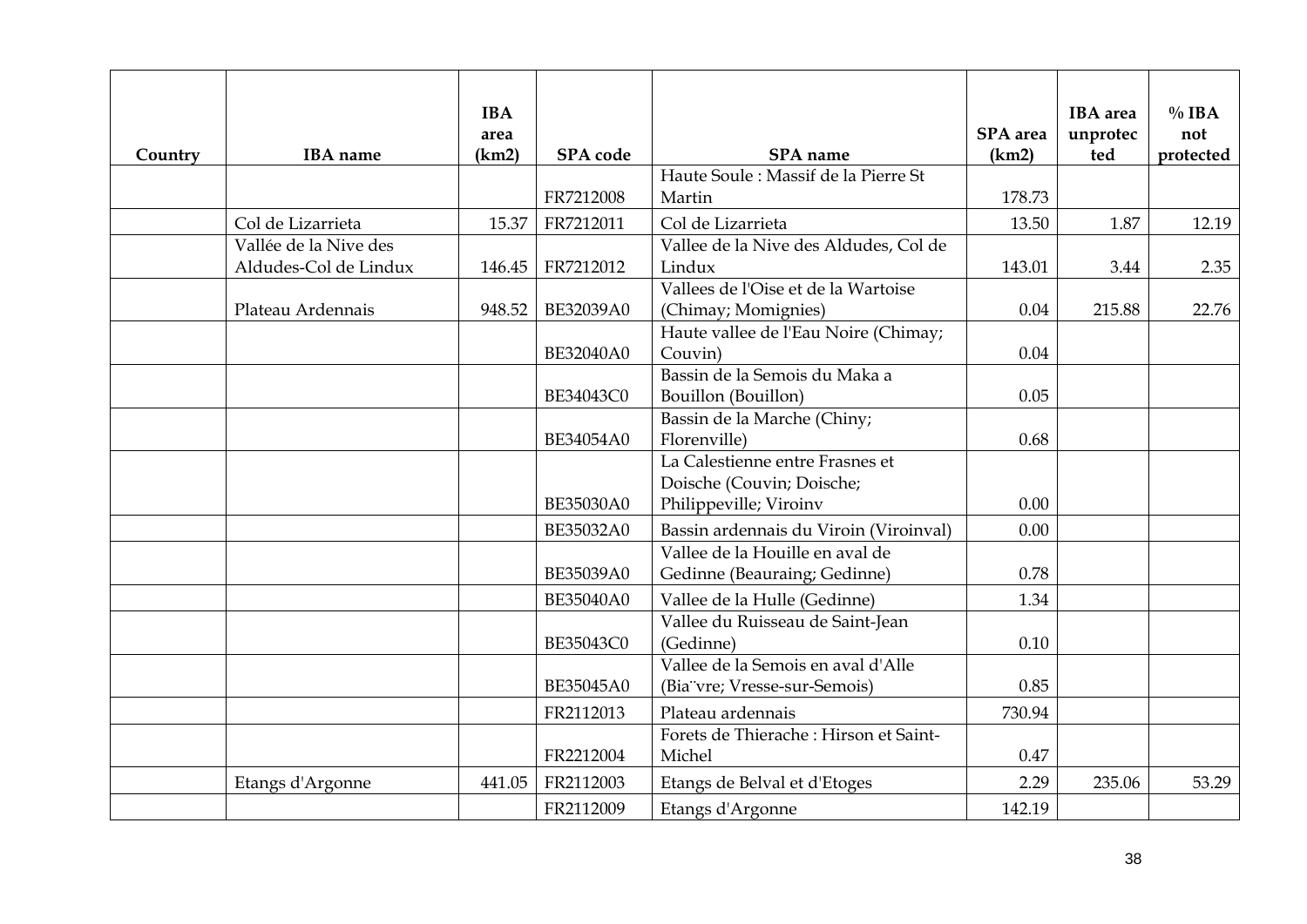| Country | IBA name | IBA area (km2) | SPA code | SPA name | SPA area (km2) | IBA area unprotected | % IBA not protected |
|---|---|---|---|---|---|---|---|
| | | | FR7212008 | Haute Soule : Massif de la Pierre St Martin | 178.73 | | |
| | Col de Lizarrieta | 15.37 | FR7212011 | Col de Lizarrieta | 13.50 | 1.87 | 12.19 |
| | Vallée de la Nive des Aldudes-Col de Lindux | 146.45 | FR7212012 | Vallee de la Nive des Aldudes, Col de Lindux | 143.01 | 3.44 | 2.35 |
| | Plateau Ardennais | 948.52 | BE32039A0 | Vallees de l'Oise et de la Wartoise (Chimay; Momignies) | 0.04 | 215.88 | 22.76 |
| | | | BE32040A0 | Haute vallee de l'Eau Noire (Chimay; Couvin) | 0.04 | | |
| | | | BE34043C0 | Bassin de la Semois du Maka a Bouillon (Bouillon) | 0.05 | | |
| | | | BE34054A0 | Bassin de la Marche (Chiny; Florenville) | 0.68 | | |
| | | | BE35030A0 | La Calestienne entre Frasnes et Doische (Couvin; Doische; Philippeville; Viroinv | 0.00 | | |
| | | | BE35032A0 | Bassin ardennais du Viroin (Viroinval) | 0.00 | | |
| | | | BE35039A0 | Vallee de la Houille en aval de Gedinne (Beauraing; Gedinne) | 0.78 | | |
| | | | BE35040A0 | Vallee de la Hulle (Gedinne) | 1.34 | | |
| | | | BE35043C0 | Vallee du Ruisseau de Saint-Jean (Gedinne) | 0.10 | | |
| | | | BE35045A0 | Vallee de la Semois en aval d'Alle (Bia¨vre; Vresse-sur-Semois) | 0.85 | | |
| | | | FR2112013 | Plateau ardennais | 730.94 | | |
| | | | FR2212004 | Forets de Thierache : Hirson et Saint-Michel | 0.47 | | |
| | Etangs d'Argonne | 441.05 | FR2112003 | Etangs de Belval et d'Etoges | 2.29 | 235.06 | 53.29 |
| | | | FR2112009 | Etangs d'Argonne | 142.19 | | |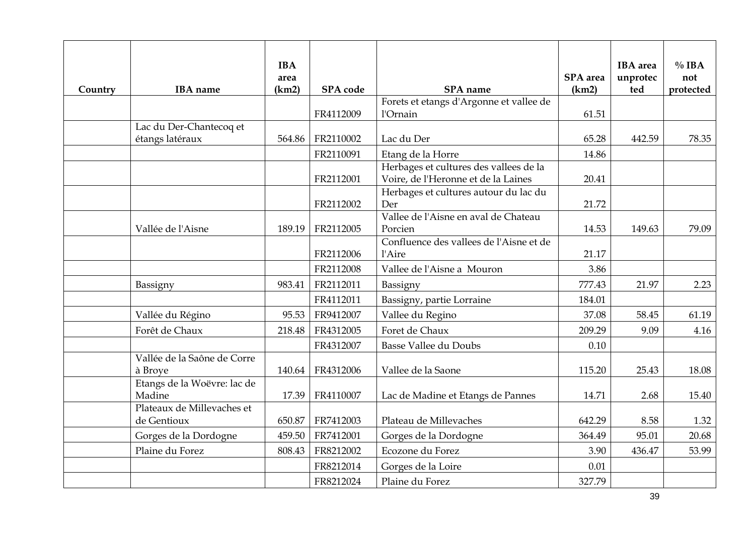| Country | IBA name | IBA area (km2) | SPA code | SPA name | SPA area (km2) | IBA area unprotected | % IBA not protected |
|---|---|---|---|---|---|---|---|
| | | | FR4112009 | Forets et etangs d'Argonne et vallee de l'Ornain | 61.51 | | |
| | Lac du Der-Chantecoq et étangs latéraux | 564.86 | FR2110002 | Lac du Der | 65.28 | 442.59 | 78.35 |
| | | | FR2110091 | Etang de la Horre | 14.86 | | |
| | | | FR2112001 | Herbages et cultures des vallees de la Voire, de l'Heronne et de la Laines | 20.41 | | |
| | | | FR2112002 | Herbages et cultures autour du lac du Der | 21.72 | | |
| | Vallée de l'Aisne | 189.19 | FR2112005 | Vallee de l'Aisne en aval de Chateau Porcien | 14.53 | 149.63 | 79.09 |
| | | | FR2112006 | Confluence des vallees de l'Aisne et de l'Aire | 21.17 | | |
| | | | FR2112008 | Vallee de l'Aisne a Mouron | 3.86 | | |
| | Bassigny | 983.41 | FR2112011 | Bassigny | 777.43 | 21.97 | 2.23 |
| | | | FR4112011 | Bassigny, partie Lorraine | 184.01 | | |
| | Vallée du Régino | 95.53 | FR9412007 | Vallee du Regino | 37.08 | 58.45 | 61.19 |
| | Forêt de Chaux | 218.48 | FR4312005 | Foret de Chaux | 209.29 | 9.09 | 4.16 |
| | | | FR4312007 | Basse Vallee du Doubs | 0.10 | | |
| | Vallée de la Saône de Corre à Broye | 140.64 | FR4312006 | Vallee de la Saone | 115.20 | 25.43 | 18.08 |
| | Etangs de la Woëvre: lac de Madine | 17.39 | FR4110007 | Lac de Madine et Etangs de Pannes | 14.71 | 2.68 | 15.40 |
| | Plateaux de Millevaches et de Gentioux | 650.87 | FR7412003 | Plateau de Millevaches | 642.29 | 8.58 | 1.32 |
| | Gorges de la Dordogne | 459.50 | FR7412001 | Gorges de la Dordogne | 364.49 | 95.01 | 20.68 |
| | Plaine du Forez | 808.43 | FR8212002 | Ecozone du Forez | 3.90 | 436.47 | 53.99 |
| | | | FR8212014 | Gorges de la Loire | 0.01 | | |
| | | | FR8212024 | Plaine du Forez | 327.79 | | |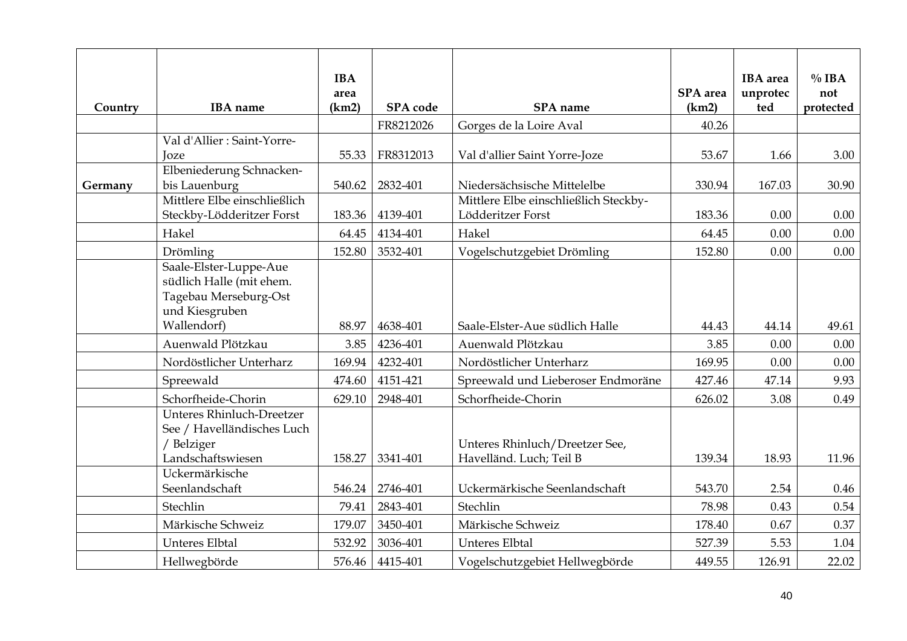| Country | IBA name | IBA area (km2) | SPA code | SPA name | SPA area (km2) | IBA area unprotected | % IBA not protected |
|---|---|---|---|---|---|---|---|
| | | | FR8212026 | Gorges de la Loire Aval | 40.26 | | |
| | Val d'Allier : Saint-Yorre-Joze | 55.33 | FR8312013 | Val d'allier Saint Yorre-Joze | 53.67 | 1.66 | 3.00 |
| **Germany** | Elbeniederung Schnacken- bis Lauenburg | 540.62 | 2832-401 | Niedersächsische Mittelelbe | 330.94 | 167.03 | 30.90 |
| | Mittlere Elbe einschließlich Steckby-Lödderitzer Forst | 183.36 | 4139-401 | Mittlere Elbe einschließlich Steckby-Lödderitzer Forst | 183.36 | 0.00 | 0.00 |
| | Hakel | 64.45 | 4134-401 | Hakel | 64.45 | 0.00 | 0.00 |
| | Drömling | 152.80 | 3532-401 | Vogelschutzgebiet Drömling | 152.80 | 0.00 | 0.00 |
| | Saale-Elster-Luppe-Aue südlich Halle (mit ehem. Tagebau Merseburg-Ost und Kiesgruben Wallendorf) | 88.97 | 4638-401 | Saale-Elster-Aue südlich Halle | 44.43 | 44.14 | 49.61 |
| | Auenwald Plötzkau | 3.85 | 4236-401 | Auenwald Plötzkau | 3.85 | 0.00 | 0.00 |
| | Nordöstlicher Unterharz | 169.94 | 4232-401 | Nordöstlicher Unterharz | 169.95 | 0.00 | 0.00 |
| | Spreewald | 474.60 | 4151-421 | Spreewald und Lieberoser Endmoräne | 427.46 | 47.14 | 9.93 |
| | Schorfheide-Chorin | 629.10 | 2948-401 | Schorfheide-Chorin | 626.02 | 3.08 | 0.49 |
| | Unteres Rhinluch-Dreetzer See / Havelländisches Luch / Belziger Landschaftswiesen | 158.27 | 3341-401 | Unteres Rhinluch/Dreetzer See, Havelländ. Luch; Teil B | 139.34 | 18.93 | 11.96 |
| | Uckermärkische Seenlandschaft | 546.24 | 2746-401 | Uckermärkische Seenlandschaft | 543.70 | 2.54 | 0.46 |
| | Stechlin | 79.41 | 2843-401 | Stechlin | 78.98 | 0.43 | 0.54 |
| | Märkische Schweiz | 179.07 | 3450-401 | Märkische Schweiz | 178.40 | 0.67 | 0.37 |
| | Unteres Elbtal | 532.92 | 3036-401 | Unteres Elbtal | 527.39 | 5.53 | 1.04 |
| | Hellwegbörde | 576.46 | 4415-401 | Vogelschutzgebiet Hellwegbörde | 449.55 | 126.91 | 22.02 |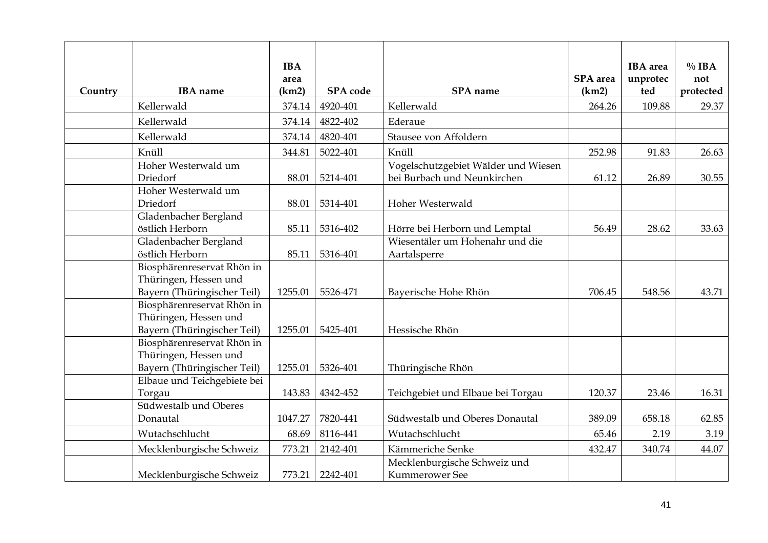| Country | IBA name | IBA area (km2) | SPA code | SPA name | SPA area (km2) | IBA area unprotec ted | % IBA not protected |
|---|---|---|---|---|---|---|---|
| | Kellerwald | 374.14 | 4920-401 | Kellerwald | 264.26 | 109.88 | 29.37 |
| | Kellerwald | 374.14 | 4822-402 | Ederaue | | | |
| | Kellerwald | 374.14 | 4820-401 | Stausee von Affoldern | | | |
| | Knüll | 344.81 | 5022-401 | Knüll | 252.98 | 91.83 | 26.63 |
| | Hoher Westerwald um Driedorf | 88.01 | 5214-401 | Vogelschutzgebiet Wälder und Wiesen bei Burbach und Neunkirchen | 61.12 | 26.89 | 30.55 |
| | Hoher Westerwald um Driedorf | 88.01 | 5314-401 | Hoher Westerwald | | | |
| | Gladenbacher Bergland östlich Herborn | 85.11 | 5316-402 | Hörre bei Herborn und Lemptal | 56.49 | 28.62 | 33.63 |
| | Gladenbacher Bergland östlich Herborn | 85.11 | 5316-401 | Wiesentäler um Hohenahr und die Aartalsperre | | | |
| | Biosphärenreservat Rhön in Thüringen, Hessen und Bayern (Thüringischer Teil) | 1255.01 | 5526-471 | Bayerische Hohe Rhön | 706.45 | 548.56 | 43.71 |
| | Biosphärenreservat Rhön in Thüringen, Hessen und Bayern (Thüringischer Teil) | 1255.01 | 5425-401 | Hessische Rhön | | | |
| | Biosphärenreservat Rhön in Thüringen, Hessen und Bayern (Thüringischer Teil) | 1255.01 | 5326-401 | Thüringische Rhön | | | |
| | Elbaue und Teichgebiete bei Torgau | 143.83 | 4342-452 | Teichgebiet und Elbaue bei Torgau | 120.37 | 23.46 | 16.31 |
| | Südwestalb und Oberes Donautal | 1047.27 | 7820-441 | Südwestalb und Oberes Donautal | 389.09 | 658.18 | 62.85 |
| | Wutachschlucht | 68.69 | 8116-441 | Wutachschlucht | 65.46 | 2.19 | 3.19 |
| | Mecklenburgische Schweiz | 773.21 | 2142-401 | Kämmeriche Senke | 432.47 | 340.74 | 44.07 |
| | Mecklenburgische Schweiz | 773.21 | 2242-401 | Mecklenburgische Schweiz und Kummerower See | | | |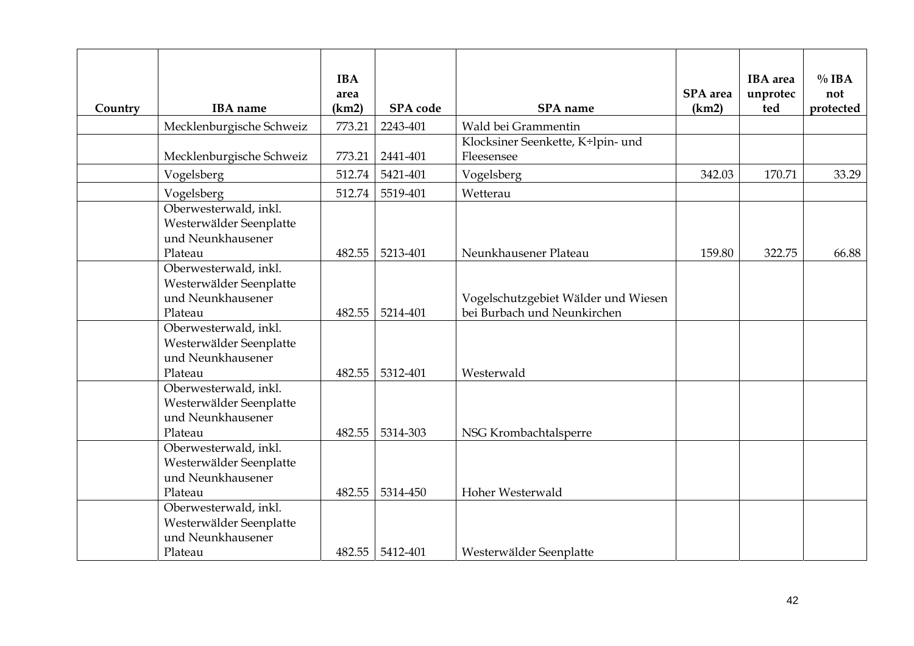| Country | IBA name | IBA area (km2) | SPA code | SPA name | SPA area (km2) | IBA area unprotected | % IBA not protected |
|---|---|---|---|---|---|---|---|
| | Mecklenburgische Schweiz | 773.21 | 2243-401 | Wald bei Grammentin | | | |
| | Mecklenburgische Schweiz | 773.21 | 2441-401 | Klocksiner Seenkette, K÷lpin- und Fleesensee | | | |
| | Vogelsberg | 512.74 | 5421-401 | Vogelsberg | 342.03 | 170.71 | 33.29 |
| | Vogelsberg | 512.74 | 5519-401 | Wetterau | | | |
| | Oberwesterwald, inkl. Westerwälder Seenplatte und Neunkhausener Plateau | 482.55 | 5213-401 | Neunkhausener Plateau | 159.80 | 322.75 | 66.88 |
| | Oberwesterwald, inkl. Westerwälder Seenplatte und Neunkhausener Plateau | 482.55 | 5214-401 | Vogelschutzgebiet Wälder und Wiesen bei Burbach und Neunkirchen | | | |
| | Oberwesterwald, inkl. Westerwälder Seenplatte und Neunkhausener Plateau | 482.55 | 5312-401 | Westerwald | | | |
| | Oberwesterwald, inkl. Westerwälder Seenplatte und Neunkhausener Plateau | 482.55 | 5314-303 | NSG Krombachtalsperre | | | |
| | Oberwesterwald, inkl. Westerwälder Seenplatte und Neunkhausener Plateau | 482.55 | 5314-450 | Hoher Westerwald | | | |
| | Oberwesterwald, inkl. Westerwälder Seenplatte und Neunkhausener Plateau | 482.55 | 5412-401 | Westerwälder Seenplatte | | | |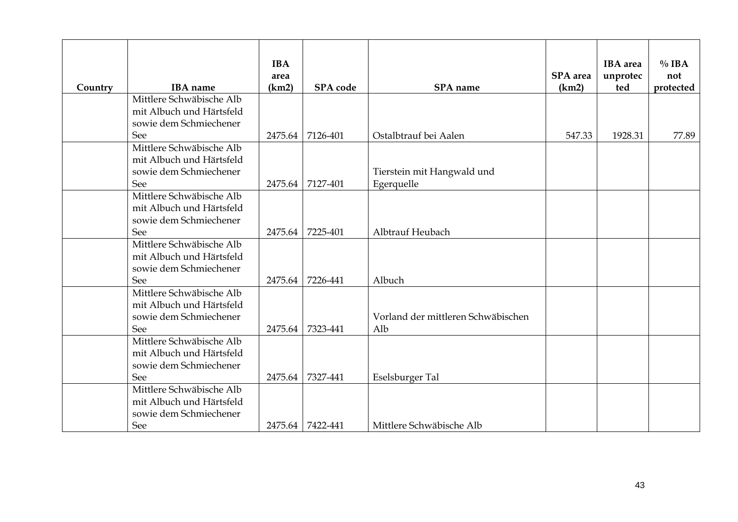| Country | IBA name | IBA area (km2) | SPA code | SPA name | SPA area (km2) | IBA area unprotected | % IBA not protected |
|---|---|---|---|---|---|---|---|
| | Mittlere Schwäbische Alb mit Albuch und Härtsfeld sowie dem Schmiechener See | 2475.64 | 7126-401 | Ostalbtrauf bei Aalen | 547.33 | 1928.31 | 77.89 |
| | Mittlere Schwäbische Alb mit Albuch und Härtsfeld sowie dem Schmiechener See | 2475.64 | 7127-401 | Tierstein mit Hangwald und Egerquelle | | | |
| | Mittlere Schwäbische Alb mit Albuch und Härtsfeld sowie dem Schmiechener See | 2475.64 | 7225-401 | Albtrauf Heubach | | | |
| | Mittlere Schwäbische Alb mit Albuch und Härtsfeld sowie dem Schmiechener See | 2475.64 | 7226-441 | Albuch | | | |
| | Mittlere Schwäbische Alb mit Albuch und Härtsfeld sowie dem Schmiechener See | 2475.64 | 7323-441 | Vorland der mittleren Schwäbischen Alb | | | |
| | Mittlere Schwäbische Alb mit Albuch und Härtsfeld sowie dem Schmiechener See | 2475.64 | 7327-441 | Eselsburger Tal | | | |
| | Mittlere Schwäbische Alb mit Albuch und Härtsfeld sowie dem Schmiechener See | 2475.64 | 7422-441 | Mittlere Schwäbische Alb | | | |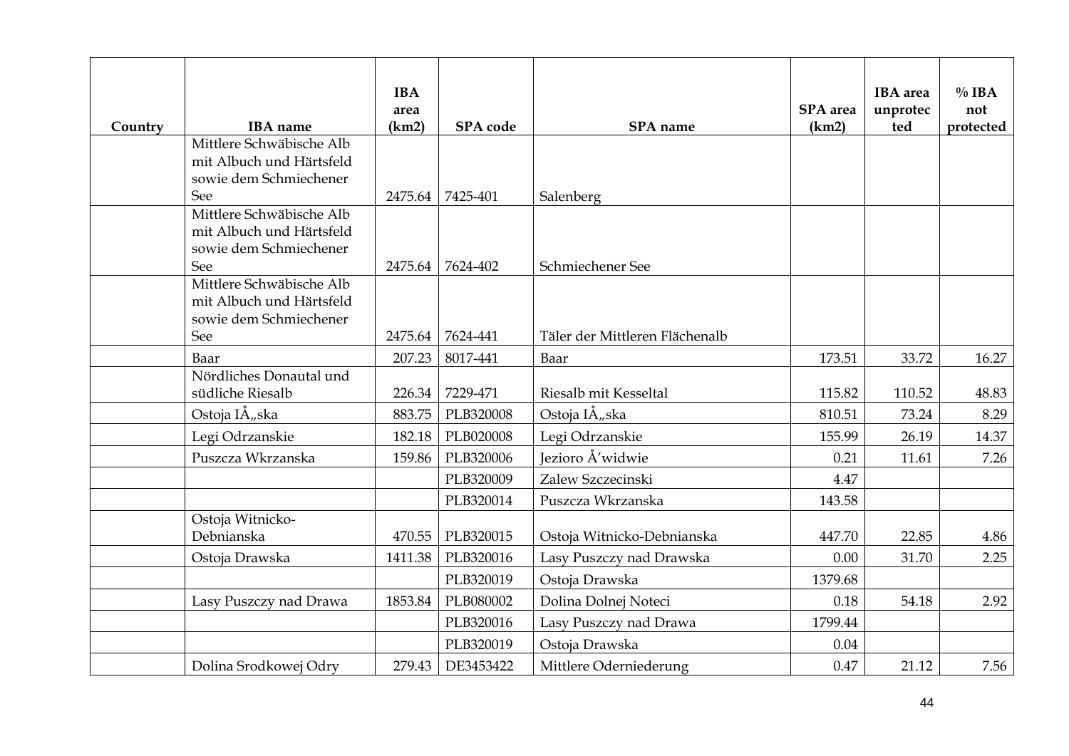| Country | IBA name | IBA area (km2) | SPA code | SPA name | SPA area (km2) | IBA area unprotected | % IBA not protected |
|---|---|---|---|---|---|---|---|
| | Mittlere Schwäbische Alb mit Albuch und Härtsfeld sowie dem Schmiechener See | 2475.64 | 7425-401 | Salenberg | | | |
| | Mittlere Schwäbische Alb mit Albuch und Härtsfeld sowie dem Schmiechener See | 2475.64 | 7624-402 | Schmiechener See | | | |
| | Mittlere Schwäbische Alb mit Albuch und Härtsfeld sowie dem Schmiechener See | 2475.64 | 7624-441 | Täler der Mittleren Flächenalb | | | |
| | Baar | 207.23 | 8017-441 | Baar | 173.51 | 33.72 | 16.27 |
| | Nördliches Donautal und südliche Riesalb | 226.34 | 7229-471 | Riesalb mit Kesseltal | 115.82 | 110.52 | 48.83 |
| | Ostoja IÅ„ska | 883.75 | PLB320008 | Ostoja IÅ„ska | 810.51 | 73.24 | 8.29 |
| | Legi Odrzanskie | 182.18 | PLB020008 | Legi Odrzanskie | 155.99 | 26.19 | 14.37 |
| | Puszcza Wkrzanska | 159.86 | PLB320006 | Jezioro Å’widwie | 0.21 | 11.61 | 7.26 |
| | | | PLB320009 | Zalew Szczecinski | 4.47 | | |
| | | | PLB320014 | Puszcza Wkrzanska | 143.58 | | |
| | Ostoja Witnicko-Debnianska | 470.55 | PLB320015 | Ostoja Witnicko-Debnianska | 447.70 | 22.85 | 4.86 |
| | Ostoja Drawska | 1411.38 | PLB320016 | Lasy Puszczy nad Drawska | 0.00 | 31.70 | 2.25 |
| | | | PLB320019 | Ostoja Drawska | 1379.68 | | |
| | Lasy Puszczy nad Drawa | 1853.84 | PLB080002 | Dolina Dolnej Noteci | 0.18 | 54.18 | 2.92 |
| | | | PLB320016 | Lasy Puszczy nad Drawa | 1799.44 | | |
| | | | PLB320019 | Ostoja Drawska | 0.04 | | |
| | Dolina Srodkowej Odry | 279.43 | DE3453422 | Mittlere Oderniederung | 0.47 | 21.12 | 7.56 |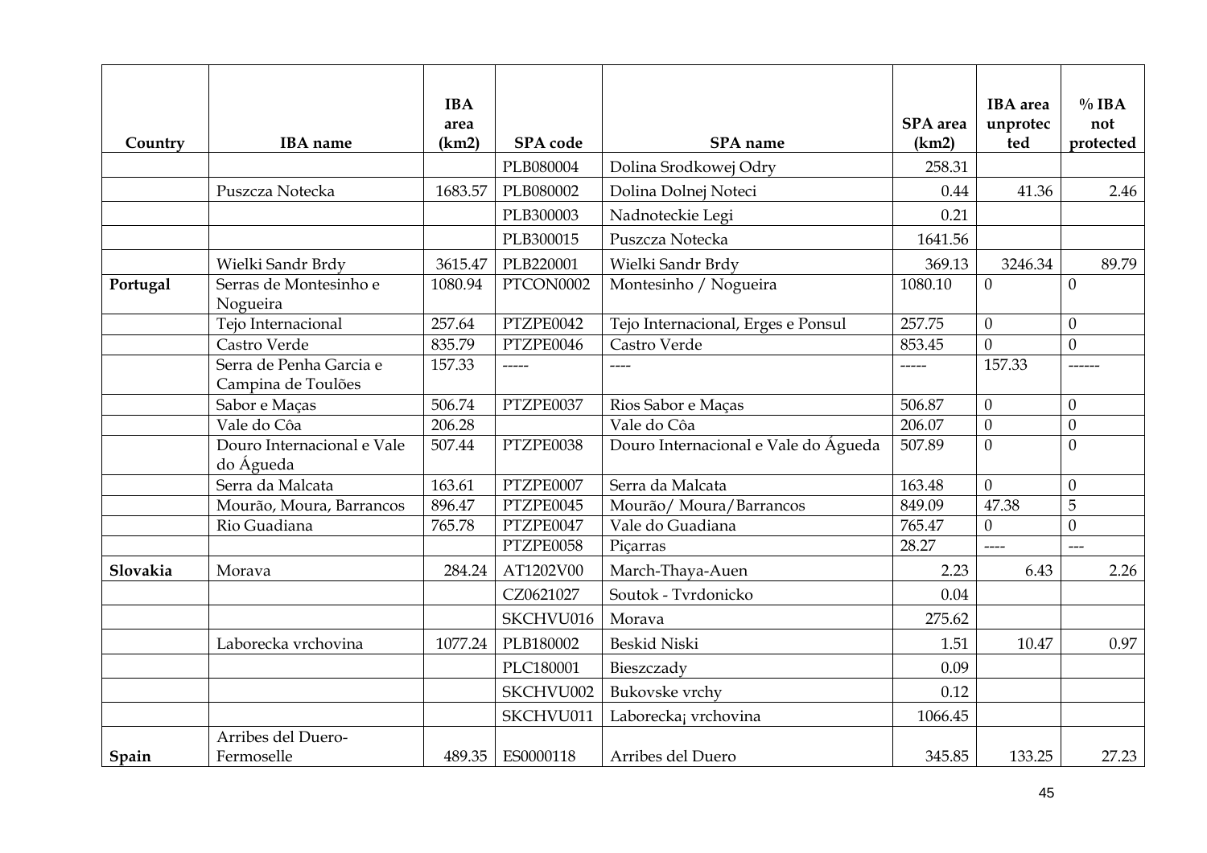| Country | IBA name | IBA area (km2) | SPA code | SPA name | SPA area (km2) | IBA area unprotected | % IBA not protected |
|---|---|---|---|---|---|---|---|
| | | | PLB080004 | Dolina Srodkowej Odry | 258.31 | | |
| | Puszcza Notecka | 1683.57 | PLB080002 | Dolina Dolnej Noteci | 0.44 | 41.36 | 2.46 |
| | | | PLB300003 | Nadnoteckie Legi | 0.21 | | |
| | | | PLB300015 | Puszcza Notecka | 1641.56 | | |
| | Wielki Sandr Brdy | 3615.47 | PLB220001 | Wielki Sandr Brdy | 369.13 | 3246.34 | 89.79 |
| **Portugal** | Serras de Montesinho e Nogueira | 1080.94 | PTCON0002 | Montesinho / Nogueira | 1080.10 | 0 | 0 |
| | Tejo Internacional | 257.64 | PTZPE0042 | Tejo Internacional, Erges e Ponsul | 257.75 | 0 | 0 |
| | Castro Verde | 835.79 | PTZPE0046 | Castro Verde | 853.45 | 0 | 0 |
| | Serra de Penha Garcia e Campina de Toulões | 157.33 | ----- | ---- | ----- | 157.33 | ------ |
| | Sabor e Maças | 506.74 | PTZPE0037 | Rios Sabor e Maças | 506.87 | 0 | 0 |
| | Vale do Côa | 206.28 | | Vale do Côa | 206.07 | 0 | 0 |
| | Douro Internacional e Vale do Águeda | 507.44 | PTZPE0038 | Douro Internacional e Vale do Águeda | 507.89 | 0 | 0 |
| | Serra da Malcata | 163.61 | PTZPE0007 | Serra da Malcata | 163.48 | 0 | 0 |
| | Mourão, Moura, Barrancos | 896.47 | PTZPE0045 | Mourão/ Moura/Barrancos | 849.09 | 47.38 | 5 |
| | Rio Guadiana | 765.78 | PTZPE0047 | Vale do Guadiana | 765.47 | 0 | 0 |
| | | | PTZPE0058 | Piçarras | 28.27 | ---- | --- |
| **Slovakia** | Morava | 284.24 | AT1202V00 | March-Thaya-Auen | 2.23 | 6.43 | 2.26 |
| | | | CZ0621027 | Soutok - Tvrdonicko | 0.04 | | |
| | | | SKCHVU016 | Morava | 275.62 | | |
| | Laborecka vrchovina | 1077.24 | PLB180002 | Beskid Niski | 1.51 | 10.47 | 0.97 |
| | | | PLC180001 | Bieszczady | 0.09 | | |
| | | | SKCHVU002 | Bukovske vrchy | 0.12 | | |
| | | | SKCHVU011 | Laborecka¡ vrchovina | 1066.45 | | |
| **Spain** | Arribes del Duero-Fermoselle | 489.35 | ES0000118 | Arribes del Duero | 345.85 | 133.25 | 27.23 |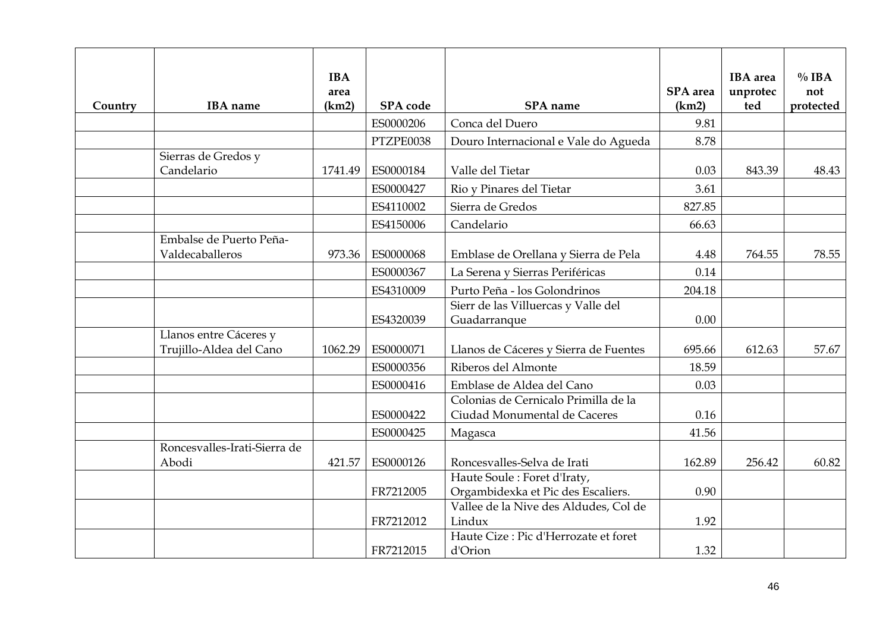| Country | IBA name | IBA area (km2) | SPA code | SPA name | SPA area (km2) | IBA area unprotected | % IBA not protected |
|---|---|---|---|---|---|---|---|
| | | | ES0000206 | Conca del Duero | 9.81 | | |
| | | | PTZPE0038 | Douro Internacional e Vale do Agueda | 8.78 | | |
| | Sierras de Gredos y Candelario | 1741.49 | ES0000184 | Valle del Tietar | 0.03 | 843.39 | 48.43 |
| | | | ES0000427 | Rio y Pinares del Tietar | 3.61 | | |
| | | | ES4110002 | Sierra de Gredos | 827.85 | | |
| | | | ES4150006 | Candelario | 66.63 | | |
| | Embalse de Puerto Peña-Valdecaballeros | 973.36 | ES0000068 | Emblase de Orellana y Sierra de Pela | 4.48 | 764.55 | 78.55 |
| | | | ES0000367 | La Serena y Sierras Periféricas | 0.14 | | |
| | | | ES4310009 | Purto Peña - los Golondrinos | 204.18 | | |
| | | | ES4320039 | Sierr de las Villuercas y Valle del Guadarranque | 0.00 | | |
| | Llanos entre Cáceres y Trujillo-Aldea del Cano | 1062.29 | ES0000071 | Llanos de Cáceres y Sierra de Fuentes | 695.66 | 612.63 | 57.67 |
| | | | ES0000356 | Riberos del Almonte | 18.59 | | |
| | | | ES0000416 | Emblase de Aldea del Cano | 0.03 | | |
| | | | ES0000422 | Colonias de Cernicalo Primilla de la Ciudad Monumental de Caceres | 0.16 | | |
| | | | ES0000425 | Magasca | 41.56 | | |
| | Roncesvalles-Irati-Sierra de Abodi | 421.57 | ES0000126 | Roncesvalles-Selva de Irati | 162.89 | 256.42 | 60.82 |
| | | | FR7212005 | Haute Soule : Foret d'Iraty, Orgambidexka et Pic des Escaliers. | 0.90 | | |
| | | | FR7212012 | Vallee de la Nive des Aldudes, Col de Lindux | 1.92 | | |
| | | | FR7212015 | Haute Cize : Pic d'Herrozate et foret d'Orion | 1.32 | | |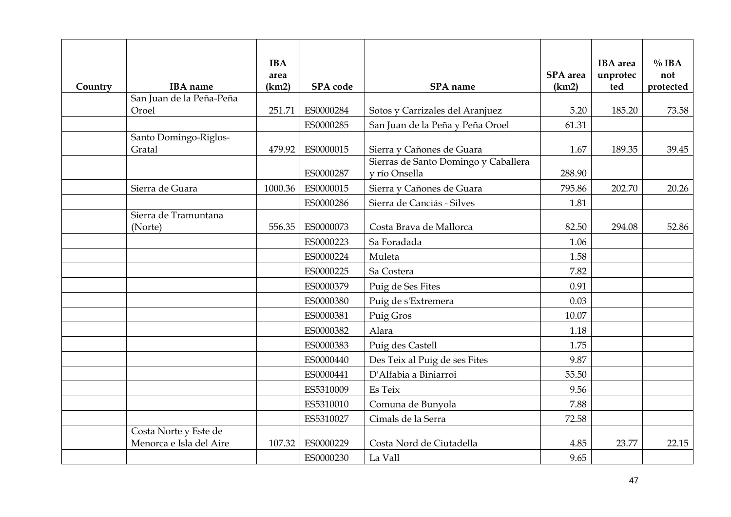| Country | IBA name | IBA area (km2) | SPA code | SPA name | SPA area (km2) | IBA area unprotected | % IBA not protected |
|---|---|---|---|---|---|---|---|
| | San Juan de la Peña-Peña Oroel | 251.71 | ES0000284 | Sotos y Carrizales del Aranjuez | 5.20 | 185.20 | 73.58 |
| | | | ES0000285 | San Juan de la Peña y Peña Oroel | 61.31 | | |
| | Santo Domingo-Riglos-Gratal | 479.92 | ES0000015 | Sierra y Cañones de Guara | 1.67 | 189.35 | 39.45 |
| | | | ES0000287 | Sierras de Santo Domingo y Caballera y río Onsella | 288.90 | | |
| | Sierra de Guara | 1000.36 | ES0000015 | Sierra y Cañones de Guara | 795.86 | 202.70 | 20.26 |
| | | | ES0000286 | Sierra de Canciás - Silves | 1.81 | | |
| | Sierra de Tramuntana (Norte) | 556.35 | ES0000073 | Costa Brava de Mallorca | 82.50 | 294.08 | 52.86 |
| | | | ES0000223 | Sa Foradada | 1.06 | | |
| | | | ES0000224 | Muleta | 1.58 | | |
| | | | ES0000225 | Sa Costera | 7.82 | | |
| | | | ES0000379 | Puig de Ses Fites | 0.91 | | |
| | | | ES0000380 | Puig de s'Extremera | 0.03 | | |
| | | | ES0000381 | Puig Gros | 10.07 | | |
| | | | ES0000382 | Alara | 1.18 | | |
| | | | ES0000383 | Puig des Castell | 1.75 | | |
| | | | ES0000440 | Des Teix al Puig de ses Fites | 9.87 | | |
| | | | ES0000441 | D'Alfabia a Biniarroi | 55.50 | | |
| | | | ES5310009 | Es Teix | 9.56 | | |
| | | | ES5310010 | Comuna de Bunyola | 7.88 | | |
| | | | ES5310027 | Cimals de la Serra | 72.58 | | |
| | Costa Norte y Este de Menorca e Isla del Aire | 107.32 | ES0000229 | Costa Nord de Ciutadella | 4.85 | 23.77 | 22.15 |
| | | | ES0000230 | La Vall | 9.65 | | |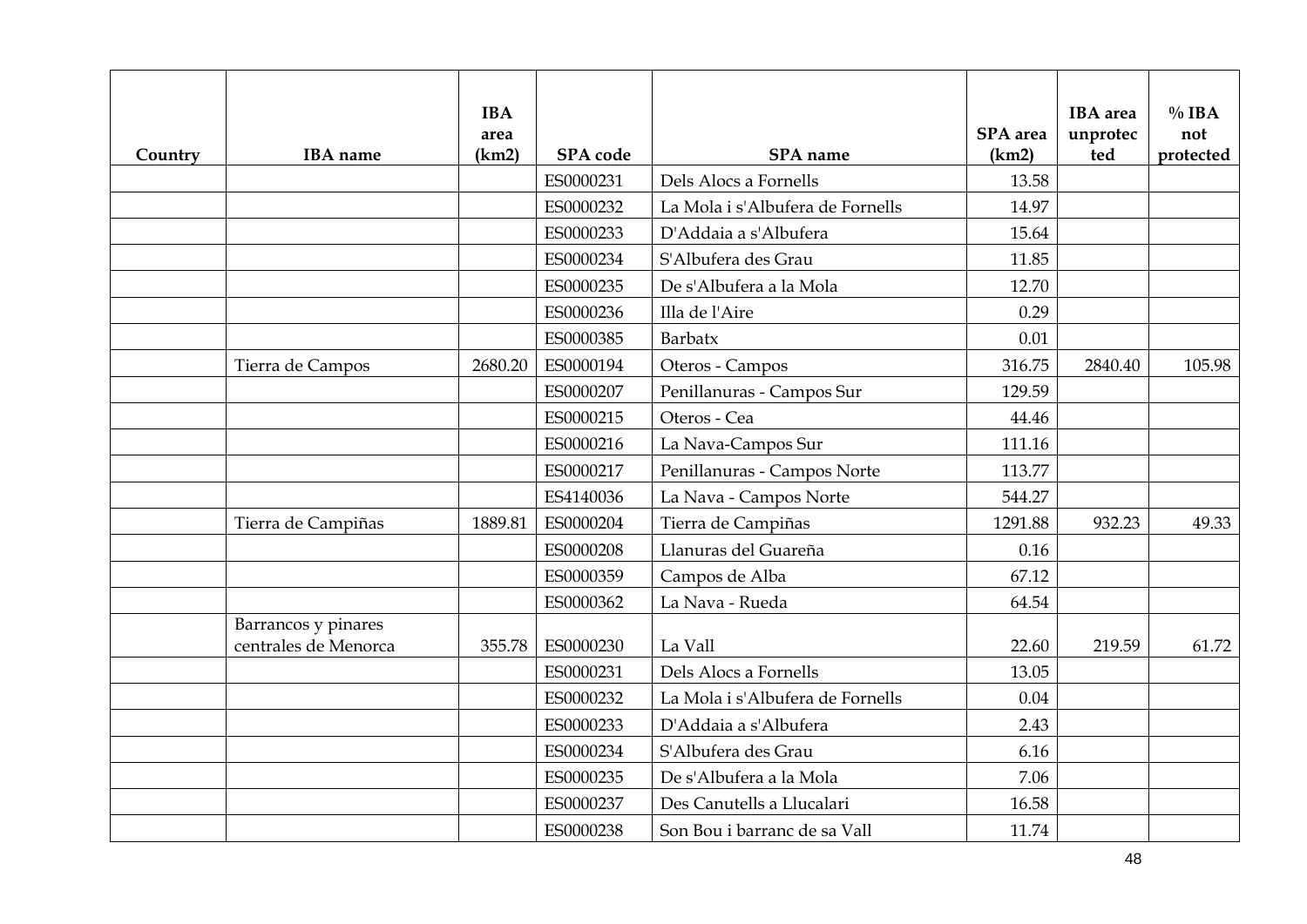| Country | IBA name | IBA area (km2) | SPA code | SPA name | SPA area (km2) | IBA area unprotected | % IBA not protected |
|---|---|---|---|---|---|---|---|
| | | | ES0000231 | Dels Alocs a Fornells | 13.58 | | |
| | | | ES0000232 | La Mola i s'Albufera de Fornells | 14.97 | | |
| | | | ES0000233 | D'Addaia a s'Albufera | 15.64 | | |
| | | | ES0000234 | S'Albufera des Grau | 11.85 | | |
| | | | ES0000235 | De s'Albufera a la Mola | 12.70 | | |
| | | | ES0000236 | Illa de l'Aire | 0.29 | | |
| | | | ES0000385 | Barbatx | 0.01 | | |
| | Tierra de Campos | 2680.20 | ES0000194 | Oteros - Campos | 316.75 | 2840.40 | 105.98 |
| | | | ES0000207 | Penillanuras - Campos Sur | 129.59 | | |
| | | | ES0000215 | Oteros - Cea | 44.46 | | |
| | | | ES0000216 | La Nava-Campos Sur | 111.16 | | |
| | | | ES0000217 | Penillanuras - Campos Norte | 113.77 | | |
| | | | ES4140036 | La Nava - Campos Norte | 544.27 | | |
| | Tierra de Campiñas | 1889.81 | ES0000204 | Tierra de Campiñas | 1291.88 | 932.23 | 49.33 |
| | | | ES0000208 | Llanuras del Guareña | 0.16 | | |
| | | | ES0000359 | Campos de Alba | 67.12 | | |
| | | | ES0000362 | La Nava - Rueda | 64.54 | | |
| | Barrancos y pinares centrales de Menorca | 355.78 | ES0000230 | La Vall | 22.60 | 219.59 | 61.72 |
| | | | ES0000231 | Dels Alocs a Fornells | 13.05 | | |
| | | | ES0000232 | La Mola i s'Albufera de Fornells | 0.04 | | |
| | | | ES0000233 | D'Addaia a s'Albufera | 2.43 | | |
| | | | ES0000234 | S'Albufera des Grau | 6.16 | | |
| | | | ES0000235 | De s'Albufera a la Mola | 7.06 | | |
| | | | ES0000237 | Des Canutells a Llucalari | 16.58 | | |
| | | | ES0000238 | Son Bou i barranc de sa Vall | 11.74 | | |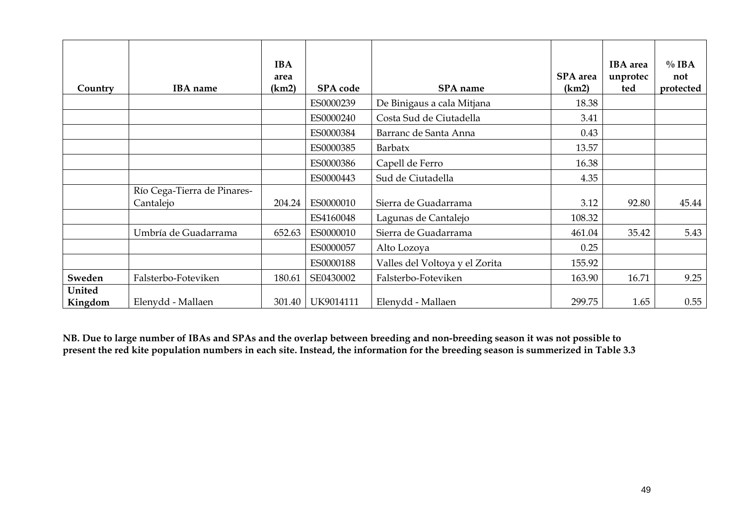| Country | IBA name | IBA area (km2) | SPA code | SPA name | SPA area (km2) | IBA area unprotected | % IBA not protected |
|---|---|---|---|---|---|---|---|
| | | | ES0000239 | De Binigaus a cala Mitjana | 18.38 | | |
| | | | ES0000240 | Costa Sud de Ciutadella | 3.41 | | |
| | | | ES0000384 | Barranc de Santa Anna | 0.43 | | |
| | | | ES0000385 | Barbatx | 13.57 | | |
| | | | ES0000386 | Capell de Ferro | 16.38 | | |
| | | | ES0000443 | Sud de Ciutadella | 4.35 | | |
| | Río Cega-Tierra de Pinares-Cantalejo | 204.24 | ES0000010 | Sierra de Guadarrama | 3.12 | 92.80 | 45.44 |
| | | | ES4160048 | Lagunas de Cantalejo | 108.32 | | |
| | Umbría de Guadarrama | 652.63 | ES0000010 | Sierra de Guadarrama | 461.04 | 35.42 | 5.43 |
| | | | ES0000057 | Alto Lozoya | 0.25 | | |
| | | | ES0000188 | Valles del Voltoya y el Zorita | 155.92 | | |
| **Sweden** | Falsterbo-Foteviken | 180.61 | SE0430002 | Falsterbo-Foteviken | 163.90 | 16.71 | 9.25 |
| **United Kingdom** | Elenydd - Mallaen | 301.40 | UK9014111 | Elenydd - Mallaen | 299.75 | 1.65 | 0.55 |

**NB. Due to large number of IBAs and SPAs and the overlap between breeding and non-breeding season it was not possible to present the red kite population numbers in each site. Instead, the information for the breeding season is summerized in Table 3.3**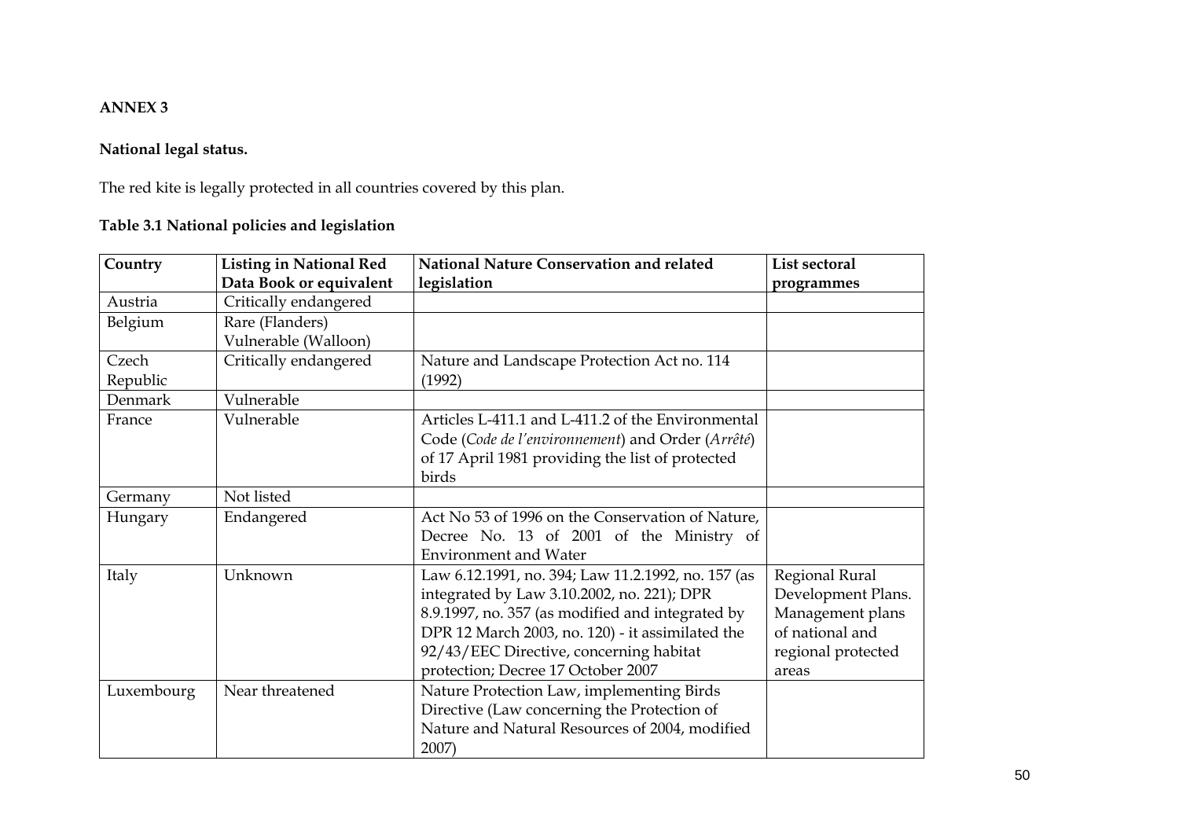## ANNEX 3

### National legal status.

The red kite is legally protected in all countries covered by this plan.

**Table 3.1 National policies and legislation**

| Country | Listing in National Red Data Book or equivalent | National Nature Conservation and related legislation | List sectoral programmes |
|---|---|---|---|
| Austria | Critically endangered | | |
| Belgium | Rare (Flanders) Vulnerable (Walloon) | | |
| Czech Republic | Critically endangered | Nature and Landscape Protection Act no. 114 (1992) | |
| Denmark | Vulnerable | | |
| France | Vulnerable | Articles L-411.1 and L-411.2 of the Environmental Code (*Code de l'environnement*) and Order (*Arrêté*) of 17 April 1981 providing the list of protected birds | |
| Germany | Not listed | | |
| Hungary | Endangered | Act No 53 of 1996 on the Conservation of Nature, Decree No. 13 of 2001 of the Ministry of Environment and Water | |
| Italy | Unknown | Law 6.12.1991, no. 394; Law 11.2.1992, no. 157 (as integrated by Law 3.10.2002, no. 221); DPR 8.9.1997, no. 357 (as modified and integrated by DPR 12 March 2003, no. 120) - it assimilated the 92/43/EEC Directive, concerning habitat protection; Decree 17 October 2007 | Regional Rural Development Plans. Management plans of national and regional protected areas |
| Luxembourg | Near threatened | Nature Protection Law, implementing Birds Directive (Law concerning the Protection of Nature and Natural Resources of 2004, modified 2007) | |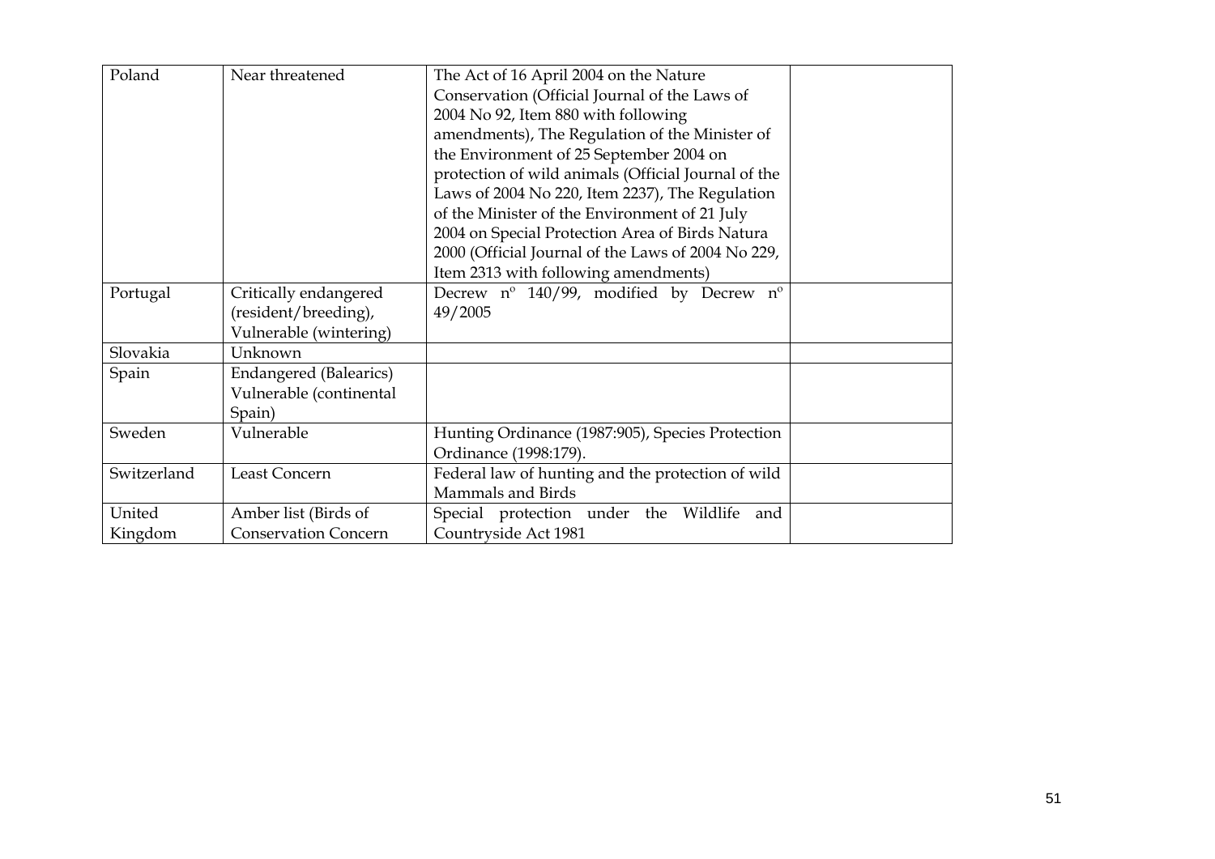| | | | |
|---|---|---|---|
| Poland | Near threatened | The Act of 16 April 2004 on the Nature Conservation (Official Journal of the Laws of 2004 No 92, Item 880 with following amendments), The Regulation of the Minister of the Environment of 25 September 2004 on protection of wild animals (Official Journal of the Laws of 2004 No 220, Item 2237), The Regulation of the Minister of the Environment of 21 July 2004 on Special Protection Area of Birds Natura 2000 (Official Journal of the Laws of 2004 No 229, Item 2313 with following amendments) | |
| Portugal | Critically endangered (resident/breeding), Vulnerable (wintering) | Decrew nº 140/99, modified by Decrew nº 49/2005 | |
| Slovakia | Unknown | | |
| Spain | Endangered (Balearics) Vulnerable (continental Spain) | | |
| Sweden | Vulnerable | Hunting Ordinance (1987:905), Species Protection Ordinance (1998:179). | |
| Switzerland | Least Concern | Federal law of hunting and the protection of wild Mammals and Birds | |
| United Kingdom | Amber list (Birds of Conservation Concern | Special protection under the Wildlife and Countryside Act 1981 | |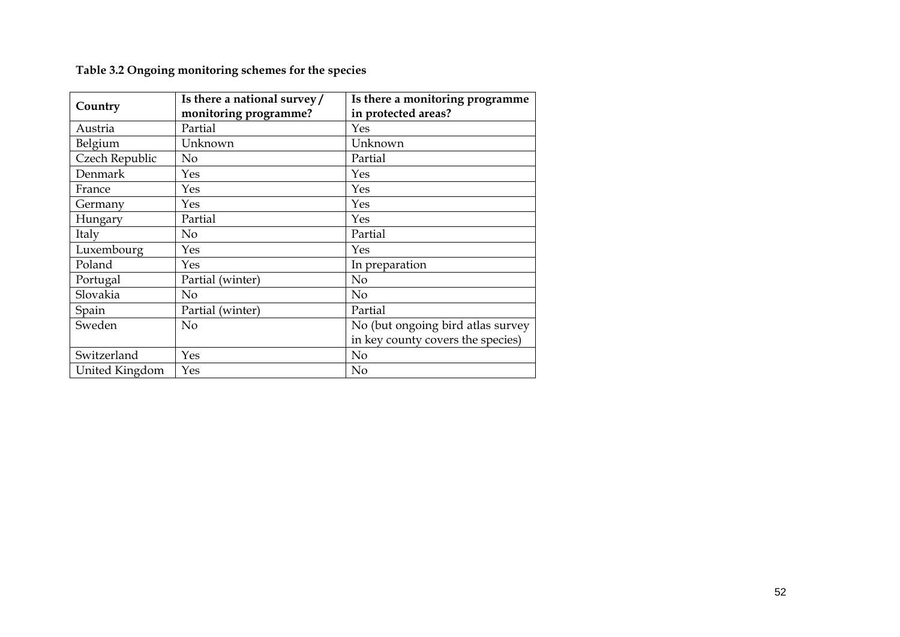**Table 3.2 Ongoing monitoring schemes for the species**

| Country | Is there a national survey / monitoring programme? | Is there a monitoring programme in protected areas? |
|---|---|---|
| Austria | Partial | Yes |
| Belgium | Unknown | Unknown |
| Czech Republic | No | Partial |
| Denmark | Yes | Yes |
| France | Yes | Yes |
| Germany | Yes | Yes |
| Hungary | Partial | Yes |
| Italy | No | Partial |
| Luxembourg | Yes | Yes |
| Poland | Yes | In preparation |
| Portugal | Partial (winter) | No |
| Slovakia | No | No |
| Spain | Partial (winter) | Partial |
| Sweden | No | No (but ongoing bird atlas survey in key county covers the species) |
| Switzerland | Yes | No |
| United Kingdom | Yes | No |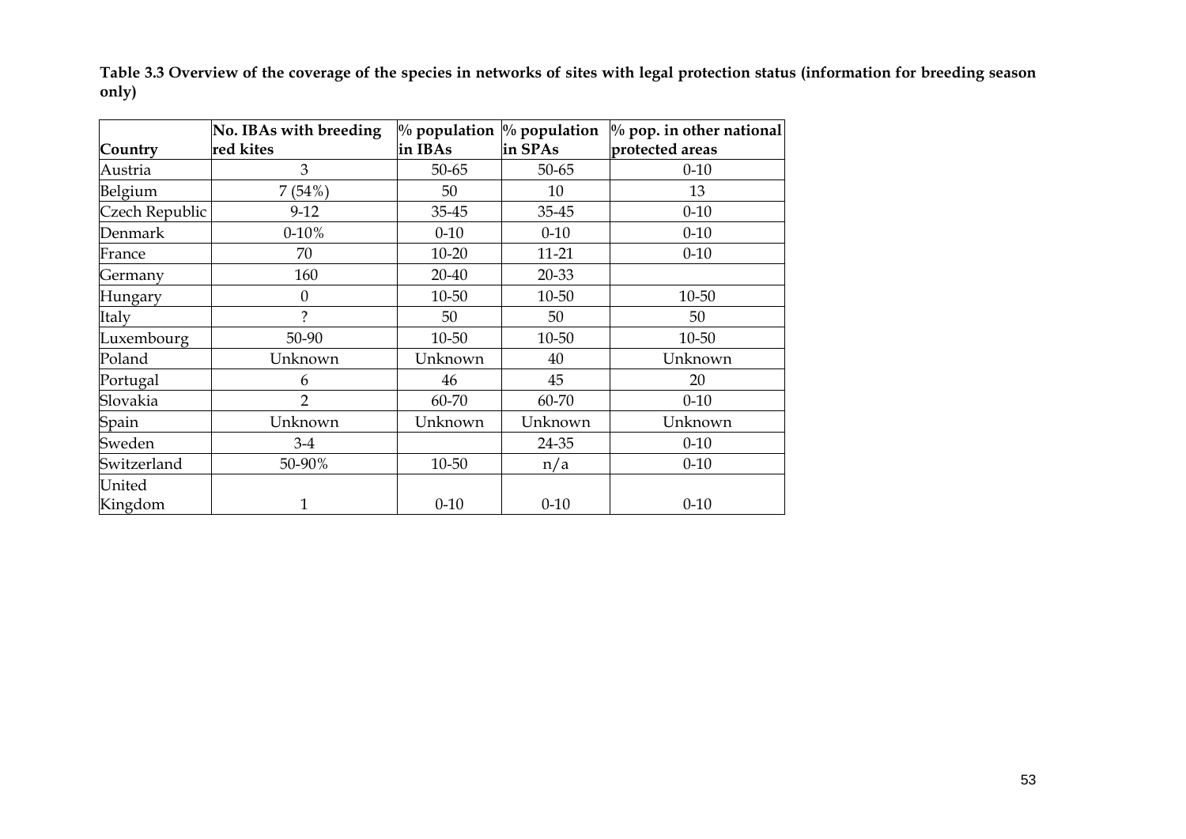**Table 3.3 Overview of the coverage of the species in networks of sites with legal protection status (information for breeding season only)**

| Country | No. IBAs with breeding red kites | % population in IBAs | % population in SPAs | % pop. in other national protected areas |
|---|---|---|---|---|
| Austria | 3 | 50-65 | 50-65 | 0-10 |
| Belgium | 7 (54%) | 50 | 10 | 13 |
| Czech Republic | 9-12 | 35-45 | 35-45 | 0-10 |
| Denmark | 0-10% | 0-10 | 0-10 | 0-10 |
| France | 70 | 10-20 | 11-21 | 0-10 |
| Germany | 160 | 20-40 | 20-33 | |
| Hungary | 0 | 10-50 | 10-50 | 10-50 |
| Italy | ? | 50 | 50 | 50 |
| Luxembourg | 50-90 | 10-50 | 10-50 | 10-50 |
| Poland | Unknown | Unknown | 40 | Unknown |
| Portugal | 6 | 46 | 45 | 20 |
| Slovakia | 2 | 60-70 | 60-70 | 0-10 |
| Spain | Unknown | Unknown | Unknown | Unknown |
| Sweden | 3-4 | | 24-35 | 0-10 |
| Switzerland | 50-90% | 10-50 | n/a | 0-10 |
| United Kingdom | 1 | 0-10 | 0-10 | 0-10 |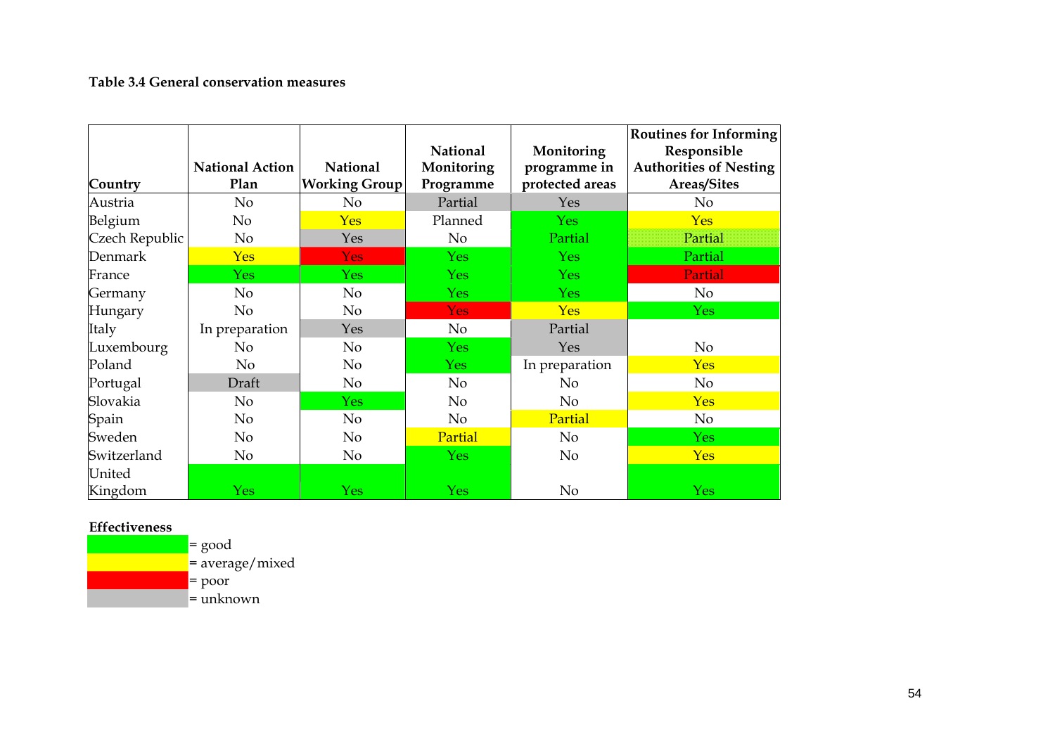**Table 3.4 General conservation measures**

| Country | National Action Plan | National Working Group | National Monitoring Programme | Monitoring programme in protected areas | Routines for Informing Responsible Authorities of Nesting Areas/Sites |
|---|---|---|---|---|---|
| Austria | No | No | Partial | Yes | No |
| Belgium | No | Yes | Planned | Yes | Yes |
| Czech Republic | No | Yes | No | Partial | Partial |
| Denmark | Yes | Yes | Yes | Yes | Partial |
| France | Yes | Yes | Yes | Yes | Partial |
| Germany | No | No | Yes | Yes | No |
| Hungary | No | No | Yes | Yes | Yes |
| Italy | In preparation | Yes | No | Partial | |
| Luxembourg | No | No | Yes | Yes | No |
| Poland | No | No | Yes | In preparation | Yes |
| Portugal | Draft | No | No | No | No |
| Slovakia | No | Yes | No | No | Yes |
| Spain | No | No | No | Partial | No |
| Sweden | No | No | Partial | No | Yes |
| Switzerland | No | No | Yes | No | Yes |
| United Kingdom | Yes | Yes | Yes | No | Yes |

**Effectiveness**

- (green) = good
- (yellow) = average/mixed
- (red) = poor
- (grey) = unknown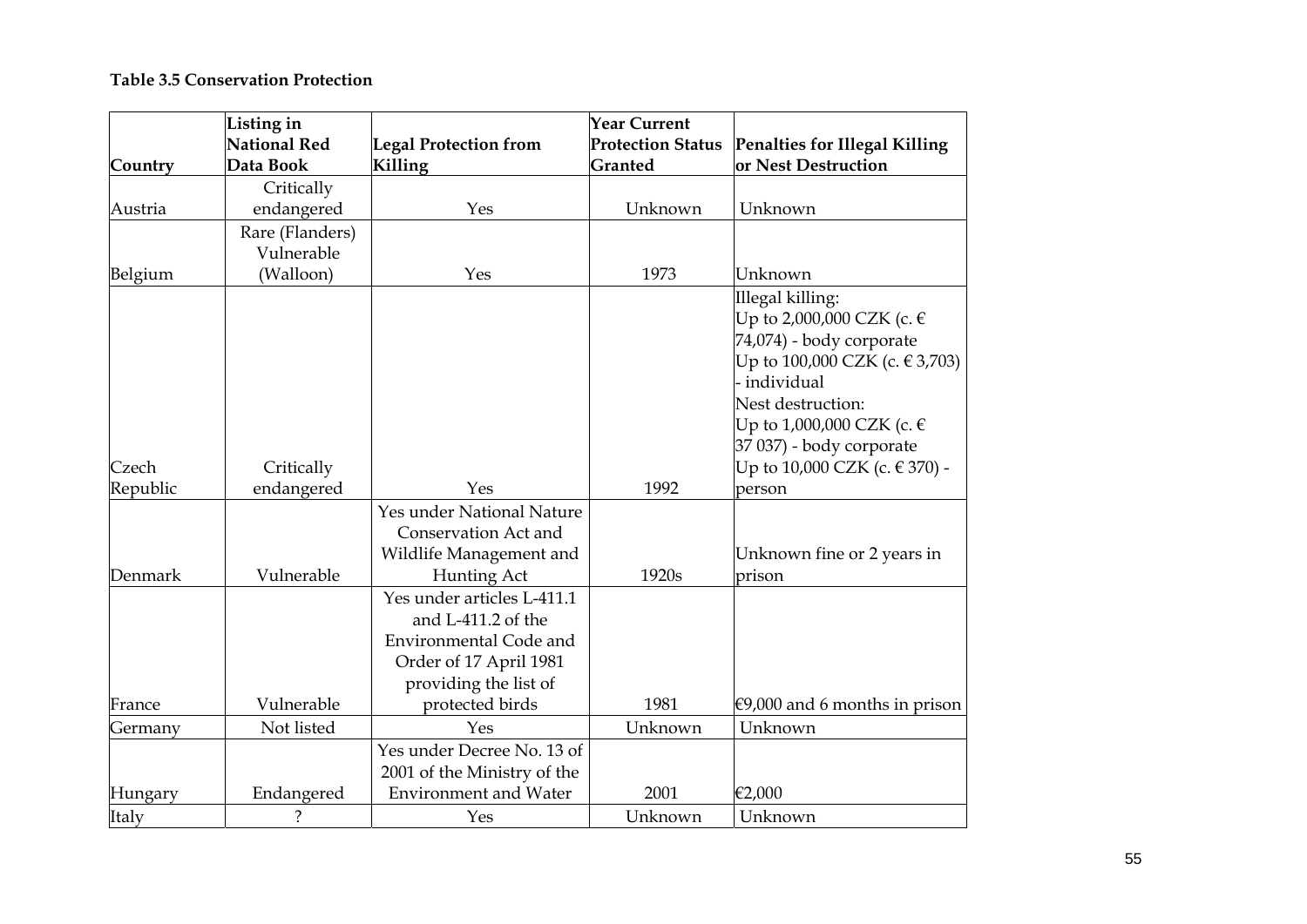**Table 3.5 Conservation Protection**

| Country | Listing in National Red Data Book | Legal Protection from Killing | Year Current Protection Status Granted | Penalties for Illegal Killing or Nest Destruction |
|---|---|---|---|---|
| Austria | Critically endangered | Yes | Unknown | Unknown |
| Belgium | Rare (Flanders) Vulnerable (Walloon) | Yes | 1973 | Unknown |
| Czech Republic | Critically endangered | Yes | 1992 | Illegal killing: Up to 2,000,000 CZK (c. € 74,074) - body corporate Up to 100,000 CZK (c. € 3,703) - individual Nest destruction: Up to 1,000,000 CZK (c. € 37 037) - body corporate Up to 10,000 CZK (c. € 370) - person |
| Denmark | Vulnerable | Yes under National Nature Conservation Act and Wildlife Management and Hunting Act | 1920s | Unknown fine or 2 years in prison |
| France | Vulnerable | Yes under articles L-411.1 and L-411.2 of the Environmental Code and Order of 17 April 1981 providing the list of protected birds | 1981 | €9,000 and 6 months in prison |
| Germany | Not listed | Yes | Unknown | Unknown |
| Hungary | Endangered | Yes under Decree No. 13 of 2001 of the Ministry of the Environment and Water | 2001 | €2,000 |
| Italy | ? | Yes | Unknown | Unknown |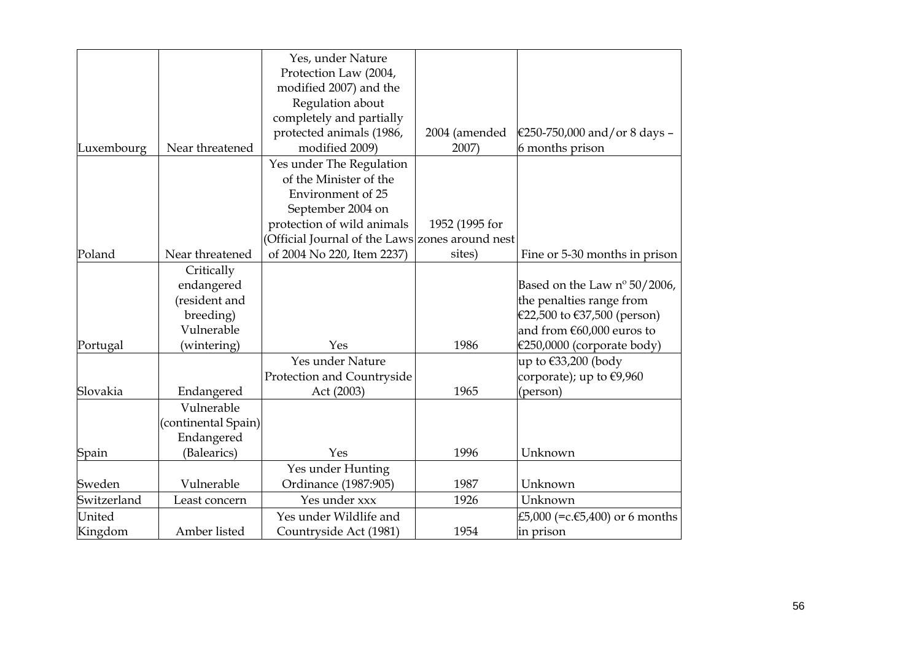| | | | | |
|---|---|---|---|---|
| Luxembourg | Near threatened | Yes, under Nature Protection Law (2004, modified 2007) and the Regulation about completely and partially protected animals (1986, modified 2009) | 2004 (amended 2007) | €250-750,000 and/or 8 days – 6 months prison |
| Poland | Near threatened | Yes under The Regulation of the Minister of the Environment of 25 September 2004 on protection of wild animals (Official Journal of the Laws of 2004 No 220, Item 2237) | 1952 (1995 for zones around nest sites) | Fine or 5-30 months in prison |
| Portugal | Critically endangered (resident and breeding) Vulnerable (wintering) | Yes | 1986 | Based on the Law nº 50/2006, the penalties range from €22,500 to €37,500 (person) and from €60,000 euros to €250,0000 (corporate body) |
| Slovakia | Endangered | Yes under Nature Protection and Countryside Act (2003) | 1965 | up to €33,200 (body corporate); up to €9,960 (person) |
| Spain | Vulnerable (continental Spain) Endangered (Balearics) | Yes | 1996 | Unknown |
| Sweden | Vulnerable | Yes under Hunting Ordinance (1987:905) | 1987 | Unknown |
| Switzerland | Least concern | Yes under xxx | 1926 | Unknown |
| United Kingdom | Amber listed | Yes under Wildlife and Countryside Act (1981) | 1954 | £5,000 (=c.€5,400) or 6 months in prison |